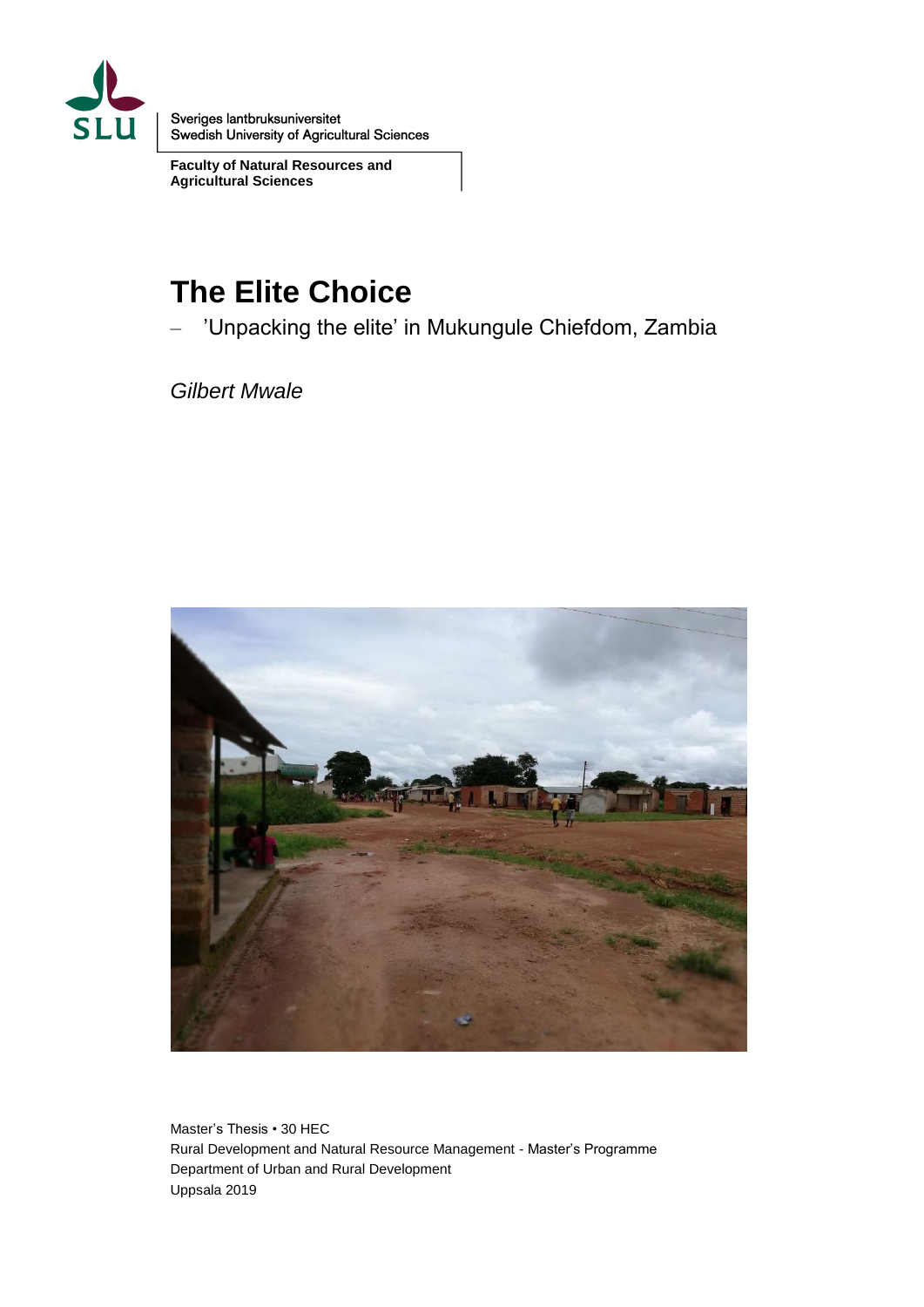Sveriges lantbruksuniversitet
Swedish University of Agricultural Sciences

**Faculty of Natural Resources and Agricultural Sciences**

# The Elite Choice

– 'Unpacking the elite' in Mukungule Chiefdom, Zambia

*Gilbert Mwale*

Master's Thesis • 30 HEC
Rural Development and Natural Resource Management - Master's Programme
Department of Urban and Rural Development
Uppsala 2019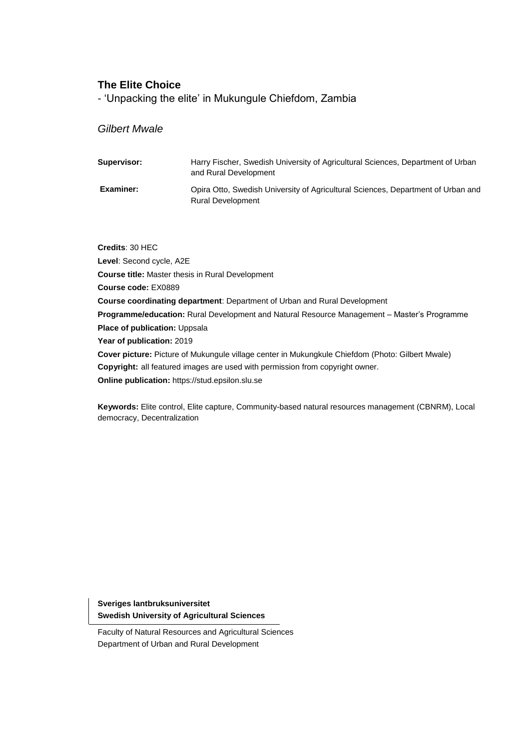**The Elite Choice**

- 'Unpacking the elite' in Mukungule Chiefdom, Zambia

*Gilbert Mwale*

| | |
|---|---|
| **Supervisor:** | Harry Fischer, Swedish University of Agricultural Sciences, Department of Urban and Rural Development |
| **Examiner:** | Opira Otto, Swedish University of Agricultural Sciences, Department of Urban and Rural Development |

**Credits**: 30 HEC

**Level**: Second cycle, A2E

**Course title:** Master thesis in Rural Development

**Course code:** EX0889

**Course coordinating department**: Department of Urban and Rural Development

**Programme/education:** Rural Development and Natural Resource Management – Master's Programme

**Place of publication:** Uppsala

**Year of publication:** 2019

**Cover picture:** Picture of Mukungule village center in Mukungkule Chiefdom (Photo: Gilbert Mwale)

**Copyright:** all featured images are used with permission from copyright owner.

**Online publication:** https://stud.epsilon.slu.se

**Keywords:** Elite control, Elite capture, Community-based natural resources management (CBNRM), Local democracy, Decentralization

**Sveriges lantbruksuniversitet**
**Swedish University of Agricultural Sciences**

Faculty of Natural Resources and Agricultural Sciences
Department of Urban and Rural Development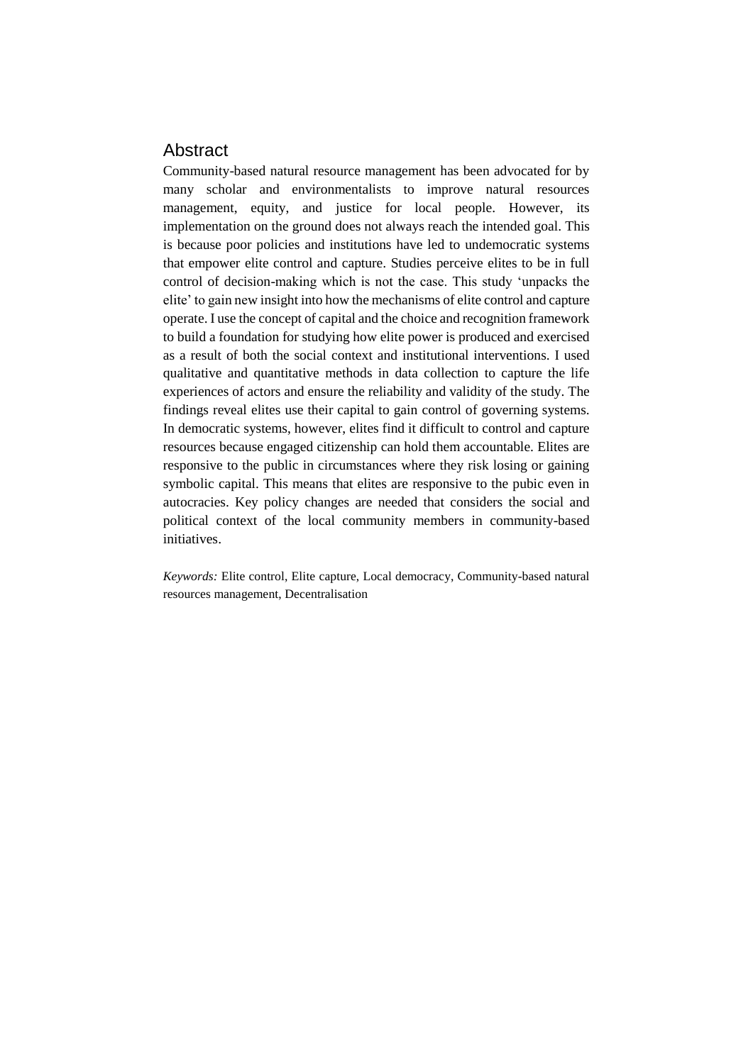## Abstract

Community-based natural resource management has been advocated for by many scholar and environmentalists to improve natural resources management, equity, and justice for local people. However, its implementation on the ground does not always reach the intended goal. This is because poor policies and institutions have led to undemocratic systems that empower elite control and capture. Studies perceive elites to be in full control of decision-making which is not the case. This study 'unpacks the elite' to gain new insight into how the mechanisms of elite control and capture operate. I use the concept of capital and the choice and recognition framework to build a foundation for studying how elite power is produced and exercised as a result of both the social context and institutional interventions. I used qualitative and quantitative methods in data collection to capture the life experiences of actors and ensure the reliability and validity of the study. The findings reveal elites use their capital to gain control of governing systems. In democratic systems, however, elites find it difficult to control and capture resources because engaged citizenship can hold them accountable. Elites are responsive to the public in circumstances where they risk losing or gaining symbolic capital. This means that elites are responsive to the pubic even in autocracies. Key policy changes are needed that considers the social and political context of the local community members in community-based initiatives.

*Keywords:* Elite control, Elite capture, Local democracy, Community-based natural resources management, Decentralisation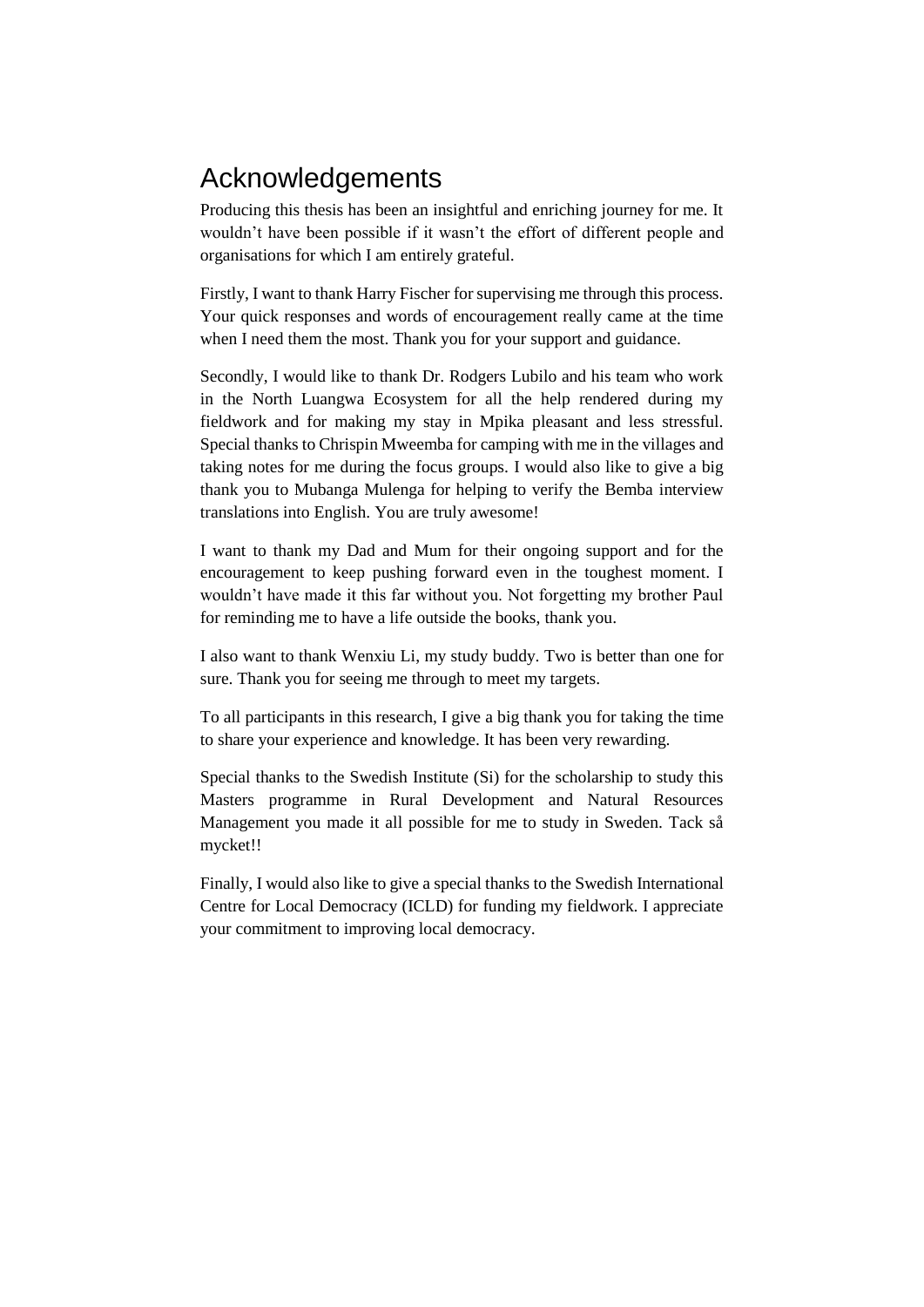# Acknowledgements

Producing this thesis has been an insightful and enriching journey for me. It wouldn't have been possible if it wasn't the effort of different people and organisations for which I am entirely grateful.

Firstly, I want to thank Harry Fischer for supervising me through this process. Your quick responses and words of encouragement really came at the time when I need them the most. Thank you for your support and guidance.

Secondly, I would like to thank Dr. Rodgers Lubilo and his team who work in the North Luangwa Ecosystem for all the help rendered during my fieldwork and for making my stay in Mpika pleasant and less stressful. Special thanks to Chrispin Mweemba for camping with me in the villages and taking notes for me during the focus groups. I would also like to give a big thank you to Mubanga Mulenga for helping to verify the Bemba interview translations into English. You are truly awesome!

I want to thank my Dad and Mum for their ongoing support and for the encouragement to keep pushing forward even in the toughest moment. I wouldn't have made it this far without you. Not forgetting my brother Paul for reminding me to have a life outside the books, thank you.

I also want to thank Wenxiu Li, my study buddy. Two is better than one for sure. Thank you for seeing me through to meet my targets.

To all participants in this research, I give a big thank you for taking the time to share your experience and knowledge. It has been very rewarding.

Special thanks to the Swedish Institute (Si) for the scholarship to study this Masters programme in Rural Development and Natural Resources Management you made it all possible for me to study in Sweden. Tack så mycket!!

Finally, I would also like to give a special thanks to the Swedish International Centre for Local Democracy (ICLD) for funding my fieldwork. I appreciate your commitment to improving local democracy.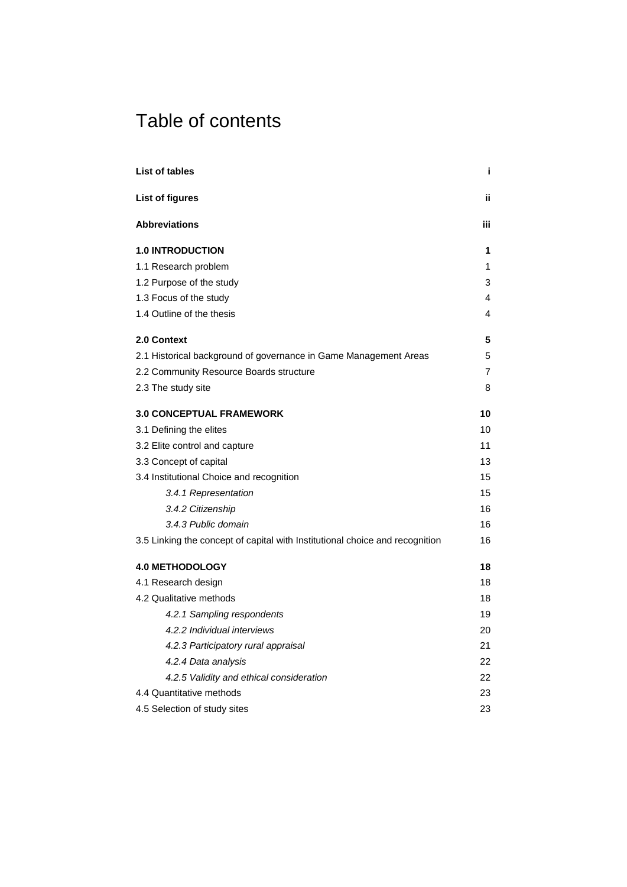# Table of contents

| | |
|---|---|
| **List of tables** | **i** |
| **List of figures** | **ii** |
| **Abbreviations** | **iii** |
| **1.0 INTRODUCTION** | **1** |
| 1.1 Research problem | 1 |
| 1.2 Purpose of the study | 3 |
| 1.3 Focus of the study | 4 |
| 1.4 Outline of the thesis | 4 |
| **2.0 Context** | **5** |
| 2.1 Historical background of governance in Game Management Areas | 5 |
| 2.2 Community Resource Boards structure | 7 |
| 2.3 The study site | 8 |
| **3.0 CONCEPTUAL FRAMEWORK** | **10** |
| 3.1 Defining the elites | 10 |
| 3.2 Elite control and capture | 11 |
| 3.3 Concept of capital | 13 |
| 3.4 Institutional Choice and recognition | 15 |
| *3.4.1 Representation* | 15 |
| *3.4.2 Citizenship* | 16 |
| *3.4.3 Public domain* | 16 |
| 3.5 Linking the concept of capital with Institutional choice and recognition | 16 |
| **4.0 METHODOLOGY** | **18** |
| 4.1 Research design | 18 |
| 4.2 Qualitative methods | 18 |
| *4.2.1 Sampling respondents* | 19 |
| *4.2.2 Individual interviews* | 20 |
| *4.2.3 Participatory rural appraisal* | 21 |
| *4.2.4 Data analysis* | 22 |
| *4.2.5 Validity and ethical consideration* | 22 |
| 4.4 Quantitative methods | 23 |
| 4.5 Selection of study sites | 23 |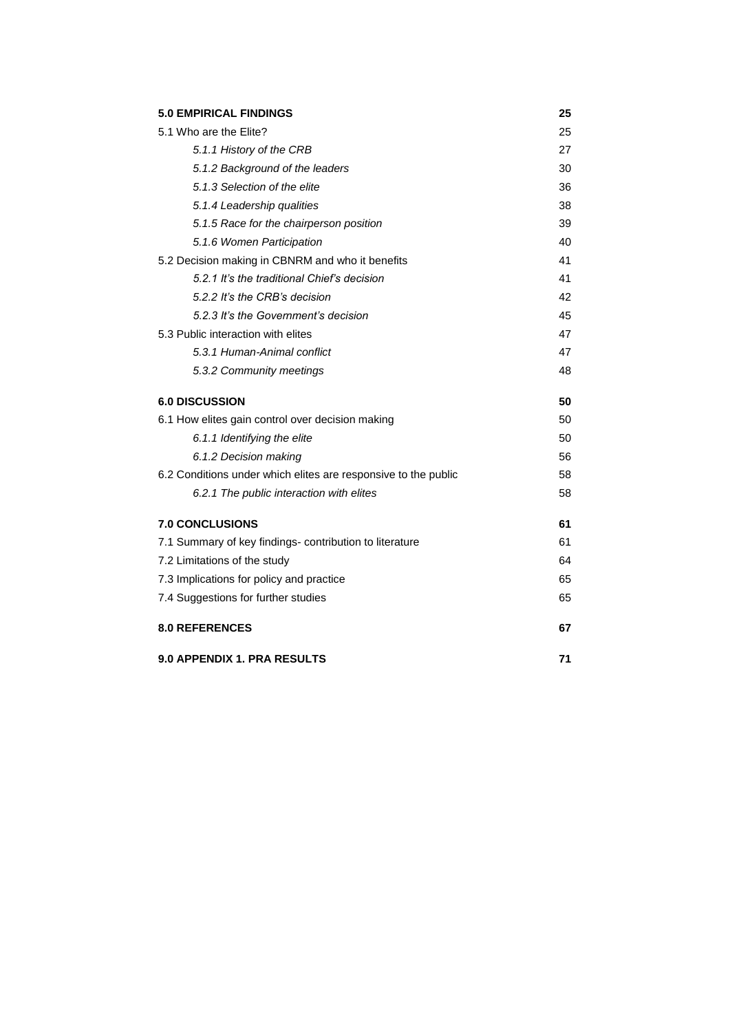| | |
|---|---|
| **5.0 EMPIRICAL FINDINGS** | **25** |
| 5.1 Who are the Elite? | 25 |
| *5.1.1 History of the CRB* | 27 |
| *5.1.2 Background of the leaders* | 30 |
| *5.1.3 Selection of the elite* | 36 |
| *5.1.4 Leadership qualities* | 38 |
| *5.1.5 Race for the chairperson position* | 39 |
| *5.1.6 Women Participation* | 40 |
| 5.2 Decision making in CBNRM and who it benefits | 41 |
| *5.2.1 It's the traditional Chief's decision* | 41 |
| *5.2.2 It's the CRB's decision* | 42 |
| *5.2.3 It's the Government's decision* | 45 |
| 5.3 Public interaction with elites | 47 |
| *5.3.1 Human-Animal conflict* | 47 |
| *5.3.2 Community meetings* | 48 |
| **6.0 DISCUSSION** | **50** |
| 6.1 How elites gain control over decision making | 50 |
| *6.1.1 Identifying the elite* | 50 |
| *6.1.2 Decision making* | 56 |
| 6.2 Conditions under which elites are responsive to the public | 58 |
| *6.2.1 The public interaction with elites* | 58 |
| **7.0 CONCLUSIONS** | **61** |
| 7.1 Summary of key findings- contribution to literature | 61 |
| 7.2 Limitations of the study | 64 |
| 7.3 Implications for policy and practice | 65 |
| 7.4 Suggestions for further studies | 65 |
| **8.0 REFERENCES** | **67** |
| **9.0 APPENDIX 1. PRA RESULTS** | **71** |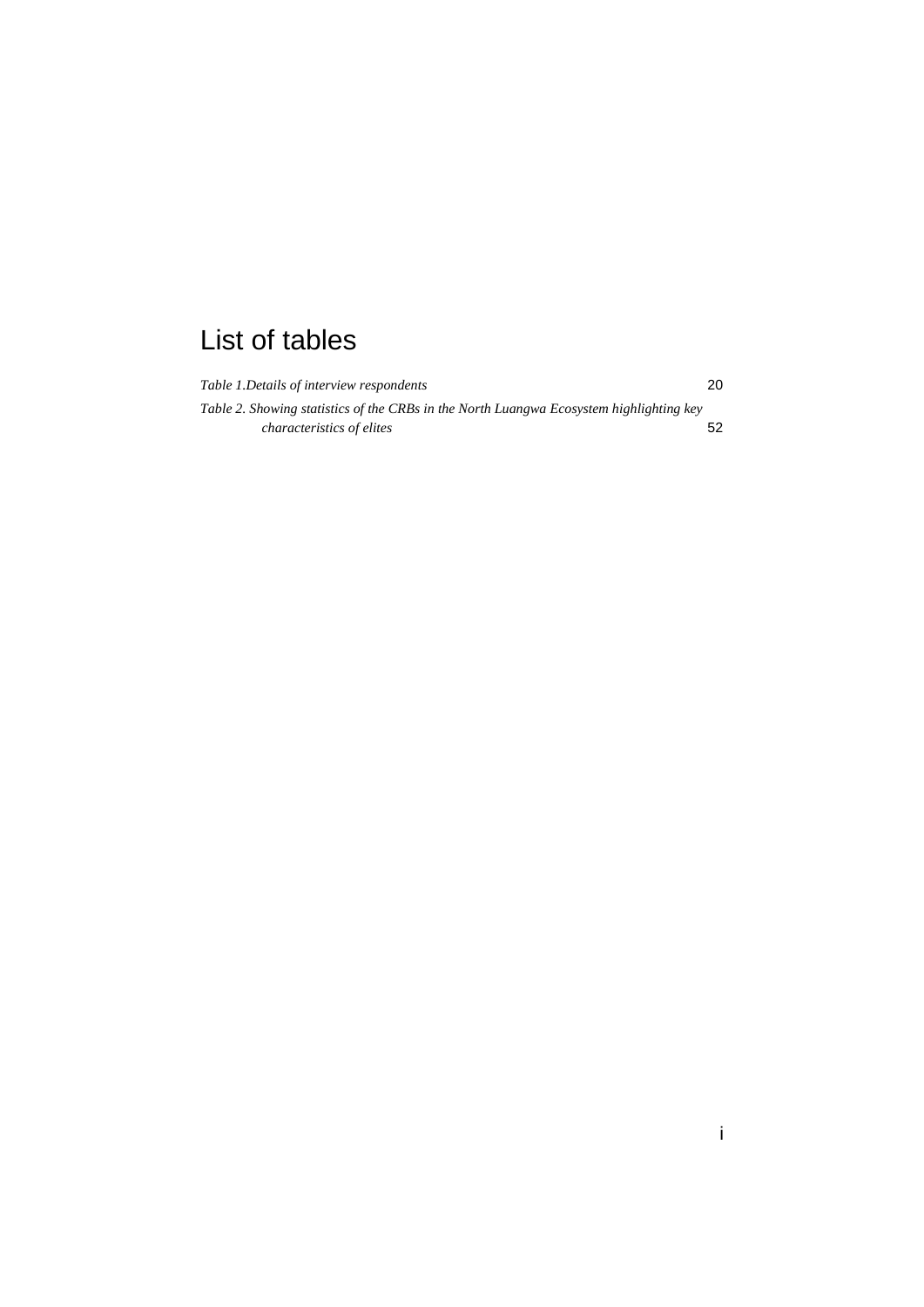# List of tables

*Table 1.Details of interview respondents* 20

*Table 2. Showing statistics of the CRBs in the North Luangwa Ecosystem highlighting key characteristics of elites* 52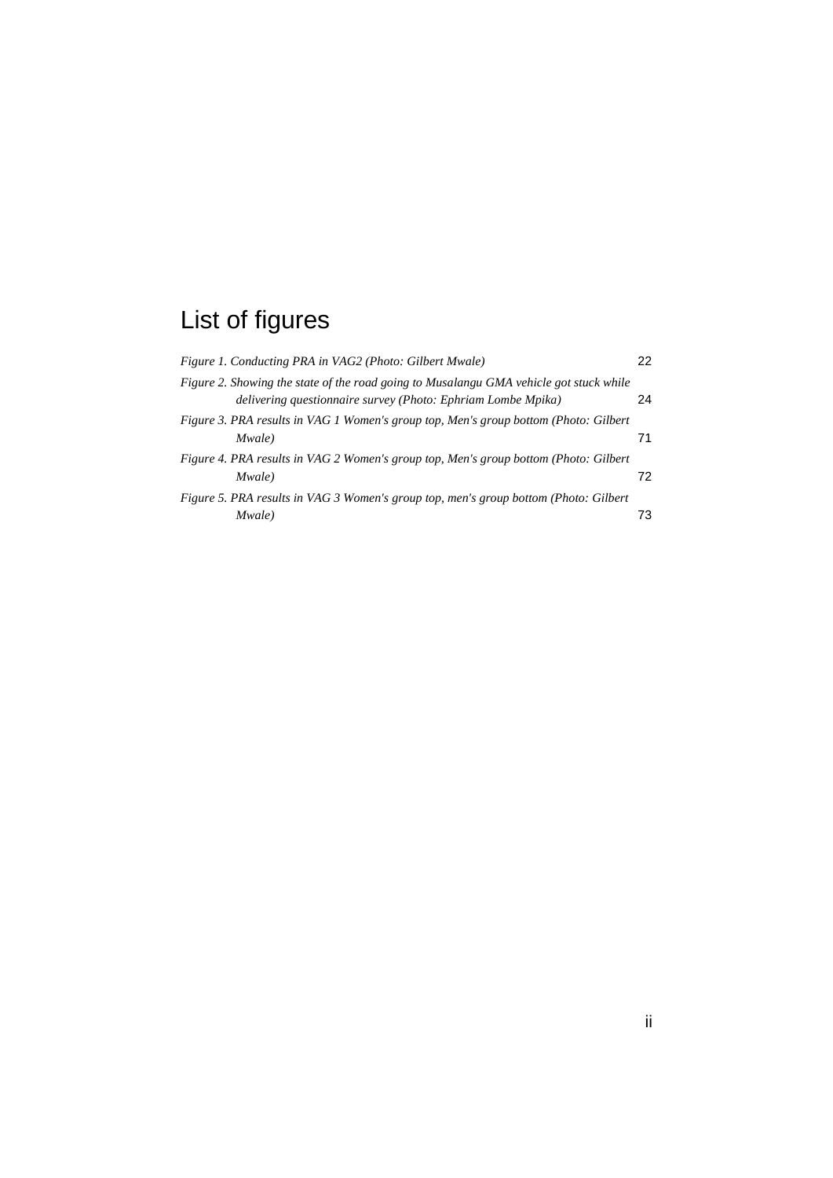# List of figures

*Figure 1. Conducting PRA in VAG2 (Photo: Gilbert Mwale)* 22

*Figure 2. Showing the state of the road going to Musalangu GMA vehicle got stuck while delivering questionnaire survey (Photo: Ephriam Lombe Mpika)* 24

*Figure 3. PRA results in VAG 1 Women's group top, Men's group bottom (Photo: Gilbert Mwale)* 71

*Figure 4. PRA results in VAG 2 Women's group top, Men's group bottom (Photo: Gilbert Mwale)* 72

*Figure 5. PRA results in VAG 3 Women's group top, men's group bottom (Photo: Gilbert Mwale)* 73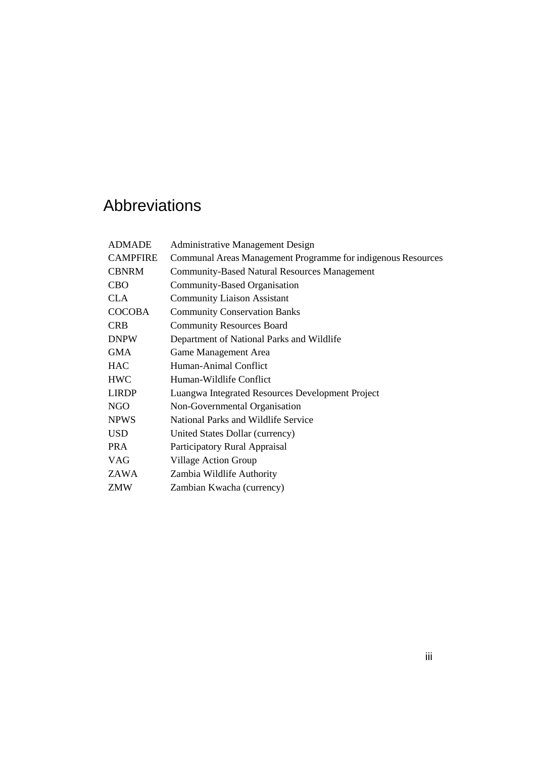# Abbreviations

| | |
|---|---|
| ADMADE | Administrative Management Design |
| CAMPFIRE | Communal Areas Management Programme for indigenous Resources |
| CBNRM | Community-Based Natural Resources Management |
| CBO | Community-Based Organisation |
| CLA | Community Liaison Assistant |
| COCOBA | Community Conservation Banks |
| CRB | Community Resources Board |
| DNPW | Department of National Parks and Wildlife |
| GMA | Game Management Area |
| HAC | Human-Animal Conflict |
| HWC | Human-Wildlife Conflict |
| LIRDP | Luangwa Integrated Resources Development Project |
| NGO | Non-Governmental Organisation |
| NPWS | National Parks and Wildlife Service |
| USD | United States Dollar (currency) |
| PRA | Participatory Rural Appraisal |
| VAG | Village Action Group |
| ZAWA | Zambia Wildlife Authority |
| ZMW | Zambian Kwacha (currency) |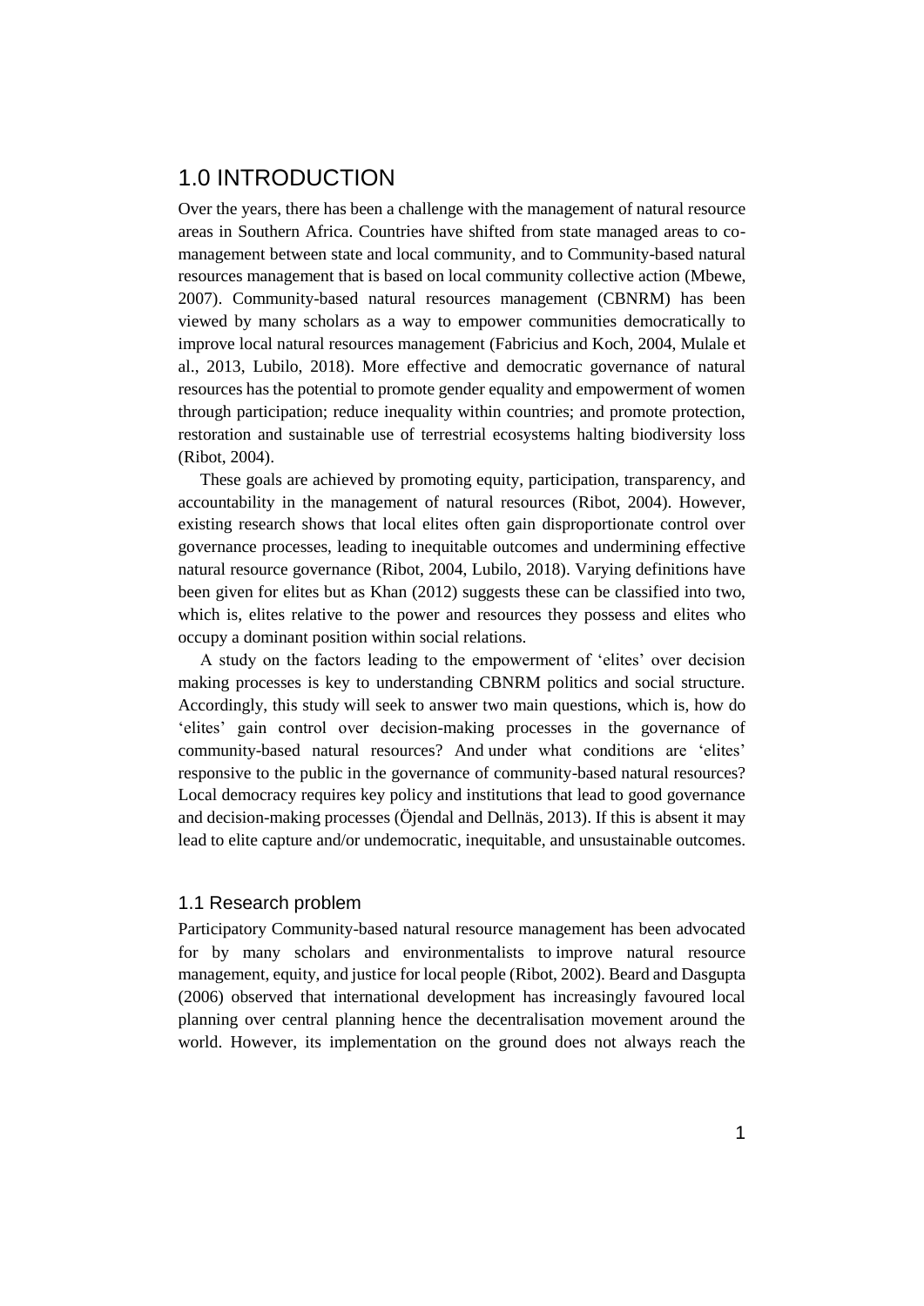# 1.0 INTRODUCTION

Over the years, there has been a challenge with the management of natural resource areas in Southern Africa. Countries have shifted from state managed areas to co-management between state and local community, and to Community-based natural resources management that is based on local community collective action (Mbewe, 2007). Community-based natural resources management (CBNRM) has been viewed by many scholars as a way to empower communities democratically to improve local natural resources management (Fabricius and Koch, 2004, Mulale et al., 2013, Lubilo, 2018). More effective and democratic governance of natural resources has the potential to promote gender equality and empowerment of women through participation; reduce inequality within countries; and promote protection, restoration and sustainable use of terrestrial ecosystems halting biodiversity loss (Ribot, 2004).

These goals are achieved by promoting equity, participation, transparency, and accountability in the management of natural resources (Ribot, 2004). However, existing research shows that local elites often gain disproportionate control over governance processes, leading to inequitable outcomes and undermining effective natural resource governance (Ribot, 2004, Lubilo, 2018). Varying definitions have been given for elites but as Khan (2012) suggests these can be classified into two, which is, elites relative to the power and resources they possess and elites who occupy a dominant position within social relations.

A study on the factors leading to the empowerment of 'elites' over decision making processes is key to understanding CBNRM politics and social structure. Accordingly, this study will seek to answer two main questions, which is, how do 'elites' gain control over decision-making processes in the governance of community-based natural resources? And under what conditions are 'elites' responsive to the public in the governance of community-based natural resources? Local democracy requires key policy and institutions that lead to good governance and decision-making processes (Öjendal and Dellnäs, 2013). If this is absent it may lead to elite capture and/or undemocratic, inequitable, and unsustainable outcomes.

## 1.1 Research problem

Participatory Community-based natural resource management has been advocated for by many scholars and environmentalists to improve natural resource management, equity, and justice for local people (Ribot, 2002). Beard and Dasgupta (2006) observed that international development has increasingly favoured local planning over central planning hence the decentralisation movement around the world. However, its implementation on the ground does not always reach the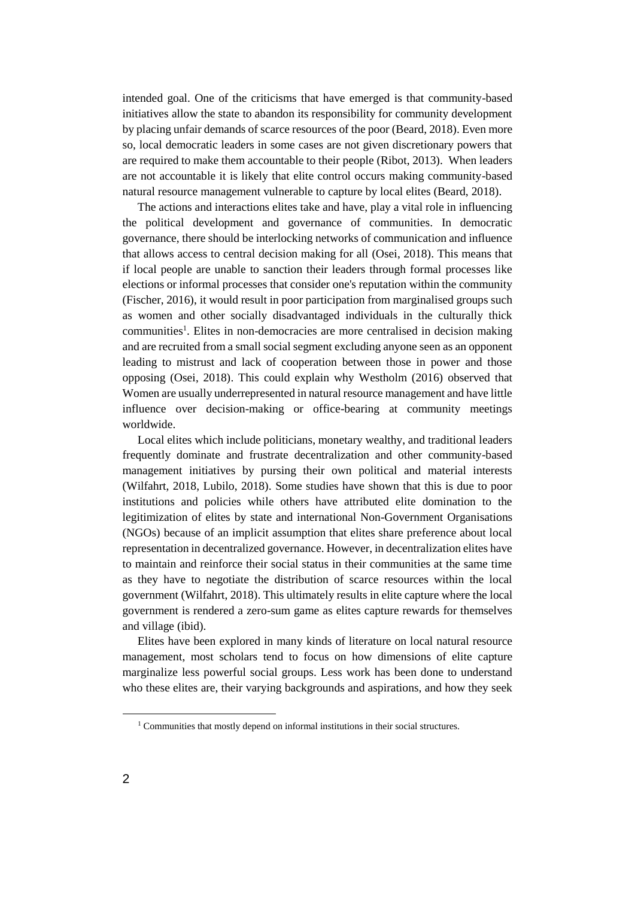intended goal. One of the criticisms that have emerged is that community-based initiatives allow the state to abandon its responsibility for community development by placing unfair demands of scarce resources of the poor (Beard, 2018). Even more so, local democratic leaders in some cases are not given discretionary powers that are required to make them accountable to their people (Ribot, 2013). When leaders are not accountable it is likely that elite control occurs making community-based natural resource management vulnerable to capture by local elites (Beard, 2018).

The actions and interactions elites take and have, play a vital role in influencing the political development and governance of communities. In democratic governance, there should be interlocking networks of communication and influence that allows access to central decision making for all (Osei, 2018). This means that if local people are unable to sanction their leaders through formal processes like elections or informal processes that consider one's reputation within the community (Fischer, 2016), it would result in poor participation from marginalised groups such as women and other socially disadvantaged individuals in the culturally thick communities[1]. Elites in non-democracies are more centralised in decision making and are recruited from a small social segment excluding anyone seen as an opponent leading to mistrust and lack of cooperation between those in power and those opposing (Osei, 2018). This could explain why Westholm (2016) observed that Women are usually underrepresented in natural resource management and have little influence over decision-making or office-bearing at community meetings worldwide.

Local elites which include politicians, monetary wealthy, and traditional leaders frequently dominate and frustrate decentralization and other community-based management initiatives by pursing their own political and material interests (Wilfahrt, 2018, Lubilo, 2018). Some studies have shown that this is due to poor institutions and policies while others have attributed elite domination to the legitimization of elites by state and international Non-Government Organisations (NGOs) because of an implicit assumption that elites share preference about local representation in decentralized governance. However, in decentralization elites have to maintain and reinforce their social status in their communities at the same time as they have to negotiate the distribution of scarce resources within the local government (Wilfahrt, 2018). This ultimately results in elite capture where the local government is rendered a zero-sum game as elites capture rewards for themselves and village (ibid).

Elites have been explored in many kinds of literature on local natural resource management, most scholars tend to focus on how dimensions of elite capture marginalize less powerful social groups. Less work has been done to understand who these elites are, their varying backgrounds and aspirations, and how they seek

[1] Communities that mostly depend on informal institutions in their social structures.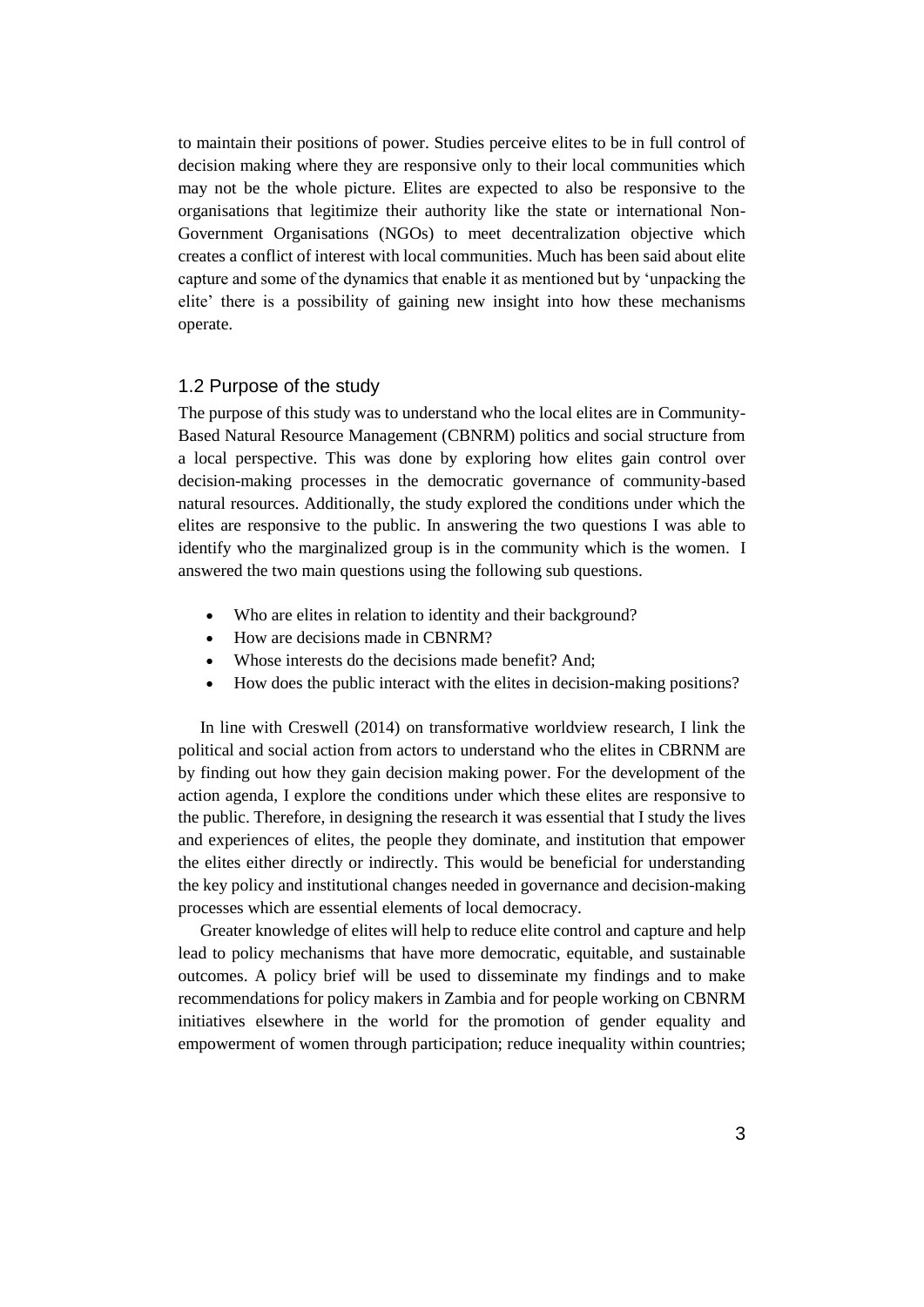to maintain their positions of power. Studies perceive elites to be in full control of decision making where they are responsive only to their local communities which may not be the whole picture. Elites are expected to also be responsive to the organisations that legitimize their authority like the state or international Non-Government Organisations (NGOs) to meet decentralization objective which creates a conflict of interest with local communities. Much has been said about elite capture and some of the dynamics that enable it as mentioned but by 'unpacking the elite' there is a possibility of gaining new insight into how these mechanisms operate.

## 1.2 Purpose of the study

The purpose of this study was to understand who the local elites are in Community-Based Natural Resource Management (CBNRM) politics and social structure from a local perspective. This was done by exploring how elites gain control over decision-making processes in the democratic governance of community-based natural resources. Additionally, the study explored the conditions under which the elites are responsive to the public. In answering the two questions I was able to identify who the marginalized group is in the community which is the women. I answered the two main questions using the following sub questions.

- Who are elites in relation to identity and their background?
- How are decisions made in CBNRM?
- Whose interests do the decisions made benefit? And;
- How does the public interact with the elites in decision-making positions?

In line with Creswell (2014) on transformative worldview research, I link the political and social action from actors to understand who the elites in CBRNM are by finding out how they gain decision making power. For the development of the action agenda, I explore the conditions under which these elites are responsive to the public. Therefore, in designing the research it was essential that I study the lives and experiences of elites, the people they dominate, and institution that empower the elites either directly or indirectly. This would be beneficial for understanding the key policy and institutional changes needed in governance and decision-making processes which are essential elements of local democracy.

Greater knowledge of elites will help to reduce elite control and capture and help lead to policy mechanisms that have more democratic, equitable, and sustainable outcomes. A policy brief will be used to disseminate my findings and to make recommendations for policy makers in Zambia and for people working on CBNRM initiatives elsewhere in the world for the promotion of gender equality and empowerment of women through participation; reduce inequality within countries;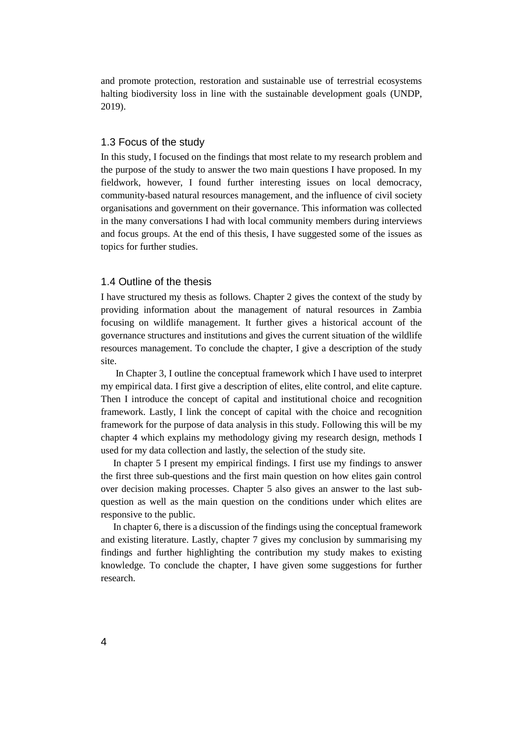and promote protection, restoration and sustainable use of terrestrial ecosystems halting biodiversity loss in line with the sustainable development goals (UNDP, 2019).

### 1.3 Focus of the study

In this study, I focused on the findings that most relate to my research problem and the purpose of the study to answer the two main questions I have proposed. In my fieldwork, however, I found further interesting issues on local democracy, community-based natural resources management, and the influence of civil society organisations and government on their governance. This information was collected in the many conversations I had with local community members during interviews and focus groups. At the end of this thesis, I have suggested some of the issues as topics for further studies.

### 1.4 Outline of the thesis

I have structured my thesis as follows. Chapter 2 gives the context of the study by providing information about the management of natural resources in Zambia focusing on wildlife management. It further gives a historical account of the governance structures and institutions and gives the current situation of the wildlife resources management. To conclude the chapter, I give a description of the study site.

In Chapter 3, I outline the conceptual framework which I have used to interpret my empirical data. I first give a description of elites, elite control, and elite capture. Then I introduce the concept of capital and institutional choice and recognition framework. Lastly, I link the concept of capital with the choice and recognition framework for the purpose of data analysis in this study. Following this will be my chapter 4 which explains my methodology giving my research design, methods I used for my data collection and lastly, the selection of the study site.

In chapter 5 I present my empirical findings. I first use my findings to answer the first three sub-questions and the first main question on how elites gain control over decision making processes. Chapter 5 also gives an answer to the last sub-question as well as the main question on the conditions under which elites are responsive to the public.

In chapter 6, there is a discussion of the findings using the conceptual framework and existing literature. Lastly, chapter 7 gives my conclusion by summarising my findings and further highlighting the contribution my study makes to existing knowledge. To conclude the chapter, I have given some suggestions for further research.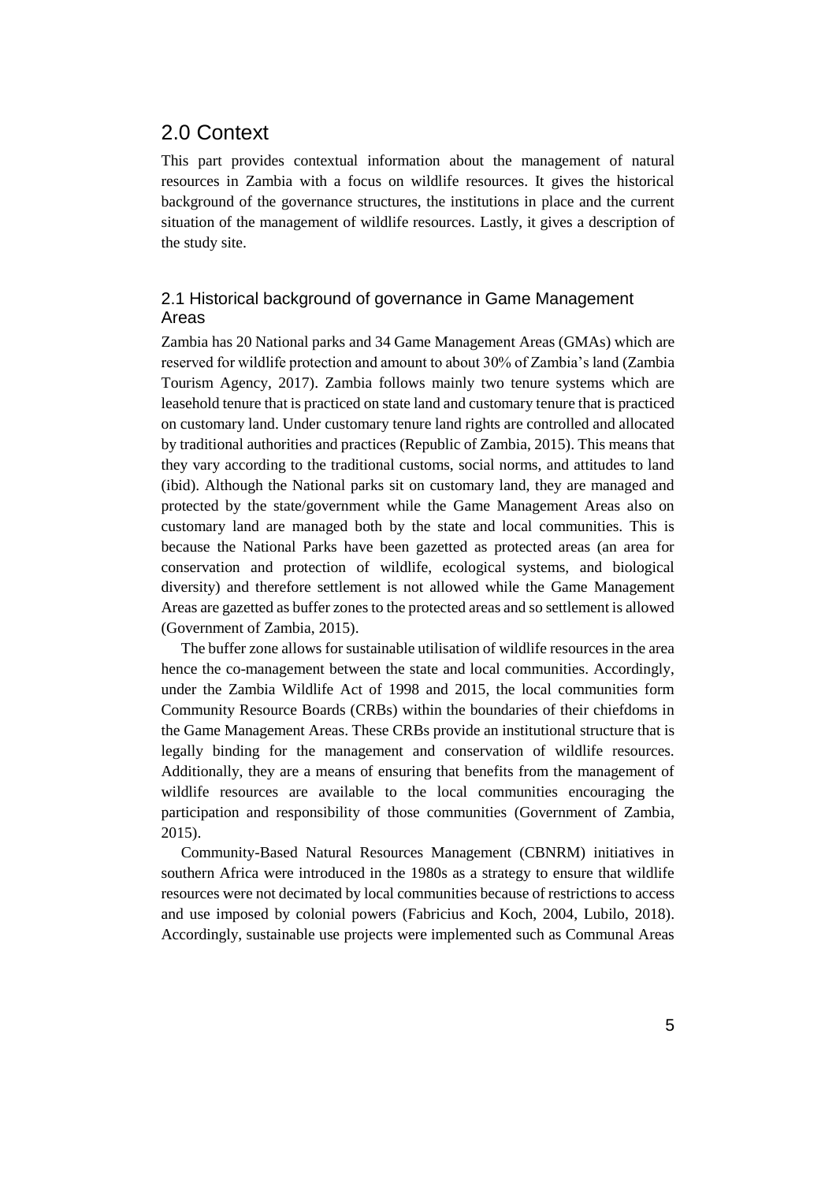# 2.0 Context

This part provides contextual information about the management of natural resources in Zambia with a focus on wildlife resources. It gives the historical background of the governance structures, the institutions in place and the current situation of the management of wildlife resources. Lastly, it gives a description of the study site.

## 2.1 Historical background of governance in Game Management Areas

Zambia has 20 National parks and 34 Game Management Areas (GMAs) which are reserved for wildlife protection and amount to about 30% of Zambia's land (Zambia Tourism Agency, 2017). Zambia follows mainly two tenure systems which are leasehold tenure that is practiced on state land and customary tenure that is practiced on customary land. Under customary tenure land rights are controlled and allocated by traditional authorities and practices (Republic of Zambia, 2015). This means that they vary according to the traditional customs, social norms, and attitudes to land (ibid). Although the National parks sit on customary land, they are managed and protected by the state/government while the Game Management Areas also on customary land are managed both by the state and local communities. This is because the National Parks have been gazetted as protected areas (an area for conservation and protection of wildlife, ecological systems, and biological diversity) and therefore settlement is not allowed while the Game Management Areas are gazetted as buffer zones to the protected areas and so settlement is allowed (Government of Zambia, 2015).

The buffer zone allows for sustainable utilisation of wildlife resources in the area hence the co-management between the state and local communities. Accordingly, under the Zambia Wildlife Act of 1998 and 2015, the local communities form Community Resource Boards (CRBs) within the boundaries of their chiefdoms in the Game Management Areas. These CRBs provide an institutional structure that is legally binding for the management and conservation of wildlife resources. Additionally, they are a means of ensuring that benefits from the management of wildlife resources are available to the local communities encouraging the participation and responsibility of those communities (Government of Zambia, 2015).

Community-Based Natural Resources Management (CBNRM) initiatives in southern Africa were introduced in the 1980s as a strategy to ensure that wildlife resources were not decimated by local communities because of restrictions to access and use imposed by colonial powers (Fabricius and Koch, 2004, Lubilo, 2018). Accordingly, sustainable use projects were implemented such as Communal Areas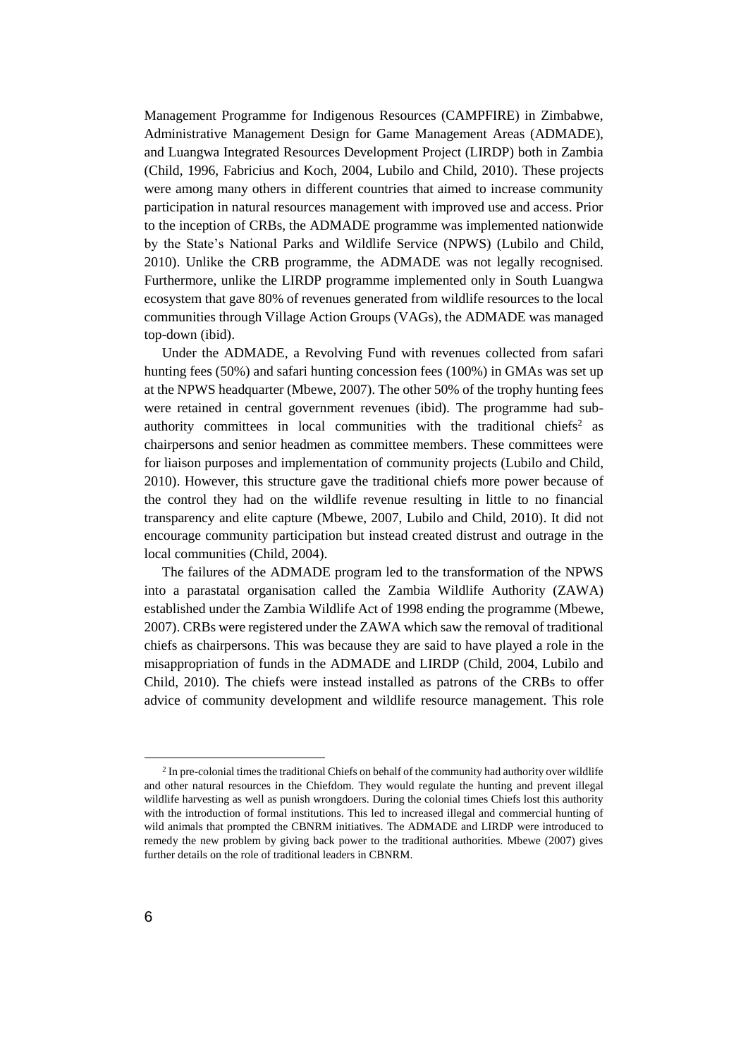Management Programme for Indigenous Resources (CAMPFIRE) in Zimbabwe, Administrative Management Design for Game Management Areas (ADMADE), and Luangwa Integrated Resources Development Project (LIRDP) both in Zambia (Child, 1996, Fabricius and Koch, 2004, Lubilo and Child, 2010). These projects were among many others in different countries that aimed to increase community participation in natural resources management with improved use and access. Prior to the inception of CRBs, the ADMADE programme was implemented nationwide by the State's National Parks and Wildlife Service (NPWS) (Lubilo and Child, 2010). Unlike the CRB programme, the ADMADE was not legally recognised. Furthermore, unlike the LIRDP programme implemented only in South Luangwa ecosystem that gave 80% of revenues generated from wildlife resources to the local communities through Village Action Groups (VAGs), the ADMADE was managed top-down (ibid).

Under the ADMADE, a Revolving Fund with revenues collected from safari hunting fees (50%) and safari hunting concession fees (100%) in GMAs was set up at the NPWS headquarter (Mbewe, 2007). The other 50% of the trophy hunting fees were retained in central government revenues (ibid). The programme had sub-authority committees in local communities with the traditional chiefs[2] as chairpersons and senior headmen as committee members. These committees were for liaison purposes and implementation of community projects (Lubilo and Child, 2010). However, this structure gave the traditional chiefs more power because of the control they had on the wildlife revenue resulting in little to no financial transparency and elite capture (Mbewe, 2007, Lubilo and Child, 2010). It did not encourage community participation but instead created distrust and outrage in the local communities (Child, 2004).

The failures of the ADMADE program led to the transformation of the NPWS into a parastatal organisation called the Zambia Wildlife Authority (ZAWA) established under the Zambia Wildlife Act of 1998 ending the programme (Mbewe, 2007). CRBs were registered under the ZAWA which saw the removal of traditional chiefs as chairpersons. This was because they are said to have played a role in the misappropriation of funds in the ADMADE and LIRDP (Child, 2004, Lubilo and Child, 2010). The chiefs were instead installed as patrons of the CRBs to offer advice of community development and wildlife resource management. This role

[2] In pre-colonial times the traditional Chiefs on behalf of the community had authority over wildlife and other natural resources in the Chiefdom. They would regulate the hunting and prevent illegal wildlife harvesting as well as punish wrongdoers. During the colonial times Chiefs lost this authority with the introduction of formal institutions. This led to increased illegal and commercial hunting of wild animals that prompted the CBNRM initiatives. The ADMADE and LIRDP were introduced to remedy the new problem by giving back power to the traditional authorities. Mbewe (2007) gives further details on the role of traditional leaders in CBNRM.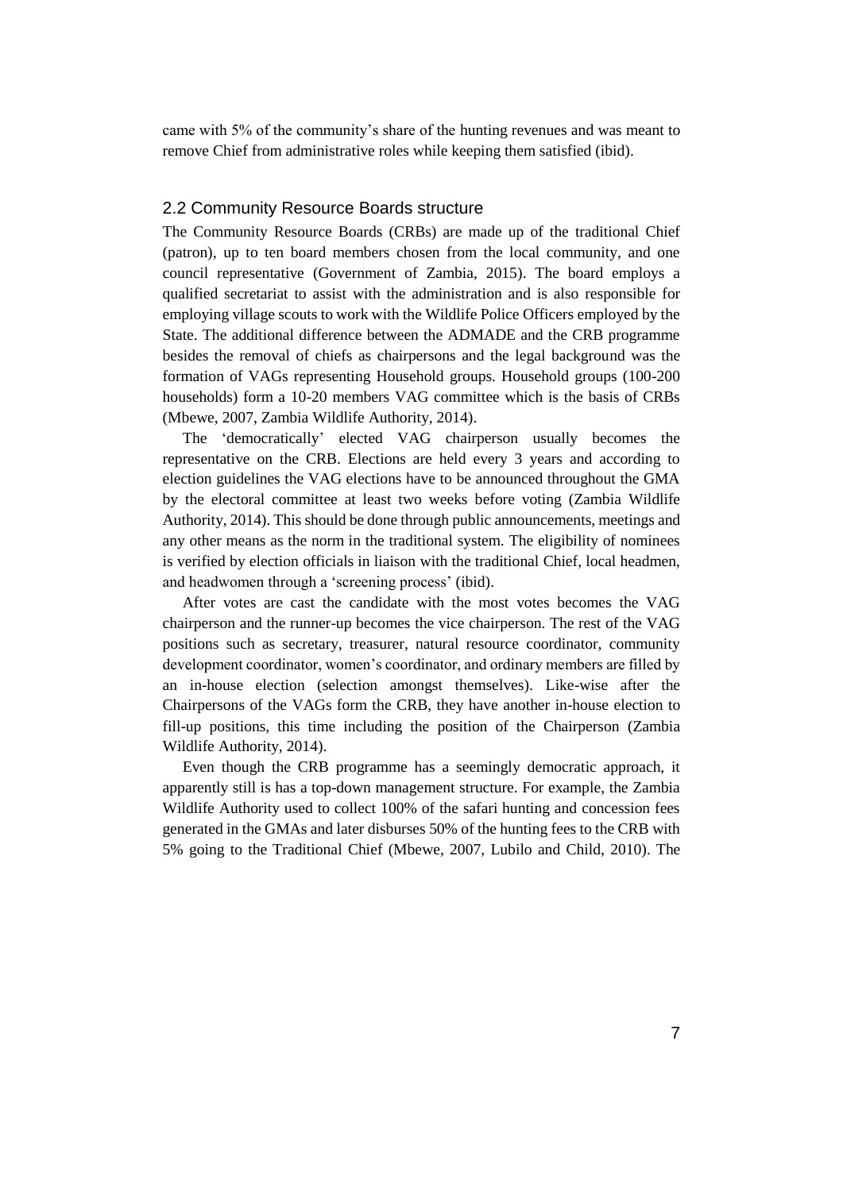came with 5% of the community's share of the hunting revenues and was meant to remove Chief from administrative roles while keeping them satisfied (ibid).

## 2.2 Community Resource Boards structure

The Community Resource Boards (CRBs) are made up of the traditional Chief (patron), up to ten board members chosen from the local community, and one council representative (Government of Zambia, 2015). The board employs a qualified secretariat to assist with the administration and is also responsible for employing village scouts to work with the Wildlife Police Officers employed by the State. The additional difference between the ADMADE and the CRB programme besides the removal of chiefs as chairpersons and the legal background was the formation of VAGs representing Household groups. Household groups (100-200 households) form a 10-20 members VAG committee which is the basis of CRBs (Mbewe, 2007, Zambia Wildlife Authority, 2014).

The 'democratically' elected VAG chairperson usually becomes the representative on the CRB. Elections are held every 3 years and according to election guidelines the VAG elections have to be announced throughout the GMA by the electoral committee at least two weeks before voting (Zambia Wildlife Authority, 2014). This should be done through public announcements, meetings and any other means as the norm in the traditional system. The eligibility of nominees is verified by election officials in liaison with the traditional Chief, local headmen, and headwomen through a 'screening process' (ibid).

After votes are cast the candidate with the most votes becomes the VAG chairperson and the runner-up becomes the vice chairperson. The rest of the VAG positions such as secretary, treasurer, natural resource coordinator, community development coordinator, women's coordinator, and ordinary members are filled by an in-house election (selection amongst themselves). Like-wise after the Chairpersons of the VAGs form the CRB, they have another in-house election to fill-up positions, this time including the position of the Chairperson (Zambia Wildlife Authority, 2014).

Even though the CRB programme has a seemingly democratic approach, it apparently still is has a top-down management structure. For example, the Zambia Wildlife Authority used to collect 100% of the safari hunting and concession fees generated in the GMAs and later disburses 50% of the hunting fees to the CRB with 5% going to the Traditional Chief (Mbewe, 2007, Lubilo and Child, 2010). The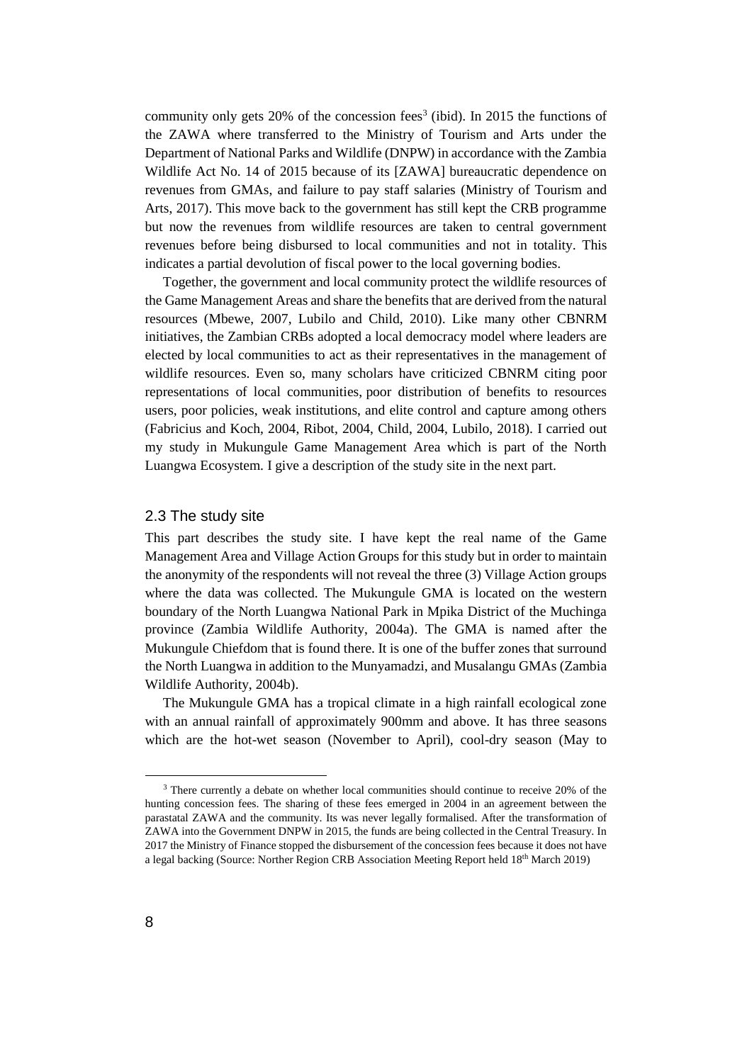community only gets 20% of the concession fees[3] (ibid). In 2015 the functions of the ZAWA where transferred to the Ministry of Tourism and Arts under the Department of National Parks and Wildlife (DNPW) in accordance with the Zambia Wildlife Act No. 14 of 2015 because of its [ZAWA] bureaucratic dependence on revenues from GMAs, and failure to pay staff salaries (Ministry of Tourism and Arts, 2017). This move back to the government has still kept the CRB programme but now the revenues from wildlife resources are taken to central government revenues before being disbursed to local communities and not in totality. This indicates a partial devolution of fiscal power to the local governing bodies.

Together, the government and local community protect the wildlife resources of the Game Management Areas and share the benefits that are derived from the natural resources (Mbewe, 2007, Lubilo and Child, 2010). Like many other CBNRM initiatives, the Zambian CRBs adopted a local democracy model where leaders are elected by local communities to act as their representatives in the management of wildlife resources. Even so, many scholars have criticized CBNRM citing poor representations of local communities, poor distribution of benefits to resources users, poor policies, weak institutions, and elite control and capture among others (Fabricius and Koch, 2004, Ribot, 2004, Child, 2004, Lubilo, 2018). I carried out my study in Mukungule Game Management Area which is part of the North Luangwa Ecosystem. I give a description of the study site in the next part.

## 2.3 The study site

This part describes the study site. I have kept the real name of the Game Management Area and Village Action Groups for this study but in order to maintain the anonymity of the respondents will not reveal the three (3) Village Action groups where the data was collected. The Mukungule GMA is located on the western boundary of the North Luangwa National Park in Mpika District of the Muchinga province (Zambia Wildlife Authority, 2004a). The GMA is named after the Mukungule Chiefdom that is found there. It is one of the buffer zones that surround the North Luangwa in addition to the Munyamadzi, and Musalangu GMAs (Zambia Wildlife Authority, 2004b).

The Mukungule GMA has a tropical climate in a high rainfall ecological zone with an annual rainfall of approximately 900mm and above. It has three seasons which are the hot-wet season (November to April), cool-dry season (May to

[3] There currently a debate on whether local communities should continue to receive 20% of the hunting concession fees. The sharing of these fees emerged in 2004 in an agreement between the parastatal ZAWA and the community. Its was never legally formalised. After the transformation of ZAWA into the Government DNPW in 2015, the funds are being collected in the Central Treasury. In 2017 the Ministry of Finance stopped the disbursement of the concession fees because it does not have a legal backing (Source: Norther Region CRB Association Meeting Report held 18th March 2019)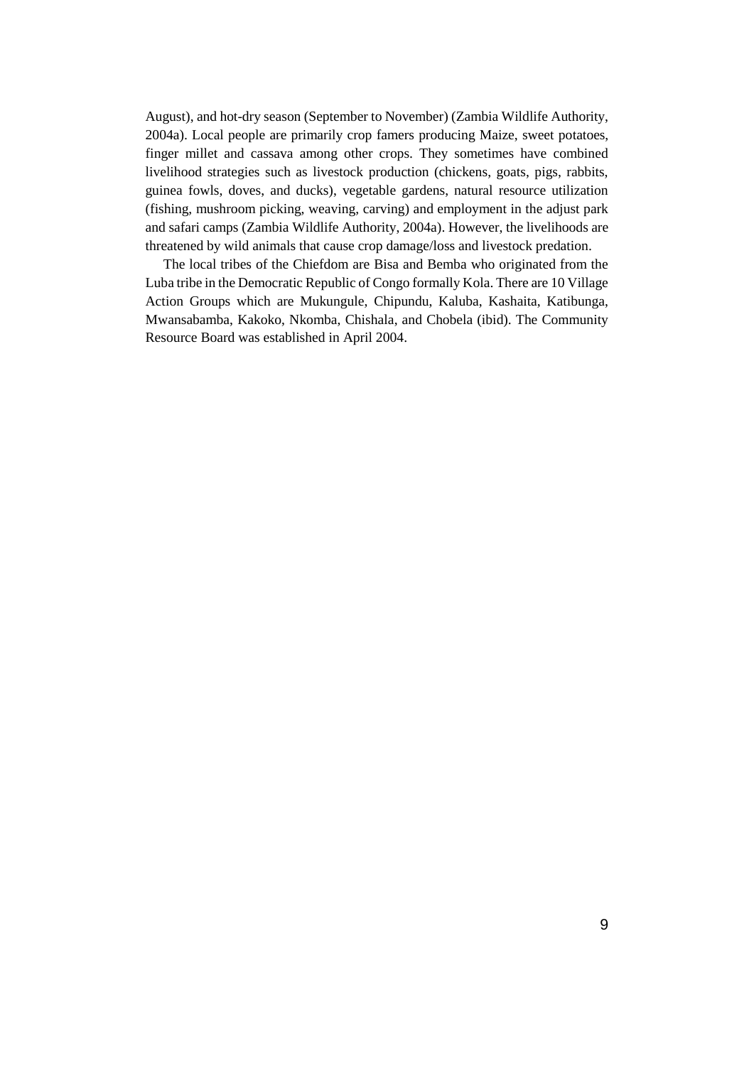August), and hot-dry season (September to November) (Zambia Wildlife Authority, 2004a). Local people are primarily crop famers producing Maize, sweet potatoes, finger millet and cassava among other crops. They sometimes have combined livelihood strategies such as livestock production (chickens, goats, pigs, rabbits, guinea fowls, doves, and ducks), vegetable gardens, natural resource utilization (fishing, mushroom picking, weaving, carving) and employment in the adjust park and safari camps (Zambia Wildlife Authority, 2004a). However, the livelihoods are threatened by wild animals that cause crop damage/loss and livestock predation.

The local tribes of the Chiefdom are Bisa and Bemba who originated from the Luba tribe in the Democratic Republic of Congo formally Kola. There are 10 Village Action Groups which are Mukungule, Chipundu, Kaluba, Kashaita, Katibunga, Mwansabamba, Kakoko, Nkomba, Chishala, and Chobela (ibid). The Community Resource Board was established in April 2004.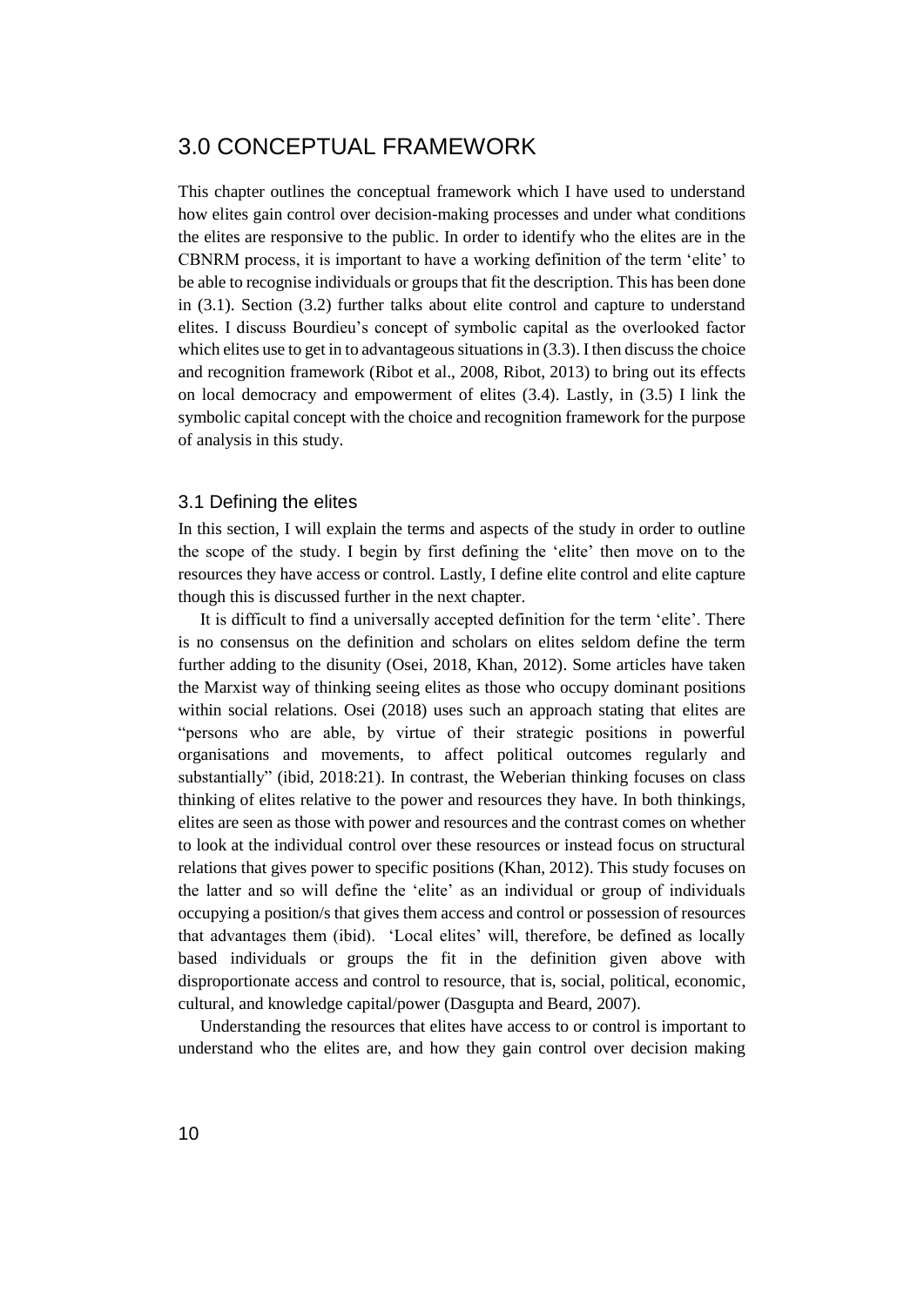# 3.0 CONCEPTUAL FRAMEWORK

This chapter outlines the conceptual framework which I have used to understand how elites gain control over decision-making processes and under what conditions the elites are responsive to the public. In order to identify who the elites are in the CBNRM process, it is important to have a working definition of the term 'elite' to be able to recognise individuals or groups that fit the description. This has been done in (3.1). Section (3.2) further talks about elite control and capture to understand elites. I discuss Bourdieu's concept of symbolic capital as the overlooked factor which elites use to get in to advantageous situations in (3.3). I then discuss the choice and recognition framework (Ribot et al., 2008, Ribot, 2013) to bring out its effects on local democracy and empowerment of elites (3.4). Lastly, in (3.5) I link the symbolic capital concept with the choice and recognition framework for the purpose of analysis in this study.

## 3.1 Defining the elites

In this section, I will explain the terms and aspects of the study in order to outline the scope of the study. I begin by first defining the 'elite' then move on to the resources they have access or control. Lastly, I define elite control and elite capture though this is discussed further in the next chapter.

It is difficult to find a universally accepted definition for the term 'elite'. There is no consensus on the definition and scholars on elites seldom define the term further adding to the disunity (Osei, 2018, Khan, 2012). Some articles have taken the Marxist way of thinking seeing elites as those who occupy dominant positions within social relations. Osei (2018) uses such an approach stating that elites are "persons who are able, by virtue of their strategic positions in powerful organisations and movements, to affect political outcomes regularly and substantially" (ibid, 2018:21). In contrast, the Weberian thinking focuses on class thinking of elites relative to the power and resources they have. In both thinkings, elites are seen as those with power and resources and the contrast comes on whether to look at the individual control over these resources or instead focus on structural relations that gives power to specific positions (Khan, 2012). This study focuses on the latter and so will define the 'elite' as an individual or group of individuals occupying a position/s that gives them access and control or possession of resources that advantages them (ibid). 'Local elites' will, therefore, be defined as locally based individuals or groups the fit in the definition given above with disproportionate access and control to resource, that is, social, political, economic, cultural, and knowledge capital/power (Dasgupta and Beard, 2007).

Understanding the resources that elites have access to or control is important to understand who the elites are, and how they gain control over decision making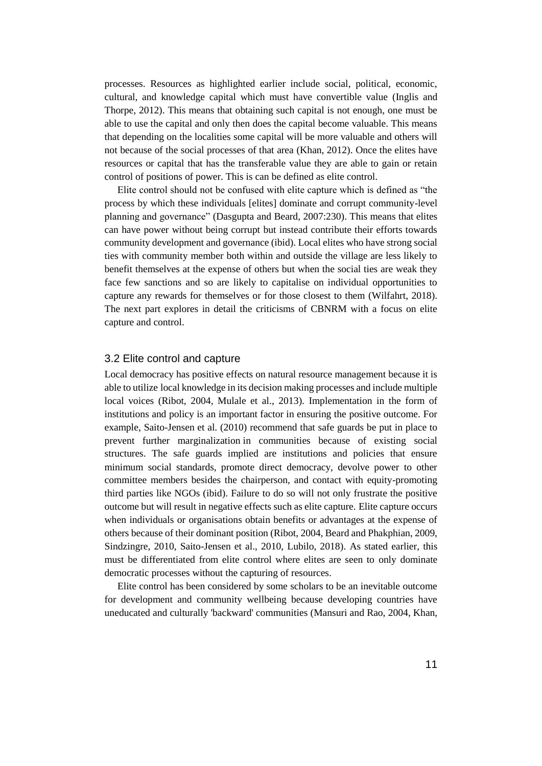processes. Resources as highlighted earlier include social, political, economic, cultural, and knowledge capital which must have convertible value (Inglis and Thorpe, 2012). This means that obtaining such capital is not enough, one must be able to use the capital and only then does the capital become valuable. This means that depending on the localities some capital will be more valuable and others will not because of the social processes of that area (Khan, 2012). Once the elites have resources or capital that has the transferable value they are able to gain or retain control of positions of power. This is can be defined as elite control.

Elite control should not be confused with elite capture which is defined as "the process by which these individuals [elites] dominate and corrupt community-level planning and governance" (Dasgupta and Beard, 2007:230). This means that elites can have power without being corrupt but instead contribute their efforts towards community development and governance (ibid). Local elites who have strong social ties with community member both within and outside the village are less likely to benefit themselves at the expense of others but when the social ties are weak they face few sanctions and so are likely to capitalise on individual opportunities to capture any rewards for themselves or for those closest to them (Wilfahrt, 2018). The next part explores in detail the criticisms of CBNRM with a focus on elite capture and control.

## 3.2 Elite control and capture

Local democracy has positive effects on natural resource management because it is able to utilize local knowledge in its decision making processes and include multiple local voices (Ribot, 2004, Mulale et al., 2013). Implementation in the form of institutions and policy is an important factor in ensuring the positive outcome. For example, Saito-Jensen et al. (2010) recommend that safe guards be put in place to prevent further marginalization in communities because of existing social structures. The safe guards implied are institutions and policies that ensure minimum social standards, promote direct democracy, devolve power to other committee members besides the chairperson, and contact with equity-promoting third parties like NGOs (ibid). Failure to do so will not only frustrate the positive outcome but will result in negative effects such as elite capture. Elite capture occurs when individuals or organisations obtain benefits or advantages at the expense of others because of their dominant position (Ribot, 2004, Beard and Phakphian, 2009, Sindzingre, 2010, Saito-Jensen et al., 2010, Lubilo, 2018). As stated earlier, this must be differentiated from elite control where elites are seen to only dominate democratic processes without the capturing of resources.

Elite control has been considered by some scholars to be an inevitable outcome for development and community wellbeing because developing countries have uneducated and culturally 'backward' communities (Mansuri and Rao, 2004, Khan,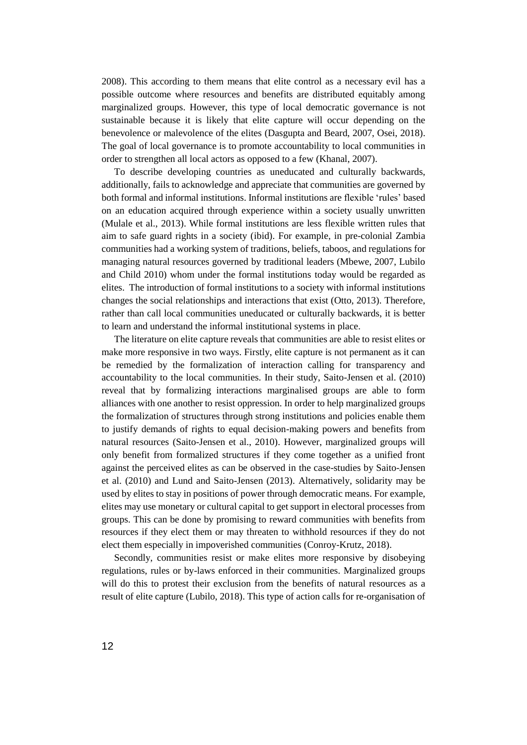2008). This according to them means that elite control as a necessary evil has a possible outcome where resources and benefits are distributed equitably among marginalized groups. However, this type of local democratic governance is not sustainable because it is likely that elite capture will occur depending on the benevolence or malevolence of the elites (Dasgupta and Beard, 2007, Osei, 2018). The goal of local governance is to promote accountability to local communities in order to strengthen all local actors as opposed to a few (Khanal, 2007).

To describe developing countries as uneducated and culturally backwards, additionally, fails to acknowledge and appreciate that communities are governed by both formal and informal institutions. Informal institutions are flexible 'rules' based on an education acquired through experience within a society usually unwritten (Mulale et al., 2013). While formal institutions are less flexible written rules that aim to safe guard rights in a society (ibid). For example, in pre-colonial Zambia communities had a working system of traditions, beliefs, taboos, and regulations for managing natural resources governed by traditional leaders (Mbewe, 2007, Lubilo and Child 2010) whom under the formal institutions today would be regarded as elites. The introduction of formal institutions to a society with informal institutions changes the social relationships and interactions that exist (Otto, 2013). Therefore, rather than call local communities uneducated or culturally backwards, it is better to learn and understand the informal institutional systems in place.

The literature on elite capture reveals that communities are able to resist elites or make more responsive in two ways. Firstly, elite capture is not permanent as it can be remedied by the formalization of interaction calling for transparency and accountability to the local communities. In their study, Saito-Jensen et al. (2010) reveal that by formalizing interactions marginalised groups are able to form alliances with one another to resist oppression. In order to help marginalized groups the formalization of structures through strong institutions and policies enable them to justify demands of rights to equal decision-making powers and benefits from natural resources (Saito-Jensen et al., 2010). However, marginalized groups will only benefit from formalized structures if they come together as a unified front against the perceived elites as can be observed in the case-studies by Saito-Jensen et al. (2010) and Lund and Saito-Jensen (2013). Alternatively, solidarity may be used by elites to stay in positions of power through democratic means. For example, elites may use monetary or cultural capital to get support in electoral processes from groups. This can be done by promising to reward communities with benefits from resources if they elect them or may threaten to withhold resources if they do not elect them especially in impoverished communities (Conroy-Krutz, 2018).

Secondly, communities resist or make elites more responsive by disobeying regulations, rules or by-laws enforced in their communities. Marginalized groups will do this to protest their exclusion from the benefits of natural resources as a result of elite capture (Lubilo, 2018). This type of action calls for re-organisation of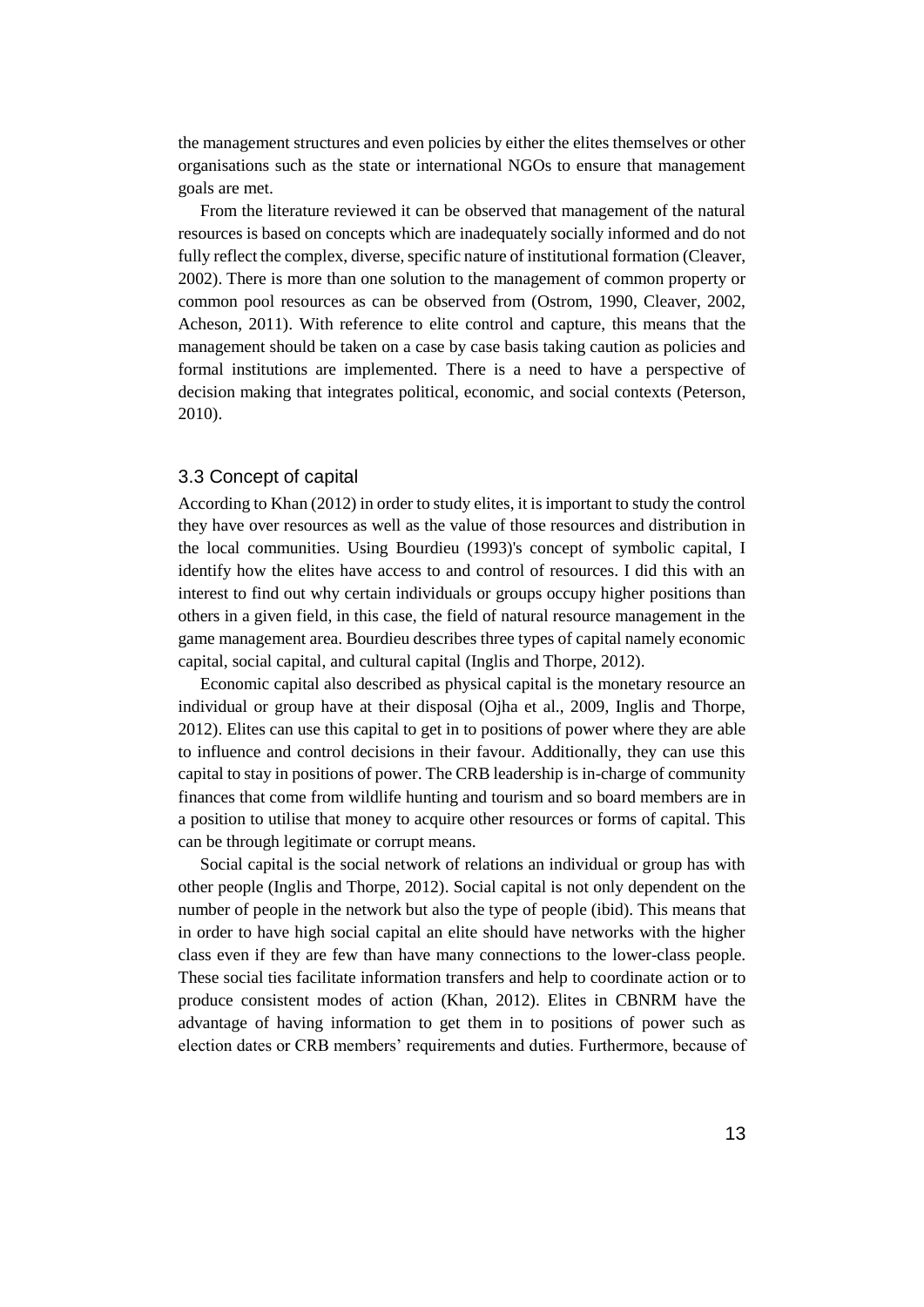the management structures and even policies by either the elites themselves or other organisations such as the state or international NGOs to ensure that management goals are met.

From the literature reviewed it can be observed that management of the natural resources is based on concepts which are inadequately socially informed and do not fully reflect the complex, diverse, specific nature of institutional formation (Cleaver, 2002). There is more than one solution to the management of common property or common pool resources as can be observed from (Ostrom, 1990, Cleaver, 2002, Acheson, 2011). With reference to elite control and capture, this means that the management should be taken on a case by case basis taking caution as policies and formal institutions are implemented. There is a need to have a perspective of decision making that integrates political, economic, and social contexts (Peterson, 2010).

### 3.3 Concept of capital

According to Khan (2012) in order to study elites, it is important to study the control they have over resources as well as the value of those resources and distribution in the local communities. Using Bourdieu (1993)'s concept of symbolic capital, I identify how the elites have access to and control of resources. I did this with an interest to find out why certain individuals or groups occupy higher positions than others in a given field, in this case, the field of natural resource management in the game management area. Bourdieu describes three types of capital namely economic capital, social capital, and cultural capital (Inglis and Thorpe, 2012).

Economic capital also described as physical capital is the monetary resource an individual or group have at their disposal (Ojha et al., 2009, Inglis and Thorpe, 2012). Elites can use this capital to get in to positions of power where they are able to influence and control decisions in their favour. Additionally, they can use this capital to stay in positions of power. The CRB leadership is in-charge of community finances that come from wildlife hunting and tourism and so board members are in a position to utilise that money to acquire other resources or forms of capital. This can be through legitimate or corrupt means.

Social capital is the social network of relations an individual or group has with other people (Inglis and Thorpe, 2012). Social capital is not only dependent on the number of people in the network but also the type of people (ibid). This means that in order to have high social capital an elite should have networks with the higher class even if they are few than have many connections to the lower-class people. These social ties facilitate information transfers and help to coordinate action or to produce consistent modes of action (Khan, 2012). Elites in CBNRM have the advantage of having information to get them in to positions of power such as election dates or CRB members' requirements and duties. Furthermore, because of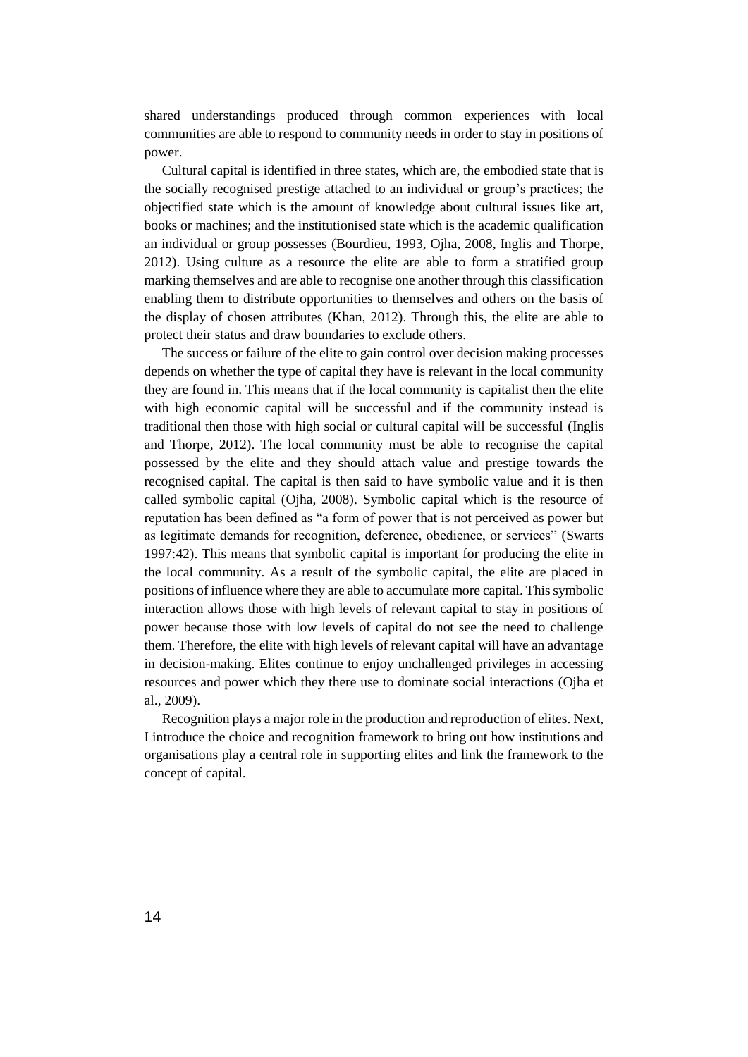shared understandings produced through common experiences with local communities are able to respond to community needs in order to stay in positions of power.

Cultural capital is identified in three states, which are, the embodied state that is the socially recognised prestige attached to an individual or group's practices; the objectified state which is the amount of knowledge about cultural issues like art, books or machines; and the institutionised state which is the academic qualification an individual or group possesses (Bourdieu, 1993, Ojha, 2008, Inglis and Thorpe, 2012). Using culture as a resource the elite are able to form a stratified group marking themselves and are able to recognise one another through this classification enabling them to distribute opportunities to themselves and others on the basis of the display of chosen attributes (Khan, 2012). Through this, the elite are able to protect their status and draw boundaries to exclude others.

The success or failure of the elite to gain control over decision making processes depends on whether the type of capital they have is relevant in the local community they are found in. This means that if the local community is capitalist then the elite with high economic capital will be successful and if the community instead is traditional then those with high social or cultural capital will be successful (Inglis and Thorpe, 2012). The local community must be able to recognise the capital possessed by the elite and they should attach value and prestige towards the recognised capital. The capital is then said to have symbolic value and it is then called symbolic capital (Ojha, 2008). Symbolic capital which is the resource of reputation has been defined as "a form of power that is not perceived as power but as legitimate demands for recognition, deference, obedience, or services" (Swarts 1997:42). This means that symbolic capital is important for producing the elite in the local community. As a result of the symbolic capital, the elite are placed in positions of influence where they are able to accumulate more capital. This symbolic interaction allows those with high levels of relevant capital to stay in positions of power because those with low levels of capital do not see the need to challenge them. Therefore, the elite with high levels of relevant capital will have an advantage in decision-making. Elites continue to enjoy unchallenged privileges in accessing resources and power which they there use to dominate social interactions (Ojha et al., 2009).

Recognition plays a major role in the production and reproduction of elites. Next, I introduce the choice and recognition framework to bring out how institutions and organisations play a central role in supporting elites and link the framework to the concept of capital.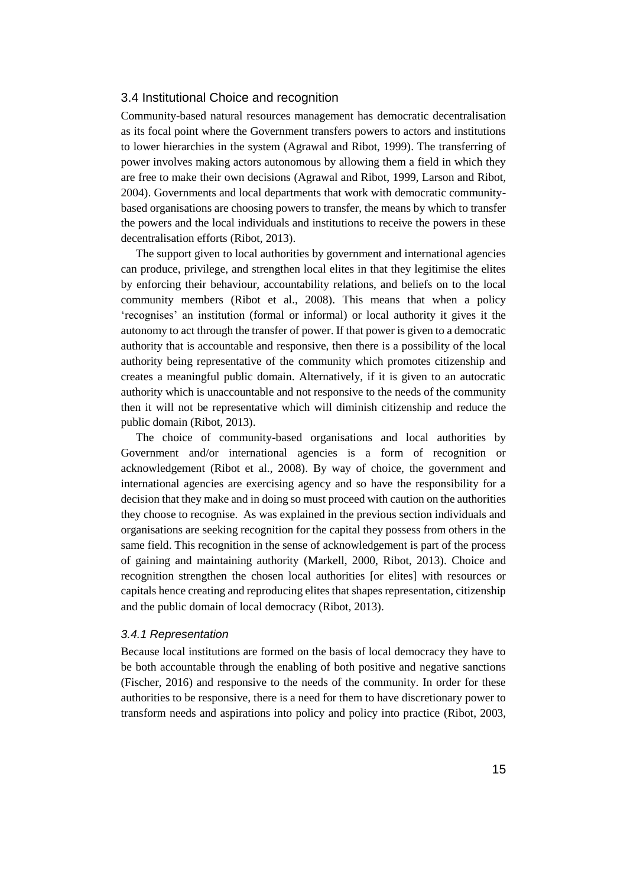## 3.4 Institutional Choice and recognition

Community-based natural resources management has democratic decentralisation as its focal point where the Government transfers powers to actors and institutions to lower hierarchies in the system (Agrawal and Ribot, 1999). The transferring of power involves making actors autonomous by allowing them a field in which they are free to make their own decisions (Agrawal and Ribot, 1999, Larson and Ribot, 2004). Governments and local departments that work with democratic community-based organisations are choosing powers to transfer, the means by which to transfer the powers and the local individuals and institutions to receive the powers in these decentralisation efforts (Ribot, 2013).

The support given to local authorities by government and international agencies can produce, privilege, and strengthen local elites in that they legitimise the elites by enforcing their behaviour, accountability relations, and beliefs on to the local community members (Ribot et al., 2008). This means that when a policy 'recognises' an institution (formal or informal) or local authority it gives it the autonomy to act through the transfer of power. If that power is given to a democratic authority that is accountable and responsive, then there is a possibility of the local authority being representative of the community which promotes citizenship and creates a meaningful public domain. Alternatively, if it is given to an autocratic authority which is unaccountable and not responsive to the needs of the community then it will not be representative which will diminish citizenship and reduce the public domain (Ribot, 2013).

The choice of community-based organisations and local authorities by Government and/or international agencies is a form of recognition or acknowledgement (Ribot et al., 2008). By way of choice, the government and international agencies are exercising agency and so have the responsibility for a decision that they make and in doing so must proceed with caution on the authorities they choose to recognise. As was explained in the previous section individuals and organisations are seeking recognition for the capital they possess from others in the same field. This recognition in the sense of acknowledgement is part of the process of gaining and maintaining authority (Markell, 2000, Ribot, 2013). Choice and recognition strengthen the chosen local authorities [or elites] with resources or capitals hence creating and reproducing elites that shapes representation, citizenship and the public domain of local democracy (Ribot, 2013).

### *3.4.1 Representation*

Because local institutions are formed on the basis of local democracy they have to be both accountable through the enabling of both positive and negative sanctions (Fischer, 2016) and responsive to the needs of the community. In order for these authorities to be responsive, there is a need for them to have discretionary power to transform needs and aspirations into policy and policy into practice (Ribot, 2003,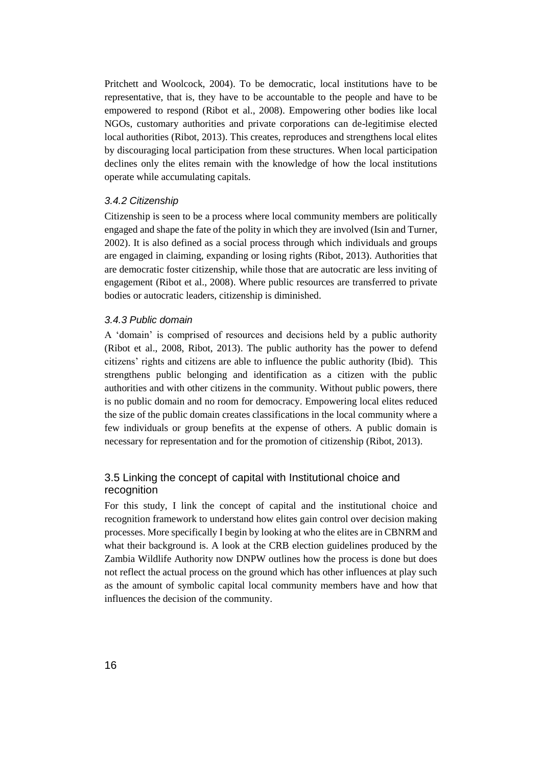Pritchett and Woolcock, 2004). To be democratic, local institutions have to be representative, that is, they have to be accountable to the people and have to be empowered to respond (Ribot et al., 2008). Empowering other bodies like local NGOs, customary authorities and private corporations can de-legitimise elected local authorities (Ribot, 2013). This creates, reproduces and strengthens local elites by discouraging local participation from these structures. When local participation declines only the elites remain with the knowledge of how the local institutions operate while accumulating capitals.

### *3.4.2 Citizenship*

Citizenship is seen to be a process where local community members are politically engaged and shape the fate of the polity in which they are involved (Isin and Turner, 2002). It is also defined as a social process through which individuals and groups are engaged in claiming, expanding or losing rights (Ribot, 2013). Authorities that are democratic foster citizenship, while those that are autocratic are less inviting of engagement (Ribot et al., 2008). Where public resources are transferred to private bodies or autocratic leaders, citizenship is diminished.

### *3.4.3 Public domain*

A 'domain' is comprised of resources and decisions held by a public authority (Ribot et al., 2008, Ribot, 2013). The public authority has the power to defend citizens' rights and citizens are able to influence the public authority (Ibid). This strengthens public belonging and identification as a citizen with the public authorities and with other citizens in the community. Without public powers, there is no public domain and no room for democracy. Empowering local elites reduced the size of the public domain creates classifications in the local community where a few individuals or group benefits at the expense of others. A public domain is necessary for representation and for the promotion of citizenship (Ribot, 2013).

## 3.5 Linking the concept of capital with Institutional choice and recognition

For this study, I link the concept of capital and the institutional choice and recognition framework to understand how elites gain control over decision making processes. More specifically I begin by looking at who the elites are in CBNRM and what their background is. A look at the CRB election guidelines produced by the Zambia Wildlife Authority now DNPW outlines how the process is done but does not reflect the actual process on the ground which has other influences at play such as the amount of symbolic capital local community members have and how that influences the decision of the community.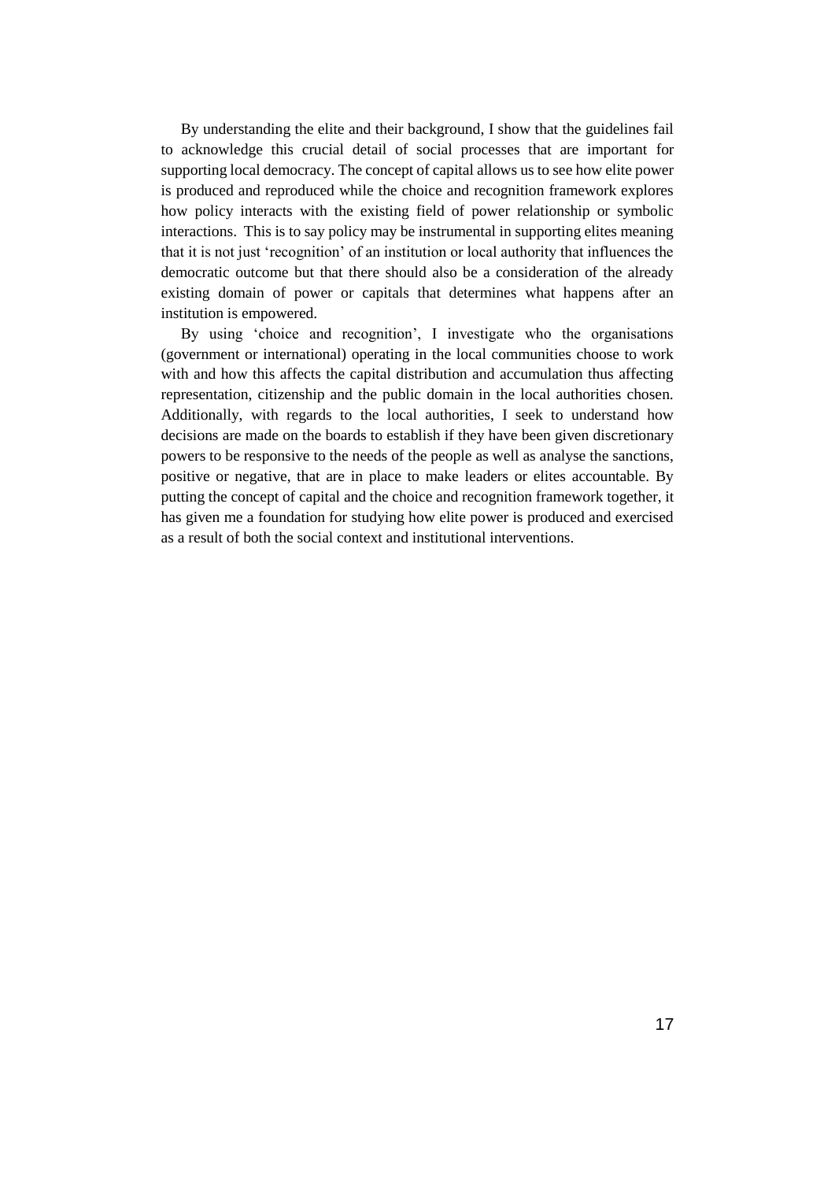By understanding the elite and their background, I show that the guidelines fail to acknowledge this crucial detail of social processes that are important for supporting local democracy. The concept of capital allows us to see how elite power is produced and reproduced while the choice and recognition framework explores how policy interacts with the existing field of power relationship or symbolic interactions. This is to say policy may be instrumental in supporting elites meaning that it is not just 'recognition' of an institution or local authority that influences the democratic outcome but that there should also be a consideration of the already existing domain of power or capitals that determines what happens after an institution is empowered.

By using 'choice and recognition', I investigate who the organisations (government or international) operating in the local communities choose to work with and how this affects the capital distribution and accumulation thus affecting representation, citizenship and the public domain in the local authorities chosen. Additionally, with regards to the local authorities, I seek to understand how decisions are made on the boards to establish if they have been given discretionary powers to be responsive to the needs of the people as well as analyse the sanctions, positive or negative, that are in place to make leaders or elites accountable. By putting the concept of capital and the choice and recognition framework together, it has given me a foundation for studying how elite power is produced and exercised as a result of both the social context and institutional interventions.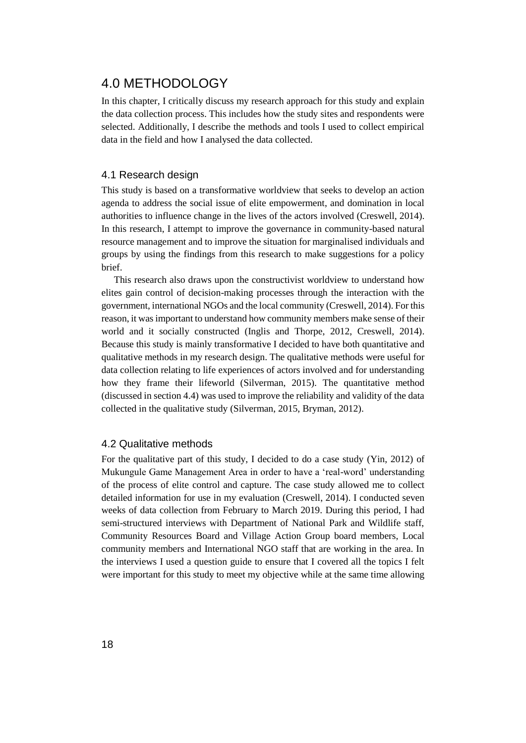# 4.0 METHODOLOGY

In this chapter, I critically discuss my research approach for this study and explain the data collection process. This includes how the study sites and respondents were selected. Additionally, I describe the methods and tools I used to collect empirical data in the field and how I analysed the data collected.

## 4.1 Research design

This study is based on a transformative worldview that seeks to develop an action agenda to address the social issue of elite empowerment, and domination in local authorities to influence change in the lives of the actors involved (Creswell, 2014). In this research, I attempt to improve the governance in community-based natural resource management and to improve the situation for marginalised individuals and groups by using the findings from this research to make suggestions for a policy brief.

This research also draws upon the constructivist worldview to understand how elites gain control of decision-making processes through the interaction with the government, international NGOs and the local community (Creswell, 2014). For this reason, it was important to understand how community members make sense of their world and it socially constructed (Inglis and Thorpe, 2012, Creswell, 2014). Because this study is mainly transformative I decided to have both quantitative and qualitative methods in my research design. The qualitative methods were useful for data collection relating to life experiences of actors involved and for understanding how they frame their lifeworld (Silverman, 2015). The quantitative method (discussed in section 4.4) was used to improve the reliability and validity of the data collected in the qualitative study (Silverman, 2015, Bryman, 2012).

## 4.2 Qualitative methods

For the qualitative part of this study, I decided to do a case study (Yin, 2012) of Mukungule Game Management Area in order to have a 'real-word' understanding of the process of elite control and capture. The case study allowed me to collect detailed information for use in my evaluation (Creswell, 2014). I conducted seven weeks of data collection from February to March 2019. During this period, I had semi-structured interviews with Department of National Park and Wildlife staff, Community Resources Board and Village Action Group board members, Local community members and International NGO staff that are working in the area. In the interviews I used a question guide to ensure that I covered all the topics I felt were important for this study to meet my objective while at the same time allowing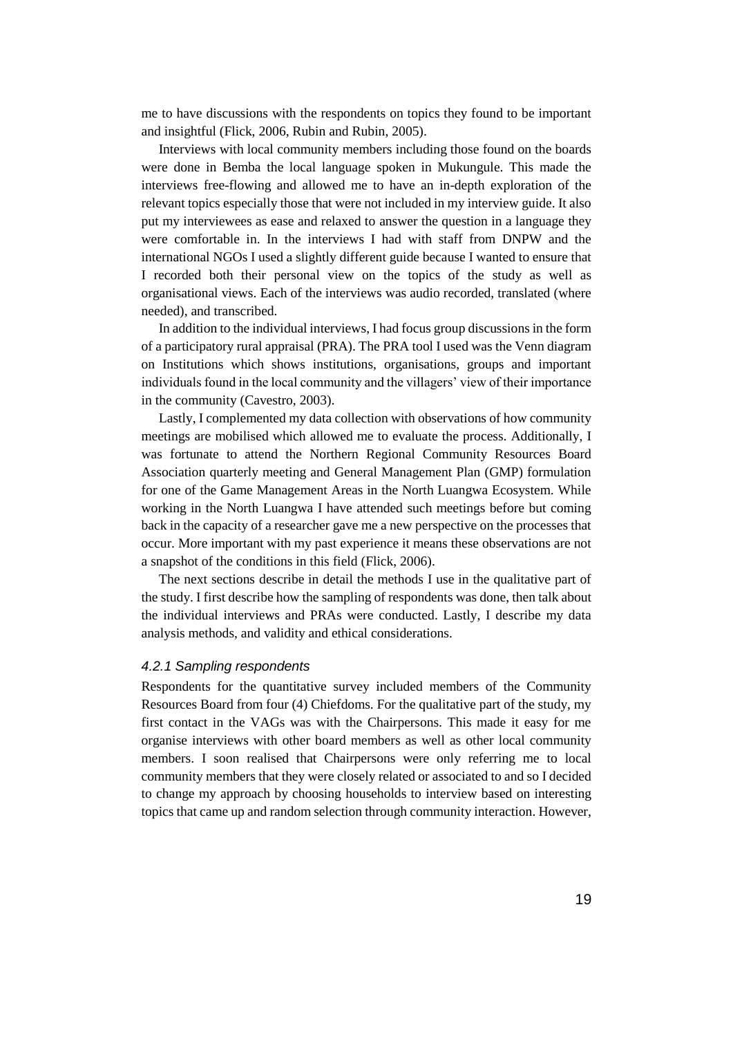me to have discussions with the respondents on topics they found to be important and insightful (Flick, 2006, Rubin and Rubin, 2005).

Interviews with local community members including those found on the boards were done in Bemba the local language spoken in Mukungule. This made the interviews free-flowing and allowed me to have an in-depth exploration of the relevant topics especially those that were not included in my interview guide. It also put my interviewees as ease and relaxed to answer the question in a language they were comfortable in. In the interviews I had with staff from DNPW and the international NGOs I used a slightly different guide because I wanted to ensure that I recorded both their personal view on the topics of the study as well as organisational views. Each of the interviews was audio recorded, translated (where needed), and transcribed.

In addition to the individual interviews, I had focus group discussions in the form of a participatory rural appraisal (PRA). The PRA tool I used was the Venn diagram on Institutions which shows institutions, organisations, groups and important individuals found in the local community and the villagers' view of their importance in the community (Cavestro, 2003).

Lastly, I complemented my data collection with observations of how community meetings are mobilised which allowed me to evaluate the process. Additionally, I was fortunate to attend the Northern Regional Community Resources Board Association quarterly meeting and General Management Plan (GMP) formulation for one of the Game Management Areas in the North Luangwa Ecosystem. While working in the North Luangwa I have attended such meetings before but coming back in the capacity of a researcher gave me a new perspective on the processes that occur. More important with my past experience it means these observations are not a snapshot of the conditions in this field (Flick, 2006).

The next sections describe in detail the methods I use in the qualitative part of the study. I first describe how the sampling of respondents was done, then talk about the individual interviews and PRAs were conducted. Lastly, I describe my data analysis methods, and validity and ethical considerations.

### *4.2.1 Sampling respondents*

Respondents for the quantitative survey included members of the Community Resources Board from four (4) Chiefdoms. For the qualitative part of the study, my first contact in the VAGs was with the Chairpersons. This made it easy for me organise interviews with other board members as well as other local community members. I soon realised that Chairpersons were only referring me to local community members that they were closely related or associated to and so I decided to change my approach by choosing households to interview based on interesting topics that came up and random selection through community interaction. However,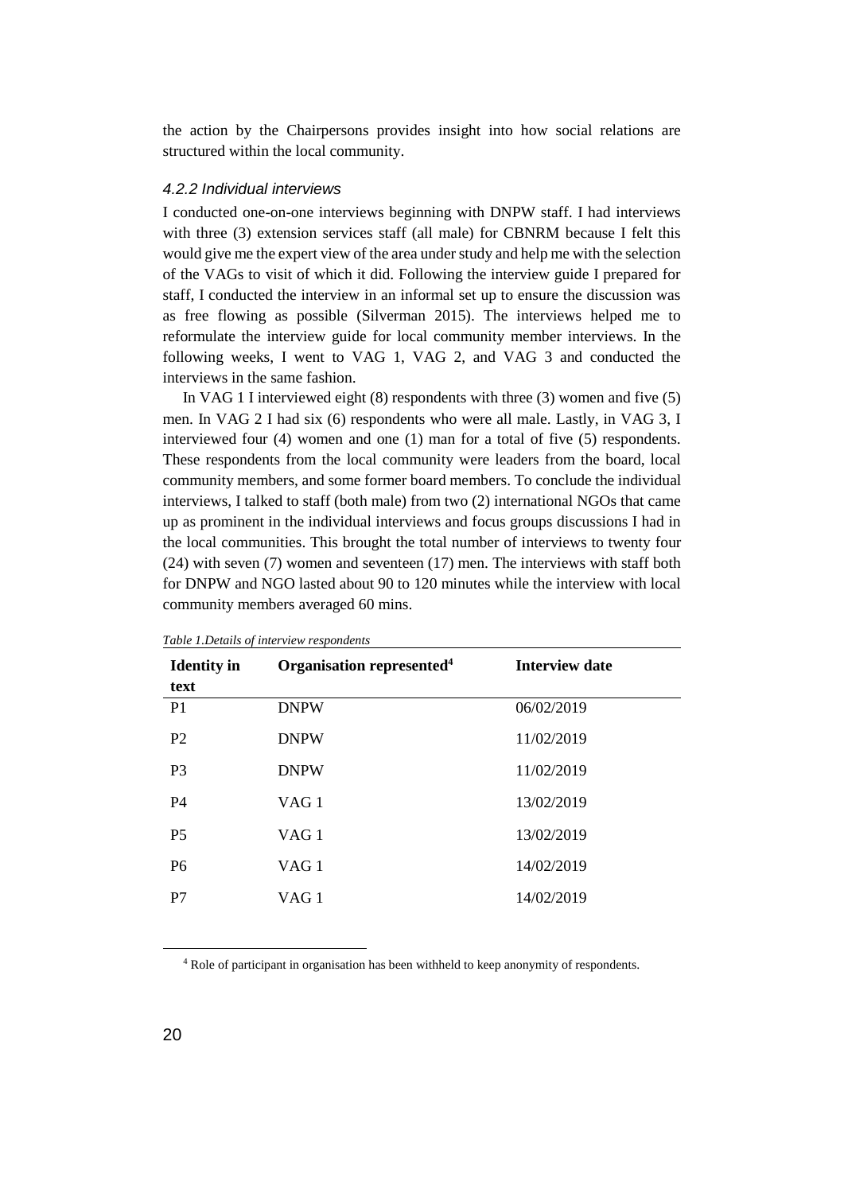the action by the Chairpersons provides insight into how social relations are structured within the local community.

#### *4.2.2 Individual interviews*

I conducted one-on-one interviews beginning with DNPW staff. I had interviews with three (3) extension services staff (all male) for CBNRM because I felt this would give me the expert view of the area under study and help me with the selection of the VAGs to visit of which it did. Following the interview guide I prepared for staff, I conducted the interview in an informal set up to ensure the discussion was as free flowing as possible (Silverman 2015). The interviews helped me to reformulate the interview guide for local community member interviews. In the following weeks, I went to VAG 1, VAG 2, and VAG 3 and conducted the interviews in the same fashion.

In VAG 1 I interviewed eight (8) respondents with three (3) women and five (5) men. In VAG 2 I had six (6) respondents who were all male. Lastly, in VAG 3, I interviewed four (4) women and one (1) man for a total of five (5) respondents. These respondents from the local community were leaders from the board, local community members, and some former board members. To conclude the individual interviews, I talked to staff (both male) from two (2) international NGOs that came up as prominent in the individual interviews and focus groups discussions I had in the local communities. This brought the total number of interviews to twenty four (24) with seven (7) women and seventeen (17) men. The interviews with staff both for DNPW and NGO lasted about 90 to 120 minutes while the interview with local community members averaged 60 mins.

*Table 1.Details of interview respondents*

| Identity in text | Organisation represented[4] | Interview date |
|---|---|---|
| P1 | DNPW | 06/02/2019 |
| P2 | DNPW | 11/02/2019 |
| P3 | DNPW | 11/02/2019 |
| P4 | VAG 1 | 13/02/2019 |
| P5 | VAG 1 | 13/02/2019 |
| P6 | VAG 1 | 14/02/2019 |
| P7 | VAG 1 | 14/02/2019 |

[4] Role of participant in organisation has been withheld to keep anonymity of respondents.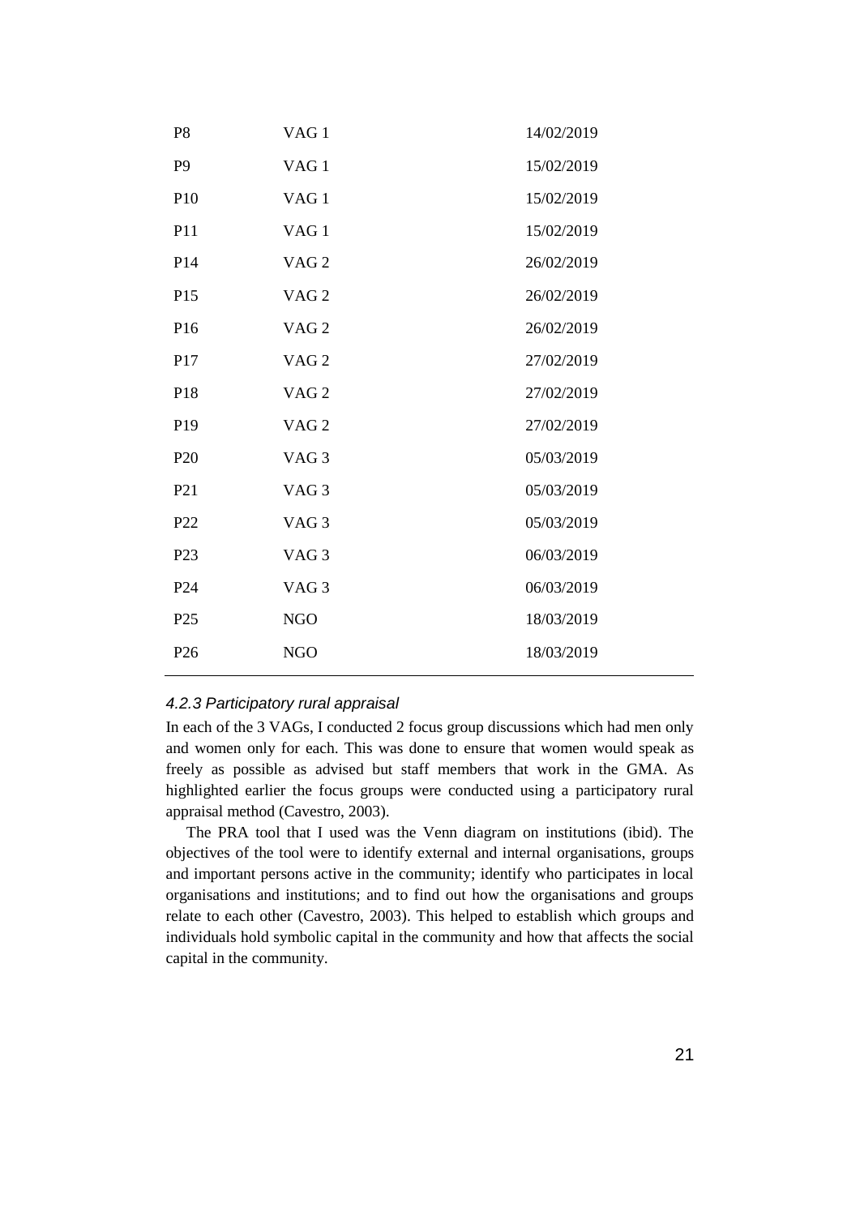| | | |
|---|---|---|
| P8 | VAG 1 | 14/02/2019 |
| P9 | VAG 1 | 15/02/2019 |
| P10 | VAG 1 | 15/02/2019 |
| P11 | VAG 1 | 15/02/2019 |
| P14 | VAG 2 | 26/02/2019 |
| P15 | VAG 2 | 26/02/2019 |
| P16 | VAG 2 | 26/02/2019 |
| P17 | VAG 2 | 27/02/2019 |
| P18 | VAG 2 | 27/02/2019 |
| P19 | VAG 2 | 27/02/2019 |
| P20 | VAG 3 | 05/03/2019 |
| P21 | VAG 3 | 05/03/2019 |
| P22 | VAG 3 | 05/03/2019 |
| P23 | VAG 3 | 06/03/2019 |
| P24 | VAG 3 | 06/03/2019 |
| P25 | NGO | 18/03/2019 |
| P26 | NGO | 18/03/2019 |

### *4.2.3 Participatory rural appraisal*

In each of the 3 VAGs, I conducted 2 focus group discussions which had men only and women only for each. This was done to ensure that women would speak as freely as possible as advised but staff members that work in the GMA. As highlighted earlier the focus groups were conducted using a participatory rural appraisal method (Cavestro, 2003).

The PRA tool that I used was the Venn diagram on institutions (ibid). The objectives of the tool were to identify external and internal organisations, groups and important persons active in the community; identify who participates in local organisations and institutions; and to find out how the organisations and groups relate to each other (Cavestro, 2003). This helped to establish which groups and individuals hold symbolic capital in the community and how that affects the social capital in the community.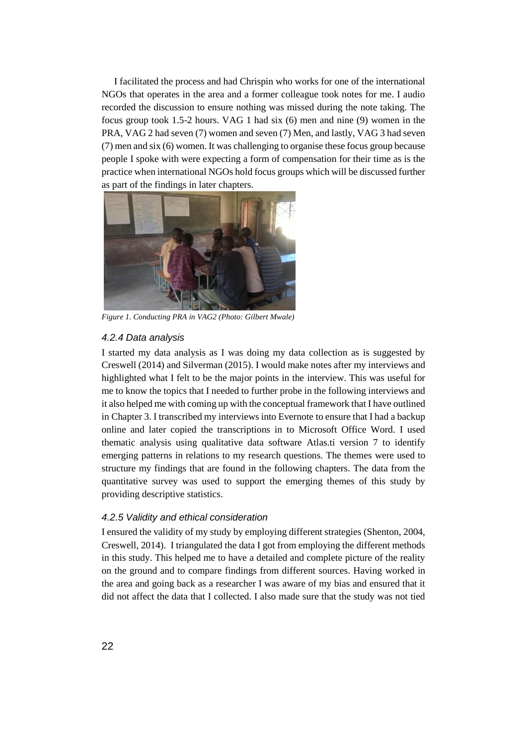I facilitated the process and had Chrispin who works for one of the international NGOs that operates in the area and a former colleague took notes for me. I audio recorded the discussion to ensure nothing was missed during the note taking. The focus group took 1.5-2 hours. VAG 1 had six (6) men and nine (9) women in the PRA, VAG 2 had seven (7) women and seven (7) Men, and lastly, VAG 3 had seven (7) men and six (6) women. It was challenging to organise these focus group because people I spoke with were expecting a form of compensation for their time as is the practice when international NGOs hold focus groups which will be discussed further as part of the findings in later chapters.

*Figure 1. Conducting PRA in VAG2 (Photo: Gilbert Mwale)*

#### *4.2.4 Data analysis*

I started my data analysis as I was doing my data collection as is suggested by Creswell (2014) and Silverman (2015). I would make notes after my interviews and highlighted what I felt to be the major points in the interview. This was useful for me to know the topics that I needed to further probe in the following interviews and it also helped me with coming up with the conceptual framework that I have outlined in Chapter 3. I transcribed my interviews into Evernote to ensure that I had a backup online and later copied the transcriptions in to Microsoft Office Word. I used thematic analysis using qualitative data software Atlas.ti version 7 to identify emerging patterns in relations to my research questions. The themes were used to structure my findings that are found in the following chapters. The data from the quantitative survey was used to support the emerging themes of this study by providing descriptive statistics.

#### *4.2.5 Validity and ethical consideration*

I ensured the validity of my study by employing different strategies (Shenton, 2004, Creswell, 2014). I triangulated the data I got from employing the different methods in this study. This helped me to have a detailed and complete picture of the reality on the ground and to compare findings from different sources. Having worked in the area and going back as a researcher I was aware of my bias and ensured that it did not affect the data that I collected. I also made sure that the study was not tied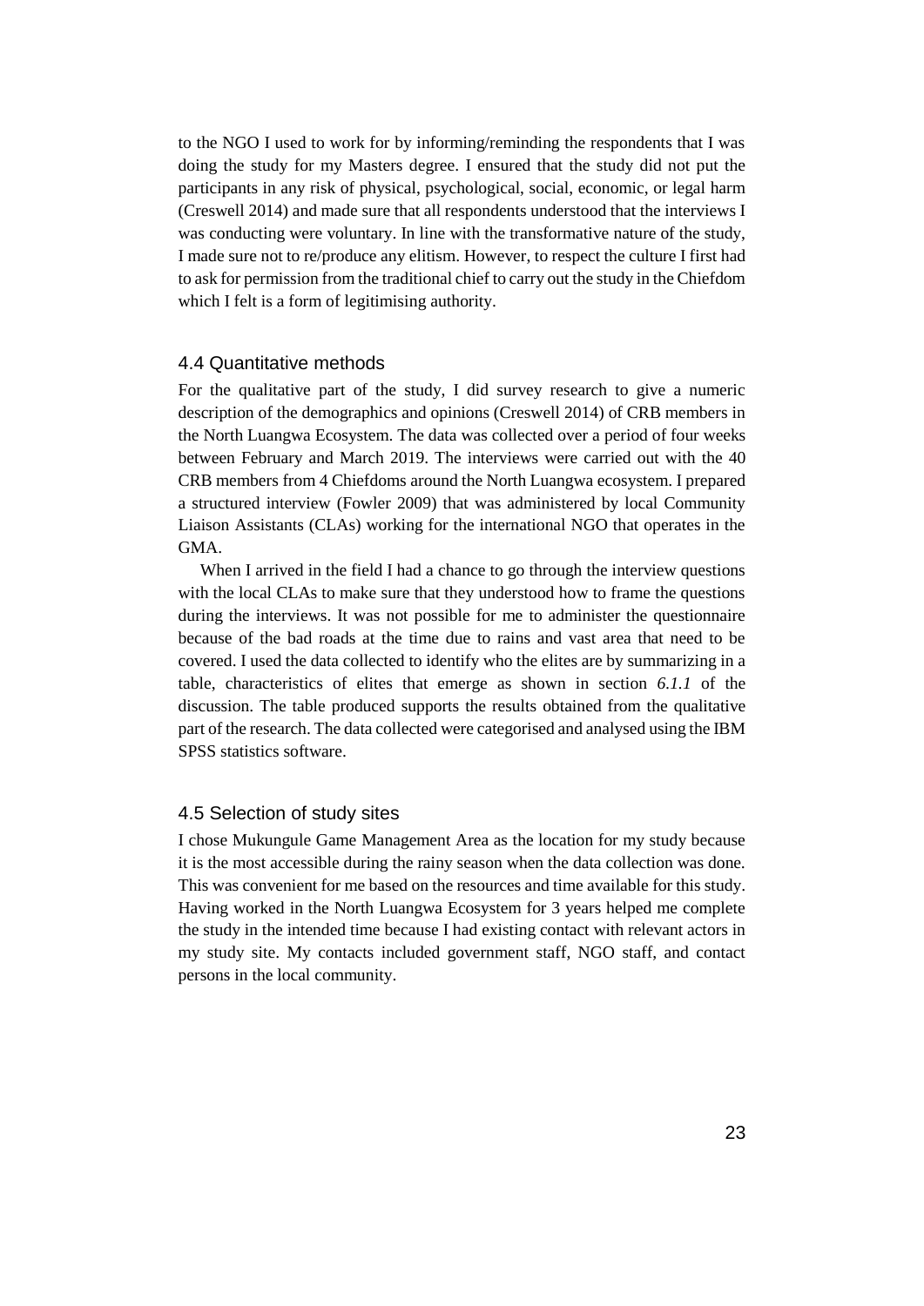to the NGO I used to work for by informing/reminding the respondents that I was doing the study for my Masters degree. I ensured that the study did not put the participants in any risk of physical, psychological, social, economic, or legal harm (Creswell 2014) and made sure that all respondents understood that the interviews I was conducting were voluntary. In line with the transformative nature of the study, I made sure not to re/produce any elitism. However, to respect the culture I first had to ask for permission from the traditional chief to carry out the study in the Chiefdom which I felt is a form of legitimising authority.

## 4.4 Quantitative methods

For the qualitative part of the study, I did survey research to give a numeric description of the demographics and opinions (Creswell 2014) of CRB members in the North Luangwa Ecosystem. The data was collected over a period of four weeks between February and March 2019. The interviews were carried out with the 40 CRB members from 4 Chiefdoms around the North Luangwa ecosystem. I prepared a structured interview (Fowler 2009) that was administered by local Community Liaison Assistants (CLAs) working for the international NGO that operates in the GMA.

When I arrived in the field I had a chance to go through the interview questions with the local CLAs to make sure that they understood how to frame the questions during the interviews. It was not possible for me to administer the questionnaire because of the bad roads at the time due to rains and vast area that need to be covered. I used the data collected to identify who the elites are by summarizing in a table, characteristics of elites that emerge as shown in section *6.1.1* of the discussion. The table produced supports the results obtained from the qualitative part of the research. The data collected were categorised and analysed using the IBM SPSS statistics software.

## 4.5 Selection of study sites

I chose Mukungule Game Management Area as the location for my study because it is the most accessible during the rainy season when the data collection was done. This was convenient for me based on the resources and time available for this study. Having worked in the North Luangwa Ecosystem for 3 years helped me complete the study in the intended time because I had existing contact with relevant actors in my study site. My contacts included government staff, NGO staff, and contact persons in the local community.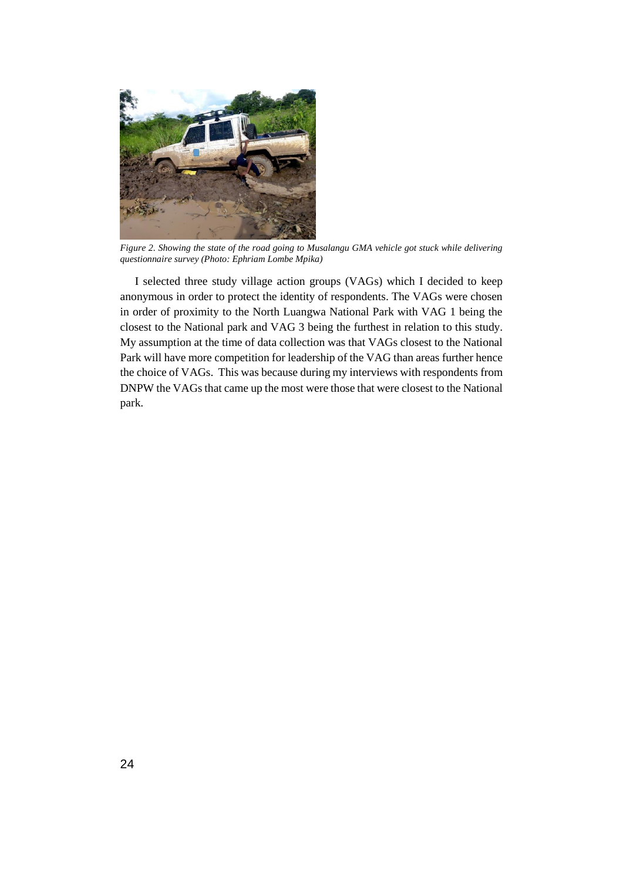*Figure 2. Showing the state of the road going to Musalangu GMA vehicle got stuck while delivering questionnaire survey (Photo: Ephriam Lombe Mpika)*

I selected three study village action groups (VAGs) which I decided to keep anonymous in order to protect the identity of respondents. The VAGs were chosen in order of proximity to the North Luangwa National Park with VAG 1 being the closest to the National park and VAG 3 being the furthest in relation to this study. My assumption at the time of data collection was that VAGs closest to the National Park will have more competition for leadership of the VAG than areas further hence the choice of VAGs. This was because during my interviews with respondents from DNPW the VAGs that came up the most were those that were closest to the National park.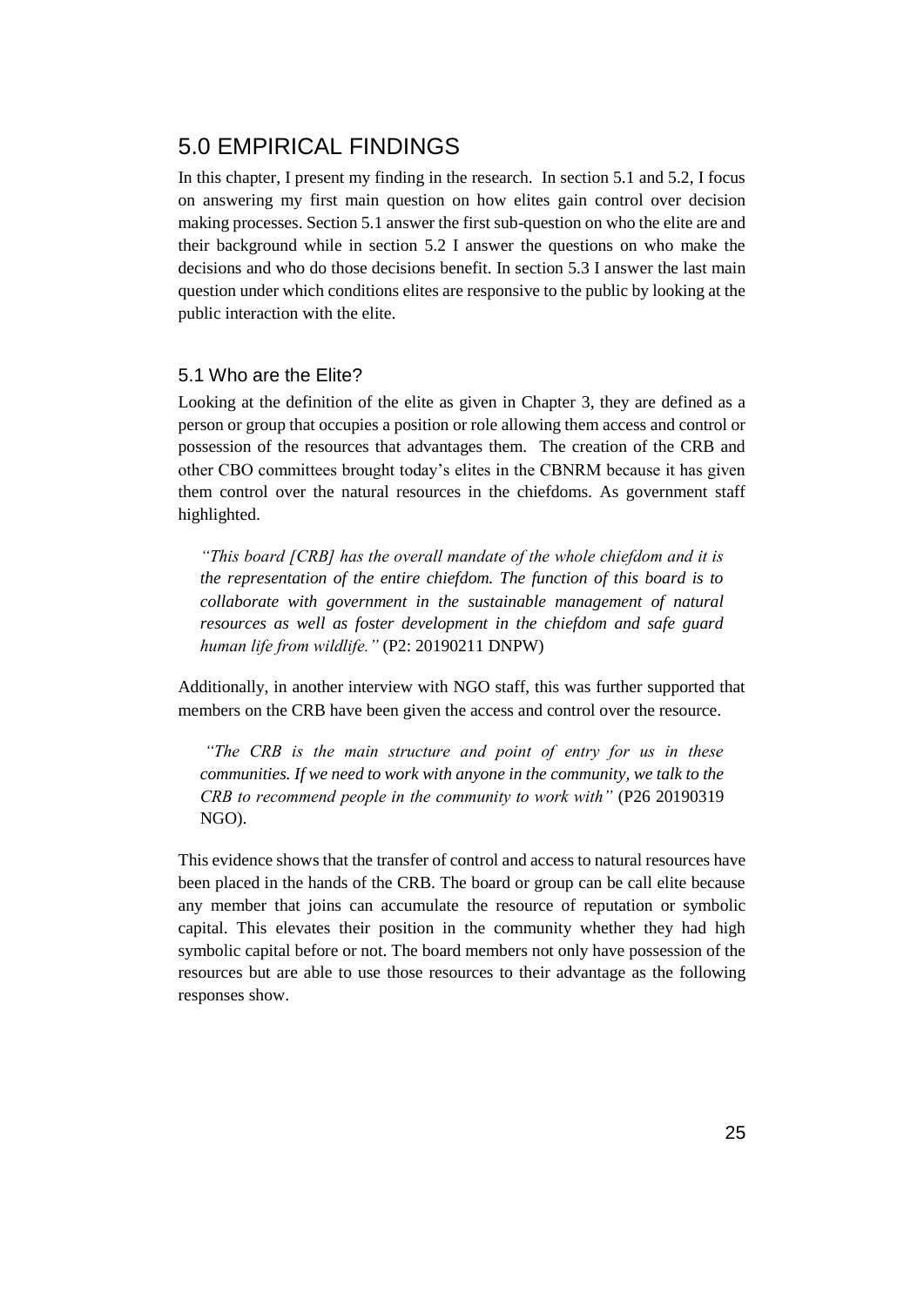# 5.0 EMPIRICAL FINDINGS

In this chapter, I present my finding in the research. In section 5.1 and 5.2, I focus on answering my first main question on how elites gain control over decision making processes. Section 5.1 answer the first sub-question on who the elite are and their background while in section 5.2 I answer the questions on who make the decisions and who do those decisions benefit. In section 5.3 I answer the last main question under which conditions elites are responsive to the public by looking at the public interaction with the elite.

## 5.1 Who are the Elite?

Looking at the definition of the elite as given in Chapter 3, they are defined as a person or group that occupies a position or role allowing them access and control or possession of the resources that advantages them. The creation of the CRB and other CBO committees brought today's elites in the CBNRM because it has given them control over the natural resources in the chiefdoms. As government staff highlighted.

> *"This board [CRB] has the overall mandate of the whole chiefdom and it is the representation of the entire chiefdom. The function of this board is to collaborate with government in the sustainable management of natural resources as well as foster development in the chiefdom and safe guard human life from wildlife."* (P2: 20190211 DNPW)

Additionally, in another interview with NGO staff, this was further supported that members on the CRB have been given the access and control over the resource.

> *"The CRB is the main structure and point of entry for us in these communities. If we need to work with anyone in the community, we talk to the CRB to recommend people in the community to work with"* (P26 20190319 NGO).

This evidence shows that the transfer of control and access to natural resources have been placed in the hands of the CRB. The board or group can be call elite because any member that joins can accumulate the resource of reputation or symbolic capital. This elevates their position in the community whether they had high symbolic capital before or not. The board members not only have possession of the resources but are able to use those resources to their advantage as the following responses show.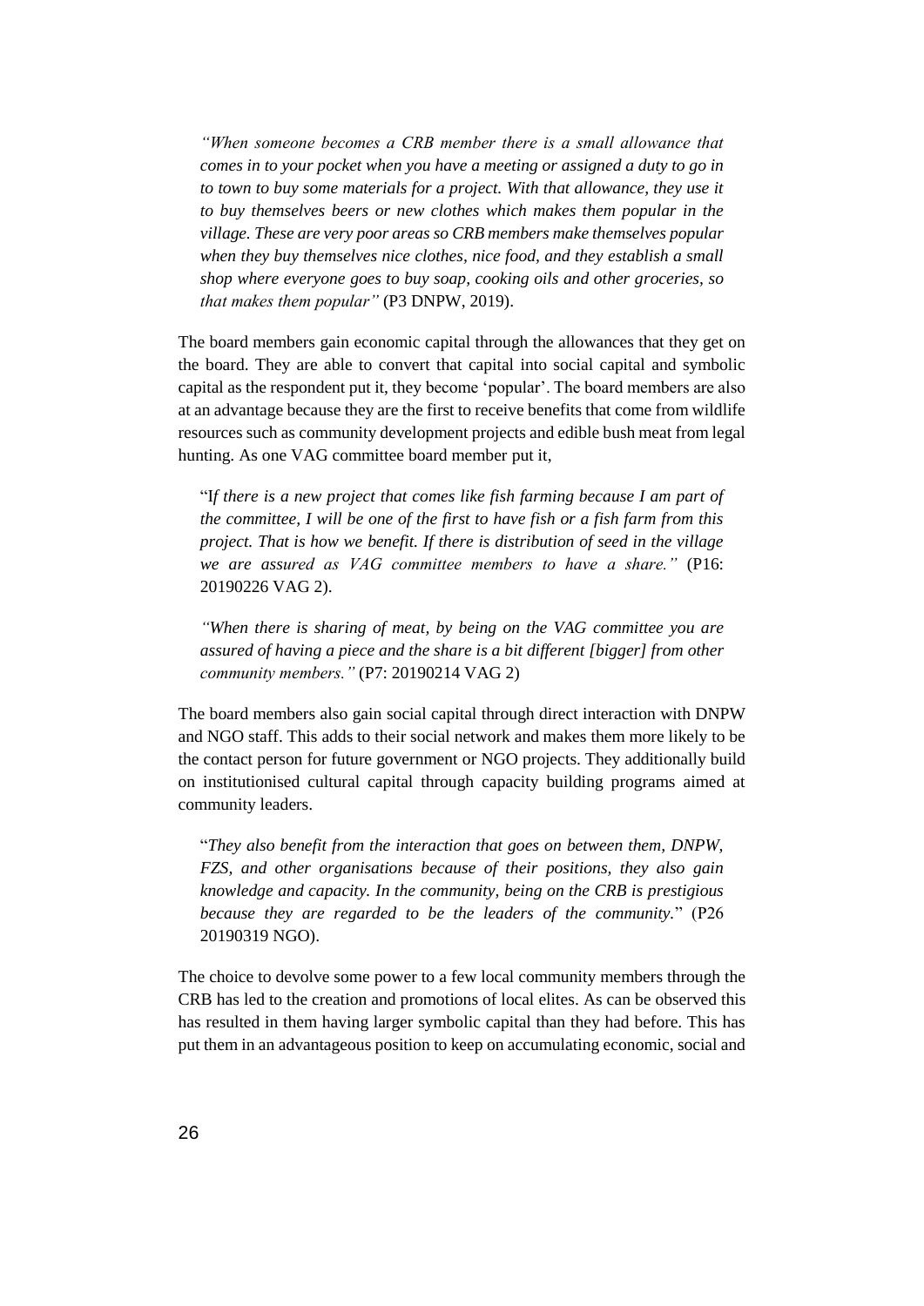> *"When someone becomes a CRB member there is a small allowance that comes in to your pocket when you have a meeting or assigned a duty to go in to town to buy some materials for a project. With that allowance, they use it to buy themselves beers or new clothes which makes them popular in the village. These are very poor areas so CRB members make themselves popular when they buy themselves nice clothes, nice food, and they establish a small shop where everyone goes to buy soap, cooking oils and other groceries, so that makes them popular"* (P3 DNPW, 2019).

The board members gain economic capital through the allowances that they get on the board. They are able to convert that capital into social capital and symbolic capital as the respondent put it, they become 'popular'. The board members are also at an advantage because they are the first to receive benefits that come from wildlife resources such as community development projects and edible bush meat from legal hunting. As one VAG committee board member put it,

> "I*f there is a new project that comes like fish farming because I am part of the committee, I will be one of the first to have fish or a fish farm from this project. That is how we benefit. If there is distribution of seed in the village we are assured as VAG committee members to have a share."* (P16: 20190226 VAG 2).

> *"When there is sharing of meat, by being on the VAG committee you are assured of having a piece and the share is a bit different [bigger] from other community members."* (P7: 20190214 VAG 2)

The board members also gain social capital through direct interaction with DNPW and NGO staff. This adds to their social network and makes them more likely to be the contact person for future government or NGO projects. They additionally build on institutionised cultural capital through capacity building programs aimed at community leaders.

> "*They also benefit from the interaction that goes on between them, DNPW, FZS, and other organisations because of their positions, they also gain knowledge and capacity. In the community, being on the CRB is prestigious because they are regarded to be the leaders of the community.*" (P26 20190319 NGO).

The choice to devolve some power to a few local community members through the CRB has led to the creation and promotions of local elites. As can be observed this has resulted in them having larger symbolic capital than they had before. This has put them in an advantageous position to keep on accumulating economic, social and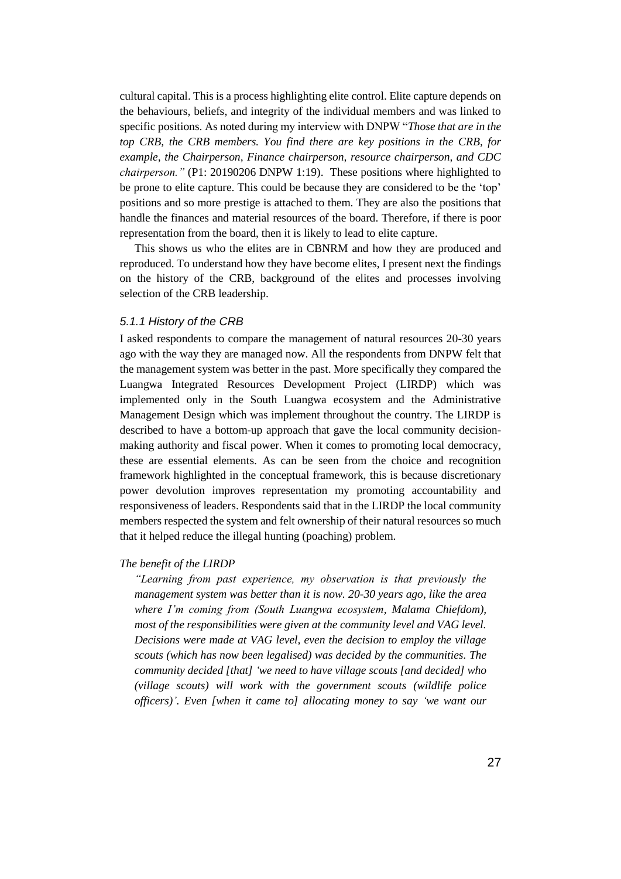cultural capital. This is a process highlighting elite control. Elite capture depends on the behaviours, beliefs, and integrity of the individual members and was linked to specific positions. As noted during my interview with DNPW "*Those that are in the top CRB, the CRB members. You find there are key positions in the CRB, for example, the Chairperson, Finance chairperson, resource chairperson, and CDC chairperson.*" (P1: 20190206 DNPW 1:19). These positions where highlighted to be prone to elite capture. This could be because they are considered to be the 'top' positions and so more prestige is attached to them. They are also the positions that handle the finances and material resources of the board. Therefore, if there is poor representation from the board, then it is likely to lead to elite capture.

This shows us who the elites are in CBNRM and how they are produced and reproduced. To understand how they have become elites, I present next the findings on the history of the CRB, background of the elites and processes involving selection of the CRB leadership.

### *5.1.1 History of the CRB*

I asked respondents to compare the management of natural resources 20-30 years ago with the way they are managed now. All the respondents from DNPW felt that the management system was better in the past. More specifically they compared the Luangwa Integrated Resources Development Project (LIRDP) which was implemented only in the South Luangwa ecosystem and the Administrative Management Design which was implement throughout the country. The LIRDP is described to have a bottom-up approach that gave the local community decision-making authority and fiscal power. When it comes to promoting local democracy, these are essential elements. As can be seen from the choice and recognition framework highlighted in the conceptual framework, this is because discretionary power devolution improves representation my promoting accountability and responsiveness of leaders. Respondents said that in the LIRDP the local community members respected the system and felt ownership of their natural resources so much that it helped reduce the illegal hunting (poaching) problem.

*The benefit of the LIRDP*

> *"Learning from past experience, my observation is that previously the management system was better than it is now. 20-30 years ago, like the area where I'm coming from (South Luangwa ecosystem, Malama Chiefdom), most of the responsibilities were given at the community level and VAG level. Decisions were made at VAG level, even the decision to employ the village scouts (which has now been legalised) was decided by the communities. The community decided [that] 'we need to have village scouts [and decided] who (village scouts) will work with the government scouts (wildlife police officers)'. Even [when it came to] allocating money to say 'we want our*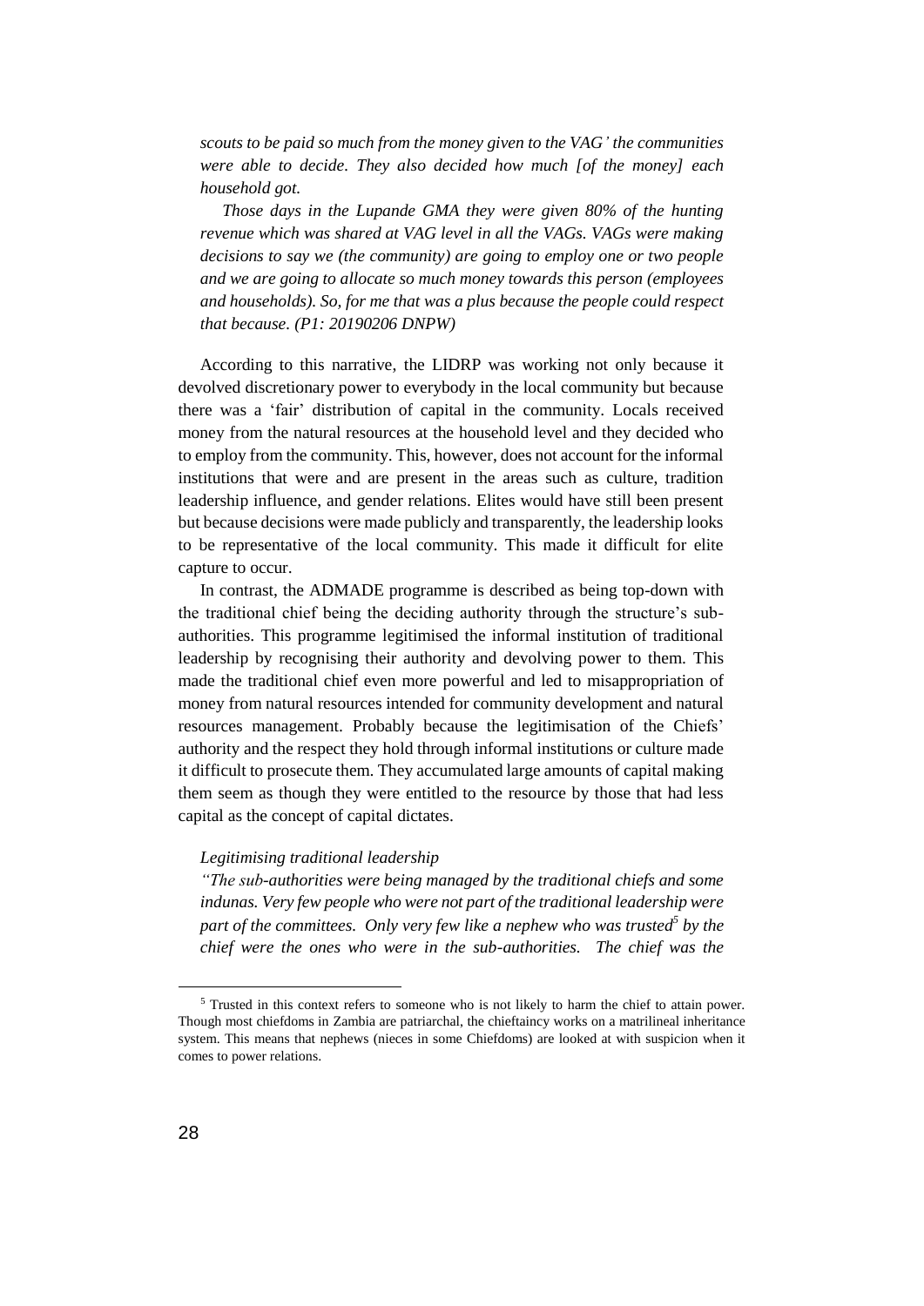*scouts to be paid so much from the money given to the VAG' the communities were able to decide. They also decided how much [of the money] each household got.*

*Those days in the Lupande GMA they were given 80% of the hunting revenue which was shared at VAG level in all the VAGs. VAGs were making decisions to say we (the community) are going to employ one or two people and we are going to allocate so much money towards this person (employees and households). So, for me that was a plus because the people could respect that because. (P1: 20190206 DNPW)*

According to this narrative, the LIDRP was working not only because it devolved discretionary power to everybody in the local community but because there was a 'fair' distribution of capital in the community. Locals received money from the natural resources at the household level and they decided who to employ from the community. This, however, does not account for the informal institutions that were and are present in the areas such as culture, tradition leadership influence, and gender relations. Elites would have still been present but because decisions were made publicly and transparently, the leadership looks to be representative of the local community. This made it difficult for elite capture to occur.

In contrast, the ADMADE programme is described as being top-down with the traditional chief being the deciding authority through the structure's sub-authorities. This programme legitimised the informal institution of traditional leadership by recognising their authority and devolving power to them. This made the traditional chief even more powerful and led to misappropriation of money from natural resources intended for community development and natural resources management. Probably because the legitimisation of the Chiefs' authority and the respect they hold through informal institutions or culture made it difficult to prosecute them. They accumulated large amounts of capital making them seem as though they were entitled to the resource by those that had less capital as the concept of capital dictates.

*Legitimising traditional leadership*

*"The sub-authorities were being managed by the traditional chiefs and some indunas. Very few people who were not part of the traditional leadership were part of the committees. Only very few like a nephew who was trusted[5] by the chief were the ones who were in the sub-authorities. The chief was the*

[5] Trusted in this context refers to someone who is not likely to harm the chief to attain power. Though most chiefdoms in Zambia are patriarchal, the chieftaincy works on a matrilineal inheritance system. This means that nephews (nieces in some Chiefdoms) are looked at with suspicion when it comes to power relations.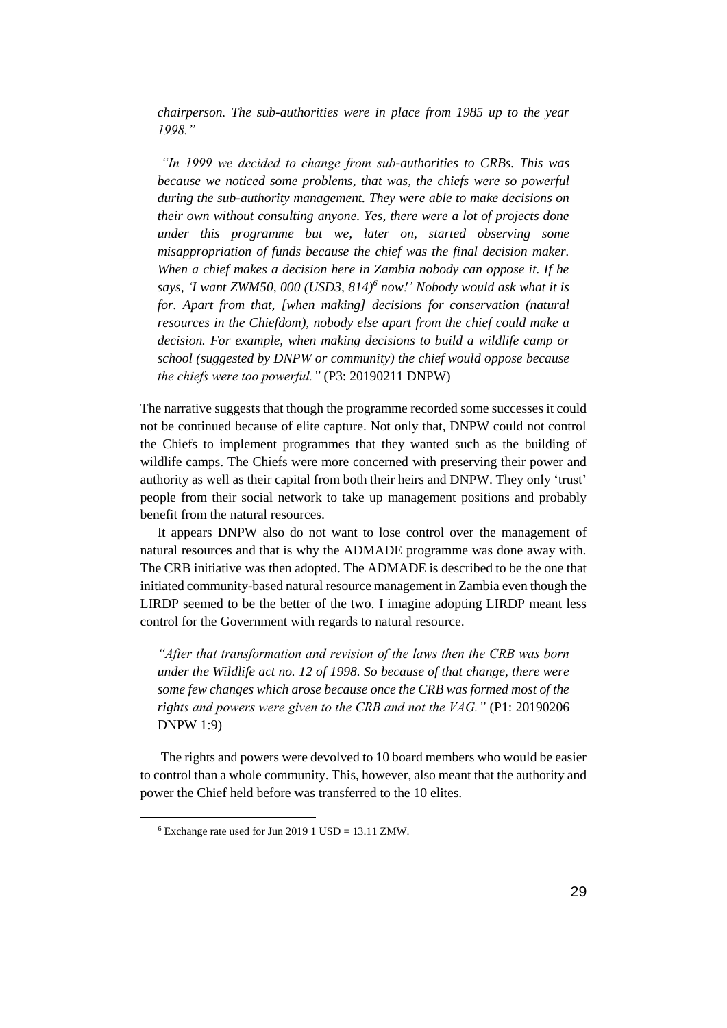*chairperson. The sub-authorities were in place from 1985 up to the year 1998."*

*"In 1999 we decided to change from sub-authorities to CRBs. This was because we noticed some problems, that was, the chiefs were so powerful during the sub-authority management. They were able to make decisions on their own without consulting anyone. Yes, there were a lot of projects done under this programme but we, later on, started observing some misappropriation of funds because the chief was the final decision maker. When a chief makes a decision here in Zambia nobody can oppose it. If he says, 'I want ZWM50, 000 (USD3, 814)[6] now!' Nobody would ask what it is for. Apart from that, [when making] decisions for conservation (natural resources in the Chiefdom), nobody else apart from the chief could make a decision. For example, when making decisions to build a wildlife camp or school (suggested by DNPW or community) the chief would oppose because the chiefs were too powerful."* (P3: 20190211 DNPW)

The narrative suggests that though the programme recorded some successes it could not be continued because of elite capture. Not only that, DNPW could not control the Chiefs to implement programmes that they wanted such as the building of wildlife camps. The Chiefs were more concerned with preserving their power and authority as well as their capital from both their heirs and DNPW. They only 'trust' people from their social network to take up management positions and probably benefit from the natural resources.

It appears DNPW also do not want to lose control over the management of natural resources and that is why the ADMADE programme was done away with. The CRB initiative was then adopted. The ADMADE is described to be the one that initiated community-based natural resource management in Zambia even though the LIRDP seemed to be the better of the two. I imagine adopting LIRDP meant less control for the Government with regards to natural resource.

*"After that transformation and revision of the laws then the CRB was born under the Wildlife act no. 12 of 1998. So because of that change, there were some few changes which arose because once the CRB was formed most of the rights and powers were given to the CRB and not the VAG."* (P1: 20190206 DNPW 1:9)

The rights and powers were devolved to 10 board members who would be easier to control than a whole community. This, however, also meant that the authority and power the Chief held before was transferred to the 10 elites.

[6] Exchange rate used for Jun 2019 1 USD = 13.11 ZMW.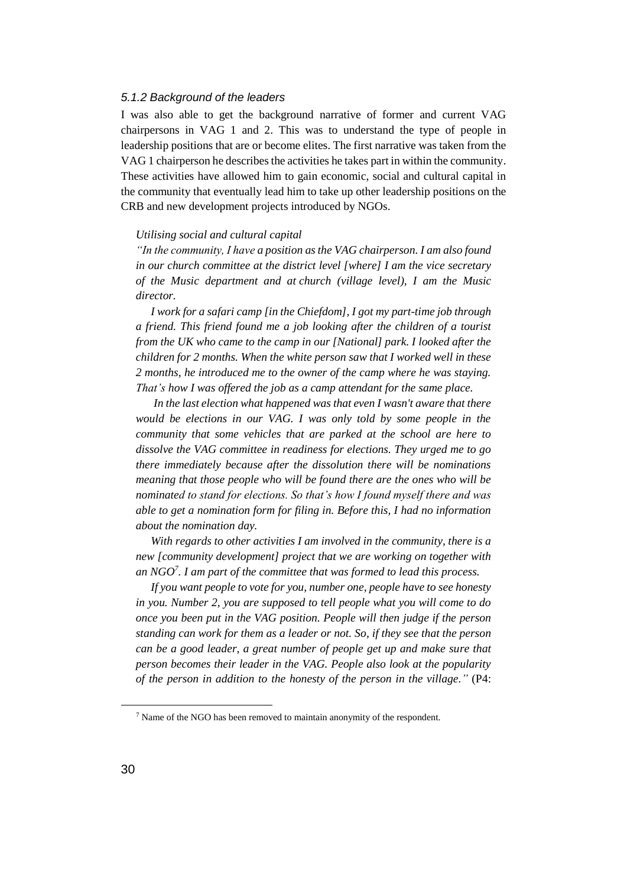#### *5.1.2 Background of the leaders*

I was also able to get the background narrative of former and current VAG chairpersons in VAG 1 and 2. This was to understand the type of people in leadership positions that are or become elites. The first narrative was taken from the VAG 1 chairperson he describes the activities he takes part in within the community. These activities have allowed him to gain economic, social and cultural capital in the community that eventually lead him to take up other leadership positions on the CRB and new development projects introduced by NGOs.

> *Utilising social and cultural capital*
>
> *"In the community, I have a position as the VAG chairperson. I am also found in our church committee at the district level [where] I am the vice secretary of the Music department and at church (village level), I am the Music director.*
>
> *I work for a safari camp [in the Chiefdom], I got my part-time job through a friend. This friend found me a job looking after the children of a tourist from the UK who came to the camp in our [National] park. I looked after the children for 2 months. When the white person saw that I worked well in these 2 months, he introduced me to the owner of the camp where he was staying. That's how I was offered the job as a camp attendant for the same place.*
>
> *In the last election what happened was that even I wasn't aware that there would be elections in our VAG. I was only told by some people in the community that some vehicles that are parked at the school are here to dissolve the VAG committee in readiness for elections. They urged me to go there immediately because after the dissolution there will be nominations meaning that those people who will be found there are the ones who will be nominated to stand for elections. So that's how I found myself there and was able to get a nomination form for filing in. Before this, I had no information about the nomination day.*
>
> *With regards to other activities I am involved in the community, there is a new [community development] project that we are working on together with an NGO*[7]*. I am part of the committee that was formed to lead this process.*
>
> *If you want people to vote for you, number one, people have to see honesty in you. Number 2, you are supposed to tell people what you will come to do once you been put in the VAG position. People will then judge if the person standing can work for them as a leader or not. So, if they see that the person can be a good leader, a great number of people get up and make sure that person becomes their leader in the VAG. People also look at the popularity of the person in addition to the honesty of the person in the village."* (P4:

[7] Name of the NGO has been removed to maintain anonymity of the respondent.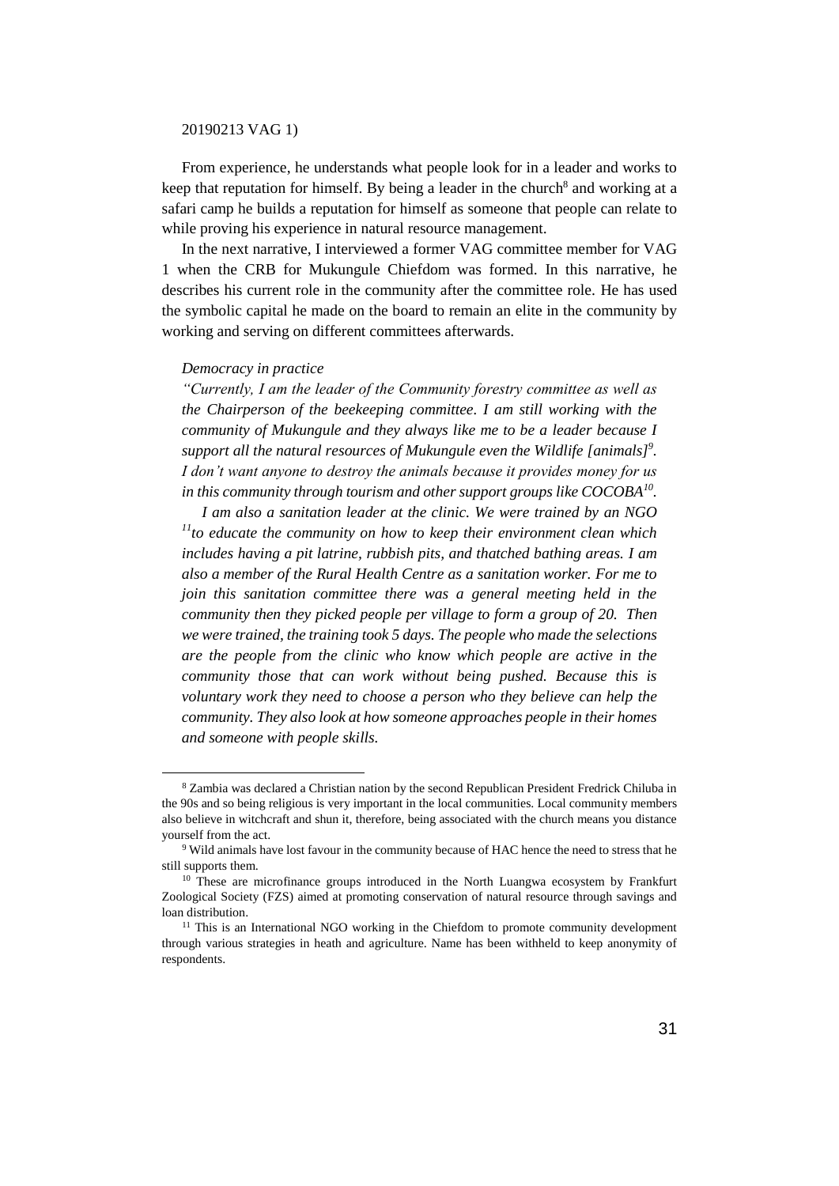20190213 VAG 1)

From experience, he understands what people look for in a leader and works to keep that reputation for himself. By being a leader in the church[8] and working at a safari camp he builds a reputation for himself as someone that people can relate to while proving his experience in natural resource management.

In the next narrative, I interviewed a former VAG committee member for VAG 1 when the CRB for Mukungule Chiefdom was formed. In this narrative, he describes his current role in the community after the committee role. He has used the symbolic capital he made on the board to remain an elite in the community by working and serving on different committees afterwards.

*Democracy in practice*

*"Currently, I am the leader of the Community forestry committee as well as the Chairperson of the beekeeping committee. I am still working with the community of Mukungule and they always like me to be a leader because I support all the natural resources of Mukungule even the Wildlife [animals][9]. I don't want anyone to destroy the animals because it provides money for us in this community through tourism and other support groups like COCOBA[10].*

*I am also a sanitation leader at the clinic. We were trained by an NGO [11]to educate the community on how to keep their environment clean which includes having a pit latrine, rubbish pits, and thatched bathing areas. I am also a member of the Rural Health Centre as a sanitation worker. For me to join this sanitation committee there was a general meeting held in the community then they picked people per village to form a group of 20. Then we were trained, the training took 5 days. The people who made the selections are the people from the clinic who know which people are active in the community those that can work without being pushed. Because this is voluntary work they need to choose a person who they believe can help the community. They also look at how someone approaches people in their homes and someone with people skills.*

---

[8] Zambia was declared a Christian nation by the second Republican President Fredrick Chiluba in the 90s and so being religious is very important in the local communities. Local community members also believe in witchcraft and shun it, therefore, being associated with the church means you distance yourself from the act.

[9] Wild animals have lost favour in the community because of HAC hence the need to stress that he still supports them.

[10] These are microfinance groups introduced in the North Luangwa ecosystem by Frankfurt Zoological Society (FZS) aimed at promoting conservation of natural resource through savings and loan distribution.

[11] This is an International NGO working in the Chiefdom to promote community development through various strategies in heath and agriculture. Name has been withheld to keep anonymity of respondents.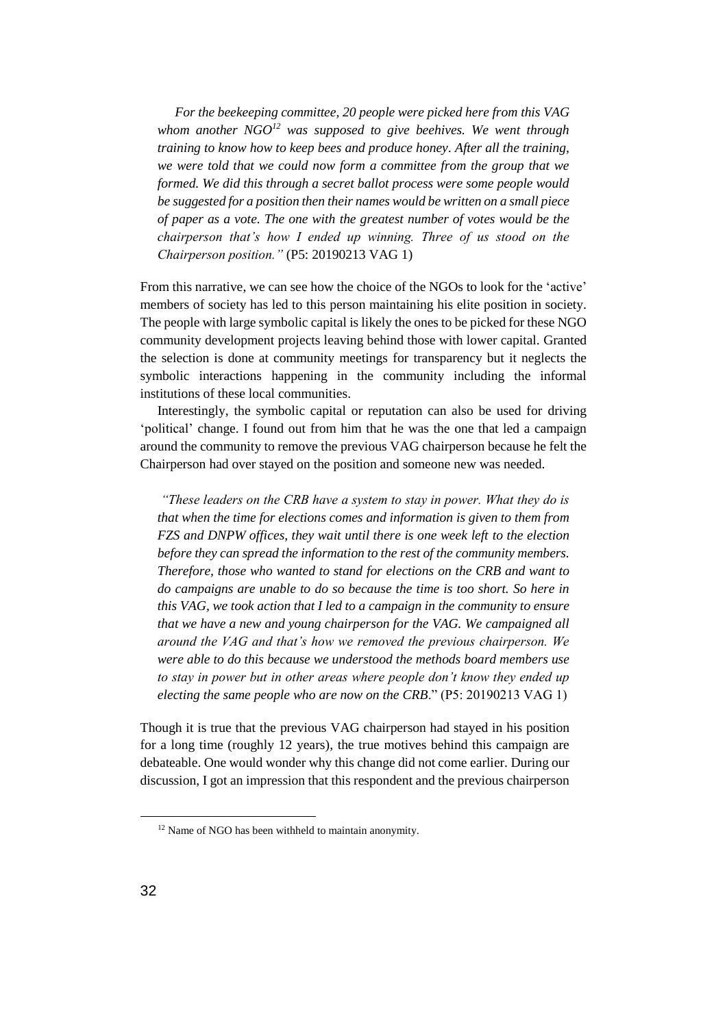*For the beekeeping committee, 20 people were picked here from this VAG whom another NGO*[12] *was supposed to give beehives. We went through training to know how to keep bees and produce honey. After all the training, we were told that we could now form a committee from the group that we formed. We did this through a secret ballot process were some people would be suggested for a position then their names would be written on a small piece of paper as a vote. The one with the greatest number of votes would be the chairperson that's how I ended up winning. Three of us stood on the Chairperson position."* (P5: 20190213 VAG 1)

From this narrative, we can see how the choice of the NGOs to look for the 'active' members of society has led to this person maintaining his elite position in society. The people with large symbolic capital is likely the ones to be picked for these NGO community development projects leaving behind those with lower capital. Granted the selection is done at community meetings for transparency but it neglects the symbolic interactions happening in the community including the informal institutions of these local communities.

Interestingly, the symbolic capital or reputation can also be used for driving 'political' change. I found out from him that he was the one that led a campaign around the community to remove the previous VAG chairperson because he felt the Chairperson had over stayed on the position and someone new was needed.

*"These leaders on the CRB have a system to stay in power. What they do is that when the time for elections comes and information is given to them from FZS and DNPW offices, they wait until there is one week left to the election before they can spread the information to the rest of the community members. Therefore, those who wanted to stand for elections on the CRB and want to do campaigns are unable to do so because the time is too short. So here in this VAG, we took action that I led to a campaign in the community to ensure that we have a new and young chairperson for the VAG. We campaigned all around the VAG and that's how we removed the previous chairperson. We were able to do this because we understood the methods board members use to stay in power but in other areas where people don't know they ended up electing the same people who are now on the CRB.*" (P5: 20190213 VAG 1)

Though it is true that the previous VAG chairperson had stayed in his position for a long time (roughly 12 years), the true motives behind this campaign are debateable. One would wonder why this change did not come earlier. During our discussion, I got an impression that this respondent and the previous chairperson

[12] Name of NGO has been withheld to maintain anonymity.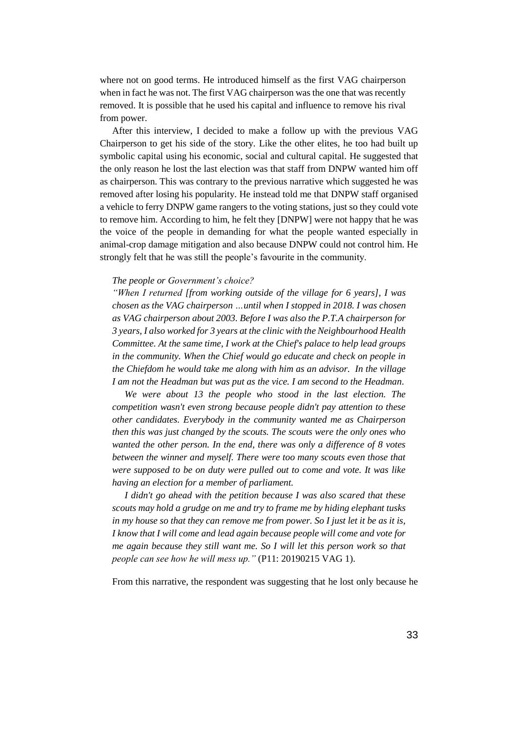where not on good terms. He introduced himself as the first VAG chairperson when in fact he was not. The first VAG chairperson was the one that was recently removed. It is possible that he used his capital and influence to remove his rival from power.

After this interview, I decided to make a follow up with the previous VAG Chairperson to get his side of the story. Like the other elites, he too had built up symbolic capital using his economic, social and cultural capital. He suggested that the only reason he lost the last election was that staff from DNPW wanted him off as chairperson. This was contrary to the previous narrative which suggested he was removed after losing his popularity. He instead told me that DNPW staff organised a vehicle to ferry DNPW game rangers to the voting stations, just so they could vote to remove him. According to him, he felt they [DNPW] were not happy that he was the voice of the people in demanding for what the people wanted especially in animal-crop damage mitigation and also because DNPW could not control him. He strongly felt that he was still the people's favourite in the community.

*The people or Government's choice?*

*"When I returned [from working outside of the village for 6 years], I was chosen as the VAG chairperson …until when I stopped in 2018. I was chosen as VAG chairperson about 2003. Before I was also the P.T.A chairperson for 3 years, I also worked for 3 years at the clinic with the Neighbourhood Health Committee. At the same time, I work at the Chief's palace to help lead groups in the community. When the Chief would go educate and check on people in the Chiefdom he would take me along with him as an advisor. In the village I am not the Headman but was put as the vice. I am second to the Headman.*

*We were about 13 the people who stood in the last election. The competition wasn't even strong because people didn't pay attention to these other candidates. Everybody in the community wanted me as Chairperson then this was just changed by the scouts. The scouts were the only ones who wanted the other person. In the end, there was only a difference of 8 votes between the winner and myself. There were too many scouts even those that were supposed to be on duty were pulled out to come and vote. It was like having an election for a member of parliament.*

*I didn't go ahead with the petition because I was also scared that these scouts may hold a grudge on me and try to frame me by hiding elephant tusks in my house so that they can remove me from power. So I just let it be as it is, I know that I will come and lead again because people will come and vote for me again because they still want me. So I will let this person work so that people can see how he will mess up."* (P11: 20190215 VAG 1).

From this narrative, the respondent was suggesting that he lost only because he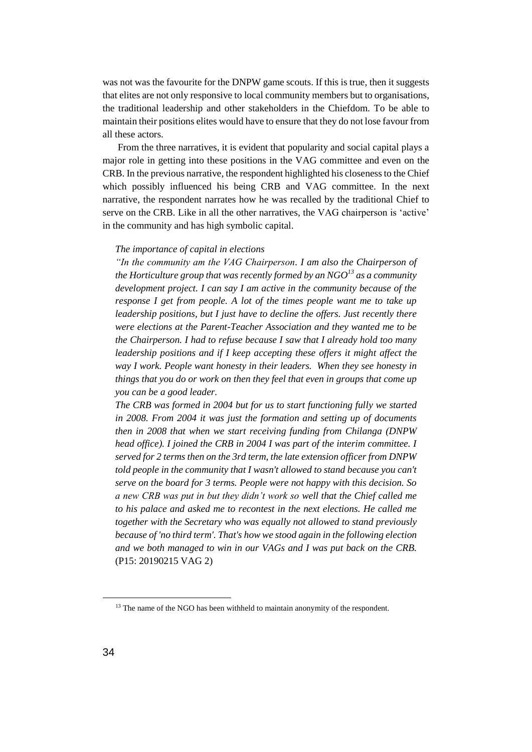was not was the favourite for the DNPW game scouts. If this is true, then it suggests that elites are not only responsive to local community members but to organisations, the traditional leadership and other stakeholders in the Chiefdom. To be able to maintain their positions elites would have to ensure that they do not lose favour from all these actors.

From the three narratives, it is evident that popularity and social capital plays a major role in getting into these positions in the VAG committee and even on the CRB. In the previous narrative, the respondent highlighted his closeness to the Chief which possibly influenced his being CRB and VAG committee. In the next narrative, the respondent narrates how he was recalled by the traditional Chief to serve on the CRB. Like in all the other narratives, the VAG chairperson is 'active' in the community and has high symbolic capital.

*The importance of capital in elections*

*"In the community am the VAG Chairperson. I am also the Chairperson of the Horticulture group that was recently formed by an NGO[13] as a community development project. I can say I am active in the community because of the response I get from people. A lot of the times people want me to take up leadership positions, but I just have to decline the offers. Just recently there were elections at the Parent-Teacher Association and they wanted me to be the Chairperson. I had to refuse because I saw that I already hold too many leadership positions and if I keep accepting these offers it might affect the way I work. People want honesty in their leaders. When they see honesty in things that you do or work on then they feel that even in groups that come up you can be a good leader.*

*The CRB was formed in 2004 but for us to start functioning fully we started in 2008. From 2004 it was just the formation and setting up of documents then in 2008 that when we start receiving funding from Chilanga (DNPW head office). I joined the CRB in 2004 I was part of the interim committee. I served for 2 terms then on the 3rd term, the late extension officer from DNPW told people in the community that I wasn't allowed to stand because you can't serve on the board for 3 terms. People were not happy with this decision. So a new CRB was put in but they didn't work so well that the Chief called me to his palace and asked me to recontest in the next elections. He called me together with the Secretary who was equally not allowed to stand previously because of 'no third term'. That's how we stood again in the following election and we both managed to win in our VAGs and I was put back on the CRB.* (P15: 20190215 VAG 2)

---

[13] The name of the NGO has been withheld to maintain anonymity of the respondent.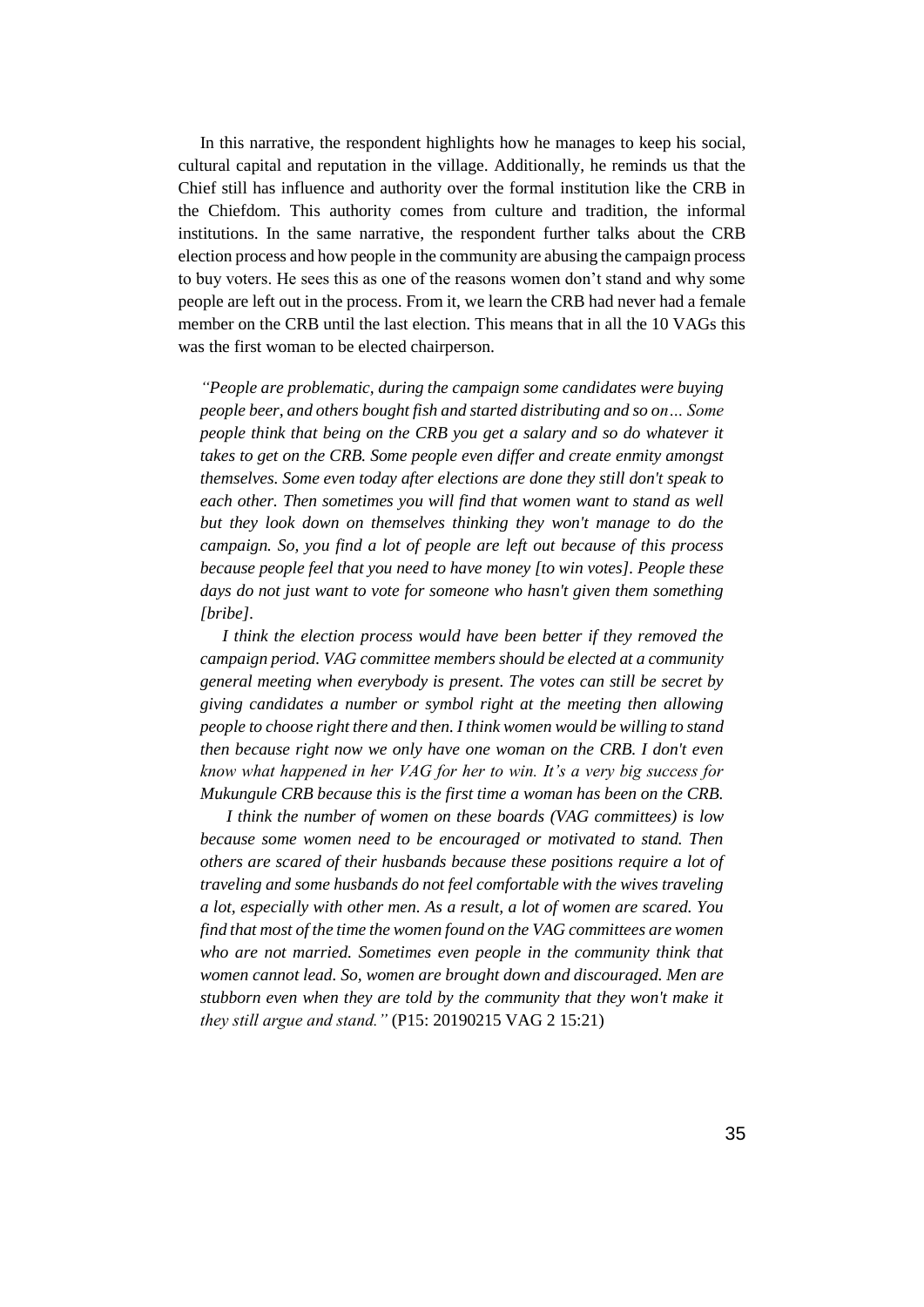In this narrative, the respondent highlights how he manages to keep his social, cultural capital and reputation in the village. Additionally, he reminds us that the Chief still has influence and authority over the formal institution like the CRB in the Chiefdom. This authority comes from culture and tradition, the informal institutions. In the same narrative, the respondent further talks about the CRB election process and how people in the community are abusing the campaign process to buy voters. He sees this as one of the reasons women don't stand and why some people are left out in the process. From it, we learn the CRB had never had a female member on the CRB until the last election. This means that in all the 10 VAGs this was the first woman to be elected chairperson.

> *"People are problematic, during the campaign some candidates were buying people beer, and others bought fish and started distributing and so on… Some people think that being on the CRB you get a salary and so do whatever it takes to get on the CRB. Some people even differ and create enmity amongst themselves. Some even today after elections are done they still don't speak to each other. Then sometimes you will find that women want to stand as well but they look down on themselves thinking they won't manage to do the campaign. So, you find a lot of people are left out because of this process because people feel that you need to have money [to win votes]. People these days do not just want to vote for someone who hasn't given them something [bribe].*
>
> *I think the election process would have been better if they removed the campaign period. VAG committee members should be elected at a community general meeting when everybody is present. The votes can still be secret by giving candidates a number or symbol right at the meeting then allowing people to choose right there and then. I think women would be willing to stand then because right now we only have one woman on the CRB. I don't even know what happened in her VAG for her to win. It's a very big success for Mukungule CRB because this is the first time a woman has been on the CRB.*
>
> *I think the number of women on these boards (VAG committees) is low because some women need to be encouraged or motivated to stand. Then others are scared of their husbands because these positions require a lot of traveling and some husbands do not feel comfortable with the wives traveling a lot, especially with other men. As a result, a lot of women are scared. You find that most of the time the women found on the VAG committees are women who are not married. Sometimes even people in the community think that women cannot lead. So, women are brought down and discouraged. Men are stubborn even when they are told by the community that they won't make it they still argue and stand."* (P15: 20190215 VAG 2 15:21)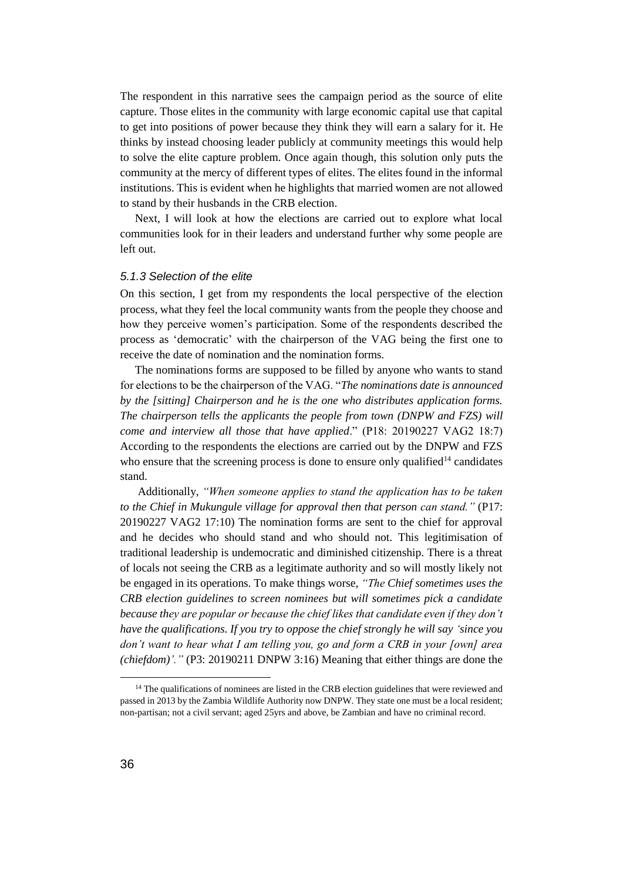The respondent in this narrative sees the campaign period as the source of elite capture. Those elites in the community with large economic capital use that capital to get into positions of power because they think they will earn a salary for it. He thinks by instead choosing leader publicly at community meetings this would help to solve the elite capture problem. Once again though, this solution only puts the community at the mercy of different types of elites. The elites found in the informal institutions. This is evident when he highlights that married women are not allowed to stand by their husbands in the CRB election.

Next, I will look at how the elections are carried out to explore what local communities look for in their leaders and understand further why some people are left out.

### *5.1.3 Selection of the elite*

On this section, I get from my respondents the local perspective of the election process, what they feel the local community wants from the people they choose and how they perceive women's participation. Some of the respondents described the process as 'democratic' with the chairperson of the VAG being the first one to receive the date of nomination and the nomination forms.

The nominations forms are supposed to be filled by anyone who wants to stand for elections to be the chairperson of the VAG. "*The nominations date is announced by the [sitting] Chairperson and he is the one who distributes application forms. The chairperson tells the applicants the people from town (DNPW and FZS) will come and interview all those that have applied*." (P18: 20190227 VAG2 18:7) According to the respondents the elections are carried out by the DNPW and FZS who ensure that the screening process is done to ensure only qualified[14] candidates stand.

Additionally, *"When someone applies to stand the application has to be taken to the Chief in Mukungule village for approval then that person can stand."* (P17: 20190227 VAG2 17:10) The nomination forms are sent to the chief for approval and he decides who should stand and who should not. This legitimisation of traditional leadership is undemocratic and diminished citizenship. There is a threat of locals not seeing the CRB as a legitimate authority and so will mostly likely not be engaged in its operations. To make things worse, *"The Chief sometimes uses the CRB election guidelines to screen nominees but will sometimes pick a candidate because they are popular or because the chief likes that candidate even if they don't have the qualifications. If you try to oppose the chief strongly he will say 'since you don't want to hear what I am telling you, go and form a CRB in your [own] area (chiefdom)'."* (P3: 20190211 DNPW 3:16) Meaning that either things are done the

[14] The qualifications of nominees are listed in the CRB election guidelines that were reviewed and passed in 2013 by the Zambia Wildlife Authority now DNPW. They state one must be a local resident; non-partisan; not a civil servant; aged 25yrs and above, be Zambian and have no criminal record.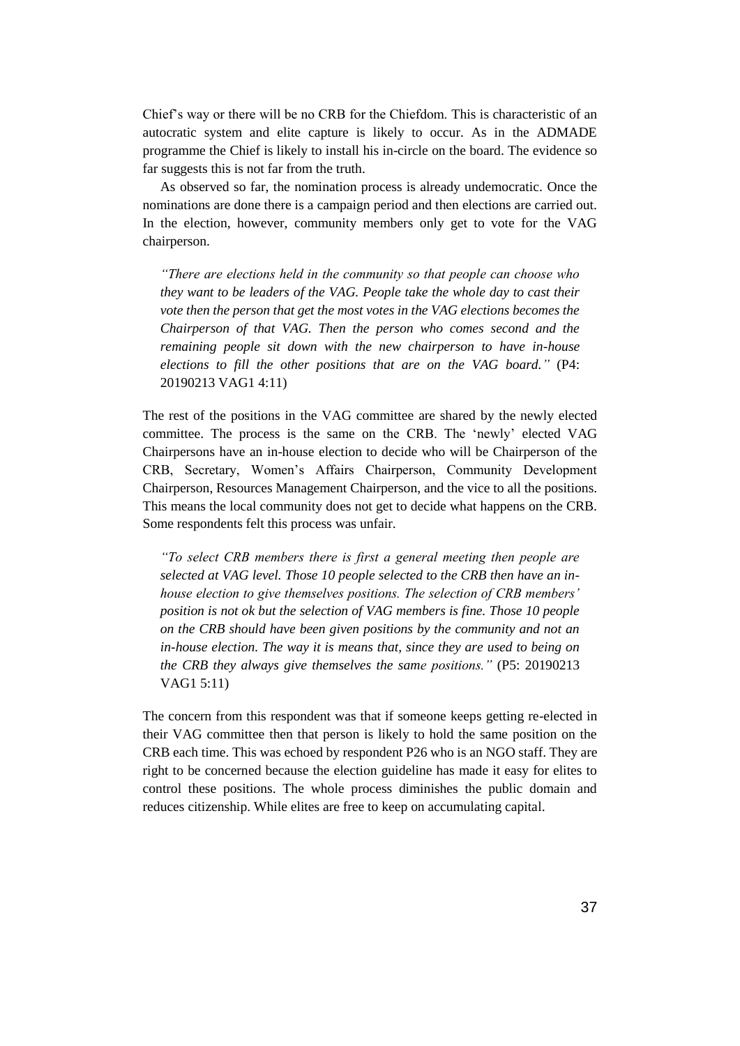Chief's way or there will be no CRB for the Chiefdom. This is characteristic of an autocratic system and elite capture is likely to occur. As in the ADMADE programme the Chief is likely to install his in-circle on the board. The evidence so far suggests this is not far from the truth.

As observed so far, the nomination process is already undemocratic. Once the nominations are done there is a campaign period and then elections are carried out. In the election, however, community members only get to vote for the VAG chairperson.

> *"There are elections held in the community so that people can choose who they want to be leaders of the VAG. People take the whole day to cast their vote then the person that get the most votes in the VAG elections becomes the Chairperson of that VAG. Then the person who comes second and the remaining people sit down with the new chairperson to have in-house elections to fill the other positions that are on the VAG board."* (P4: 20190213 VAG1 4:11)

The rest of the positions in the VAG committee are shared by the newly elected committee. The process is the same on the CRB. The 'newly' elected VAG Chairpersons have an in-house election to decide who will be Chairperson of the CRB, Secretary, Women's Affairs Chairperson, Community Development Chairperson, Resources Management Chairperson, and the vice to all the positions. This means the local community does not get to decide what happens on the CRB. Some respondents felt this process was unfair.

> *"To select CRB members there is first a general meeting then people are selected at VAG level. Those 10 people selected to the CRB then have an in-house election to give themselves positions. The selection of CRB members' position is not ok but the selection of VAG members is fine. Those 10 people on the CRB should have been given positions by the community and not an in-house election. The way it is means that, since they are used to being on the CRB they always give themselves the same positions."* (P5: 20190213 VAG1 5:11)

The concern from this respondent was that if someone keeps getting re-elected in their VAG committee then that person is likely to hold the same position on the CRB each time. This was echoed by respondent P26 who is an NGO staff. They are right to be concerned because the election guideline has made it easy for elites to control these positions. The whole process diminishes the public domain and reduces citizenship. While elites are free to keep on accumulating capital.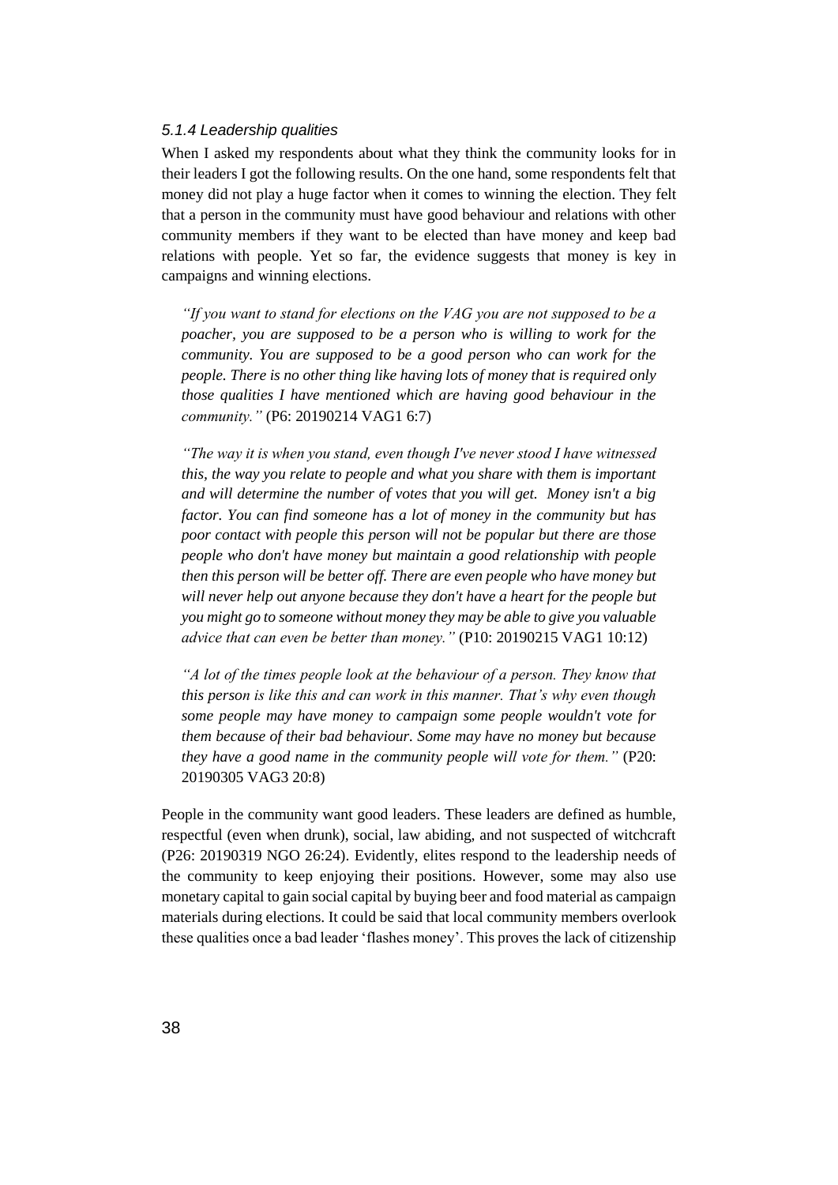*5.1.4 Leadership qualities*

When I asked my respondents about what they think the community looks for in their leaders I got the following results. On the one hand, some respondents felt that money did not play a huge factor when it comes to winning the election. They felt that a person in the community must have good behaviour and relations with other community members if they want to be elected than have money and keep bad relations with people. Yet so far, the evidence suggests that money is key in campaigns and winning elections.

> *"If you want to stand for elections on the VAG you are not supposed to be a poacher, you are supposed to be a person who is willing to work for the community. You are supposed to be a good person who can work for the people. There is no other thing like having lots of money that is required only those qualities I have mentioned which are having good behaviour in the community."* (P6: 20190214 VAG1 6:7)

> *"The way it is when you stand, even though I've never stood I have witnessed this, the way you relate to people and what you share with them is important and will determine the number of votes that you will get. Money isn't a big factor. You can find someone has a lot of money in the community but has poor contact with people this person will not be popular but there are those people who don't have money but maintain a good relationship with people then this person will be better off. There are even people who have money but will never help out anyone because they don't have a heart for the people but you might go to someone without money they may be able to give you valuable advice that can even be better than money."* (P10: 20190215 VAG1 10:12)

> *"A lot of the times people look at the behaviour of a person. They know that this person is like this and can work in this manner. That's why even though some people may have money to campaign some people wouldn't vote for them because of their bad behaviour. Some may have no money but because they have a good name in the community people will vote for them."* (P20: 20190305 VAG3 20:8)

People in the community want good leaders. These leaders are defined as humble, respectful (even when drunk), social, law abiding, and not suspected of witchcraft (P26: 20190319 NGO 26:24). Evidently, elites respond to the leadership needs of the community to keep enjoying their positions. However, some may also use monetary capital to gain social capital by buying beer and food material as campaign materials during elections. It could be said that local community members overlook these qualities once a bad leader 'flashes money'. This proves the lack of citizenship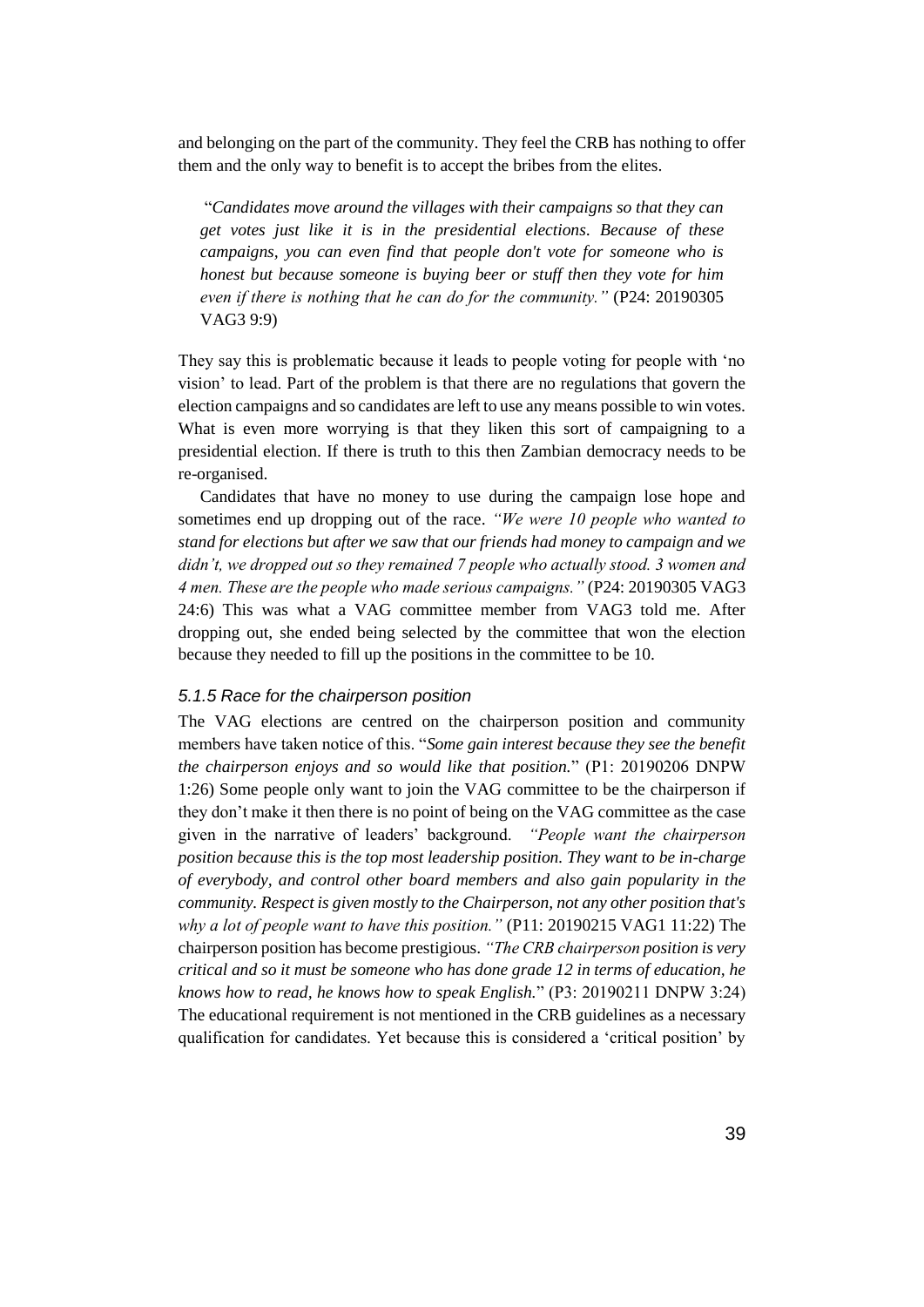and belonging on the part of the community. They feel the CRB has nothing to offer them and the only way to benefit is to accept the bribes from the elites.

> "*Candidates move around the villages with their campaigns so that they can get votes just like it is in the presidential elections. Because of these campaigns, you can even find that people don't vote for someone who is honest but because someone is buying beer or stuff then they vote for him even if there is nothing that he can do for the community."* (P24: 20190305 VAG3 9:9)

They say this is problematic because it leads to people voting for people with 'no vision' to lead. Part of the problem is that there are no regulations that govern the election campaigns and so candidates are left to use any means possible to win votes. What is even more worrying is that they liken this sort of campaigning to a presidential election. If there is truth to this then Zambian democracy needs to be re-organised.

Candidates that have no money to use during the campaign lose hope and sometimes end up dropping out of the race. *"We were 10 people who wanted to stand for elections but after we saw that our friends had money to campaign and we didn't, we dropped out so they remained 7 people who actually stood. 3 women and 4 men. These are the people who made serious campaigns."* (P24: 20190305 VAG3 24:6) This was what a VAG committee member from VAG3 told me. After dropping out, she ended being selected by the committee that won the election because they needed to fill up the positions in the committee to be 10.

### *5.1.5 Race for the chairperson position*

The VAG elections are centred on the chairperson position and community members have taken notice of this. "*Some gain interest because they see the benefit the chairperson enjoys and so would like that position.*" (P1: 20190206 DNPW 1:26) Some people only want to join the VAG committee to be the chairperson if they don't make it then there is no point of being on the VAG committee as the case given in the narrative of leaders' background. *"People want the chairperson position because this is the top most leadership position. They want to be in-charge of everybody, and control other board members and also gain popularity in the community. Respect is given mostly to the Chairperson, not any other position that's why a lot of people want to have this position."* (P11: 20190215 VAG1 11:22) The chairperson position has become prestigious. *"The CRB chairperson position is very critical and so it must be someone who has done grade 12 in terms of education, he knows how to read, he knows how to speak English.*" (P3: 20190211 DNPW 3:24) The educational requirement is not mentioned in the CRB guidelines as a necessary qualification for candidates. Yet because this is considered a 'critical position' by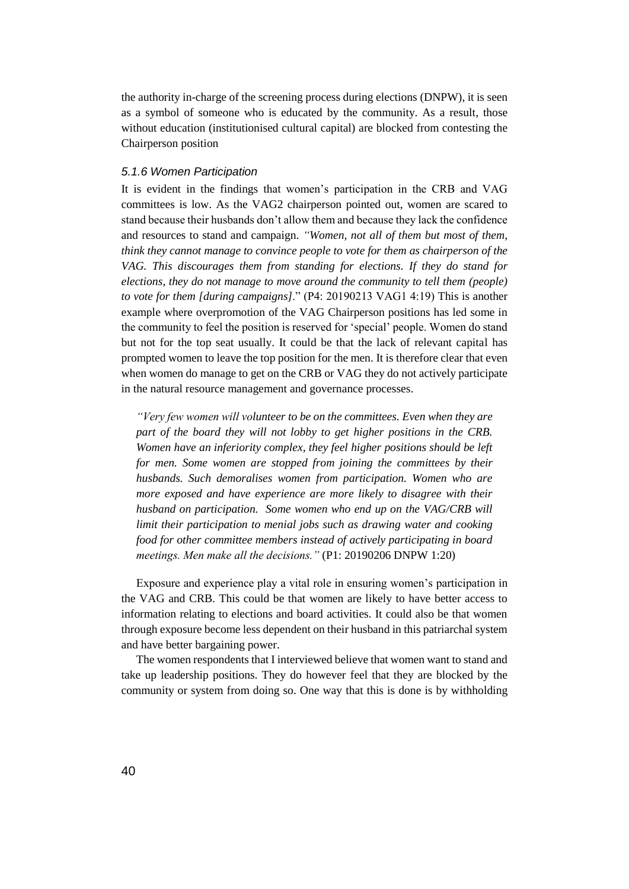the authority in-charge of the screening process during elections (DNPW), it is seen as a symbol of someone who is educated by the community. As a result, those without education (institutionised cultural capital) are blocked from contesting the Chairperson position

### *5.1.6 Women Participation*

It is evident in the findings that women's participation in the CRB and VAG committees is low. As the VAG2 chairperson pointed out, women are scared to stand because their husbands don't allow them and because they lack the confidence and resources to stand and campaign. *"Women, not all of them but most of them, think they cannot manage to convince people to vote for them as chairperson of the VAG. This discourages them from standing for elections. If they do stand for elections, they do not manage to move around the community to tell them (people) to vote for them [during campaigns]*." (P4: 20190213 VAG1 4:19) This is another example where overpromotion of the VAG Chairperson positions has led some in the community to feel the position is reserved for 'special' people. Women do stand but not for the top seat usually. It could be that the lack of relevant capital has prompted women to leave the top position for the men. It is therefore clear that even when women do manage to get on the CRB or VAG they do not actively participate in the natural resource management and governance processes.

> *"Very few women will volunteer to be on the committees. Even when they are part of the board they will not lobby to get higher positions in the CRB. Women have an inferiority complex, they feel higher positions should be left for men. Some women are stopped from joining the committees by their husbands. Such demoralises women from participation. Women who are more exposed and have experience are more likely to disagree with their husband on participation. Some women who end up on the VAG/CRB will limit their participation to menial jobs such as drawing water and cooking food for other committee members instead of actively participating in board meetings. Men make all the decisions."* (P1: 20190206 DNPW 1:20)

Exposure and experience play a vital role in ensuring women's participation in the VAG and CRB. This could be that women are likely to have better access to information relating to elections and board activities. It could also be that women through exposure become less dependent on their husband in this patriarchal system and have better bargaining power.

The women respondents that I interviewed believe that women want to stand and take up leadership positions. They do however feel that they are blocked by the community or system from doing so. One way that this is done is by withholding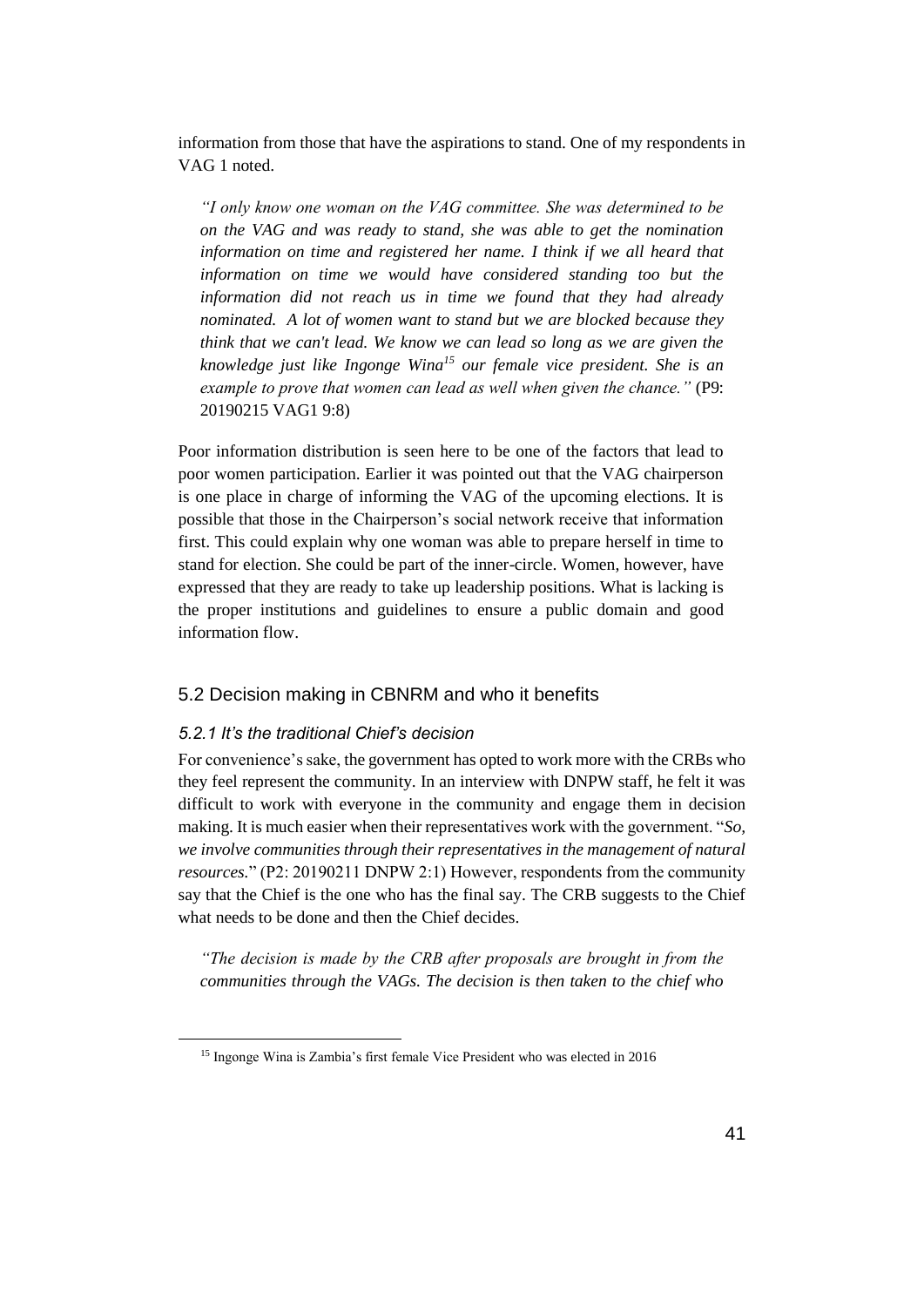information from those that have the aspirations to stand. One of my respondents in VAG 1 noted.

> *"I only know one woman on the VAG committee. She was determined to be on the VAG and was ready to stand, she was able to get the nomination information on time and registered her name. I think if we all heard that information on time we would have considered standing too but the information did not reach us in time we found that they had already nominated. A lot of women want to stand but we are blocked because they think that we can't lead. We know we can lead so long as we are given the knowledge just like Ingonge Wina[15] our female vice president. She is an example to prove that women can lead as well when given the chance."* (P9: 20190215 VAG1 9:8)

Poor information distribution is seen here to be one of the factors that lead to poor women participation. Earlier it was pointed out that the VAG chairperson is one place in charge of informing the VAG of the upcoming elections. It is possible that those in the Chairperson's social network receive that information first. This could explain why one woman was able to prepare herself in time to stand for election. She could be part of the inner-circle. Women, however, have expressed that they are ready to take up leadership positions. What is lacking is the proper institutions and guidelines to ensure a public domain and good information flow.

## 5.2 Decision making in CBNRM and who it benefits

### *5.2.1 It's the traditional Chief's decision*

For convenience's sake, the government has opted to work more with the CRBs who they feel represent the community. In an interview with DNPW staff, he felt it was difficult to work with everyone in the community and engage them in decision making. It is much easier when their representatives work with the government. "*So, we involve communities through their representatives in the management of natural resources.*" (P2: 20190211 DNPW 2:1) However, respondents from the community say that the Chief is the one who has the final say. The CRB suggests to the Chief what needs to be done and then the Chief decides.

> *"The decision is made by the CRB after proposals are brought in from the communities through the VAGs. The decision is then taken to the chief who*

[15] Ingonge Wina is Zambia's first female Vice President who was elected in 2016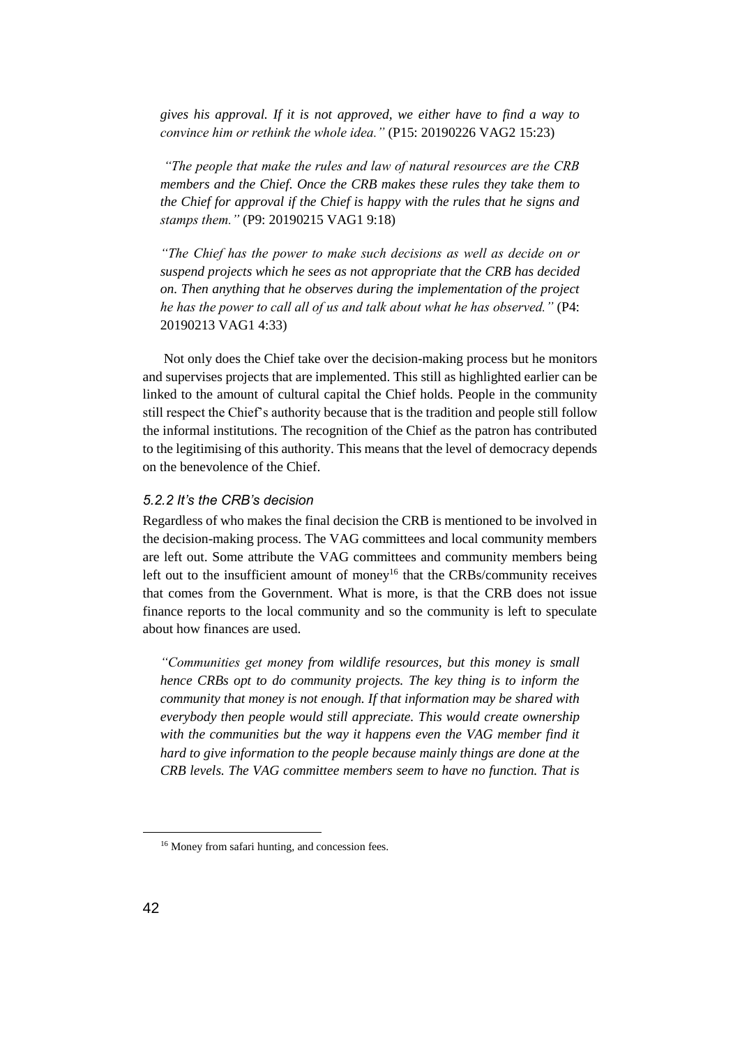*gives his approval. If it is not approved, we either have to find a way to convince him or rethink the whole idea."* (P15: 20190226 VAG2 15:23)

*"The people that make the rules and law of natural resources are the CRB members and the Chief. Once the CRB makes these rules they take them to the Chief for approval if the Chief is happy with the rules that he signs and stamps them."* (P9: 20190215 VAG1 9:18)

*"The Chief has the power to make such decisions as well as decide on or suspend projects which he sees as not appropriate that the CRB has decided on. Then anything that he observes during the implementation of the project he has the power to call all of us and talk about what he has observed."* (P4: 20190213 VAG1 4:33)

Not only does the Chief take over the decision-making process but he monitors and supervises projects that are implemented. This still as highlighted earlier can be linked to the amount of cultural capital the Chief holds. People in the community still respect the Chief's authority because that is the tradition and people still follow the informal institutions. The recognition of the Chief as the patron has contributed to the legitimising of this authority. This means that the level of democracy depends on the benevolence of the Chief.

### *5.2.2 It's the CRB's decision*

Regardless of who makes the final decision the CRB is mentioned to be involved in the decision-making process. The VAG committees and local community members are left out. Some attribute the VAG committees and community members being left out to the insufficient amount of money[16] that the CRBs/community receives that comes from the Government. What is more, is that the CRB does not issue finance reports to the local community and so the community is left to speculate about how finances are used.

*"Communities get money from wildlife resources, but this money is small hence CRBs opt to do community projects. The key thing is to inform the community that money is not enough. If that information may be shared with everybody then people would still appreciate. This would create ownership with the communities but the way it happens even the VAG member find it hard to give information to the people because mainly things are done at the CRB levels. The VAG committee members seem to have no function. That is*

[16] Money from safari hunting, and concession fees.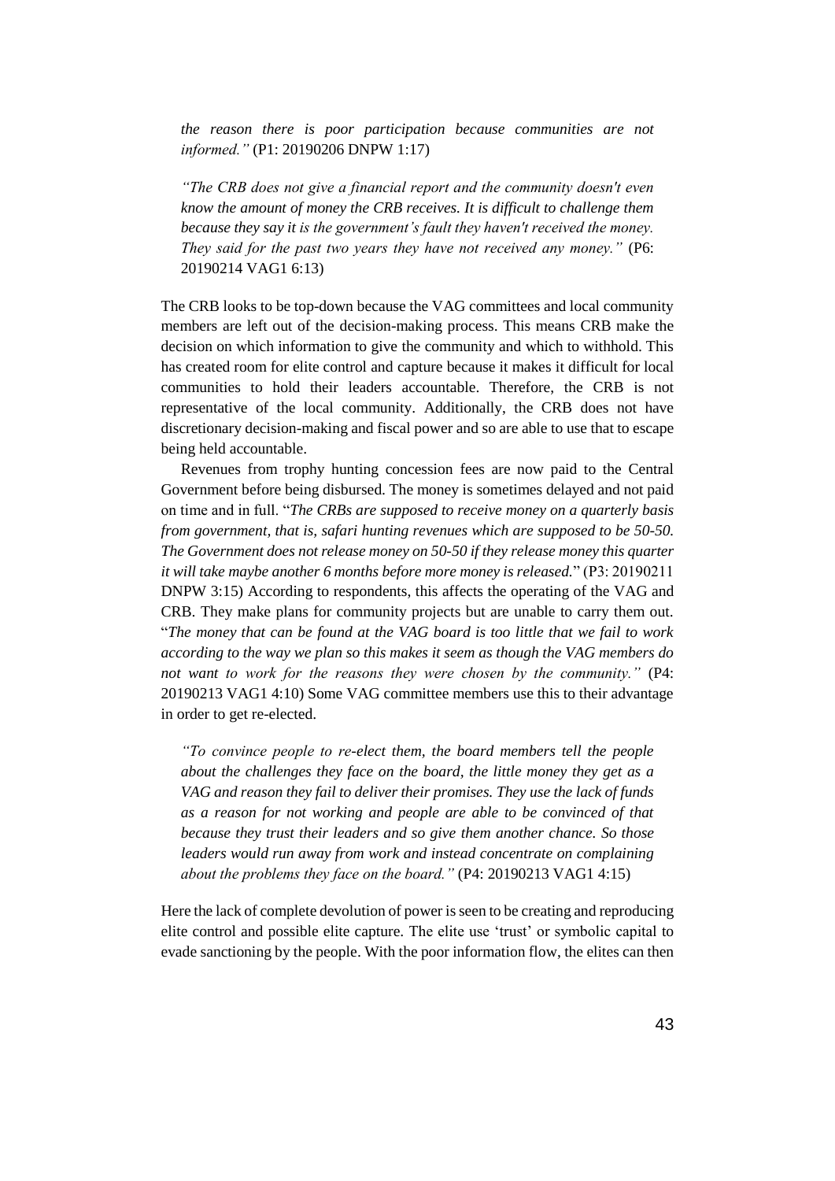*the reason there is poor participation because communities are not informed."* (P1: 20190206 DNPW 1:17)

*"The CRB does not give a financial report and the community doesn't even know the amount of money the CRB receives. It is difficult to challenge them because they say it is the government's fault they haven't received the money. They said for the past two years they have not received any money."* (P6: 20190214 VAG1 6:13)

The CRB looks to be top-down because the VAG committees and local community members are left out of the decision-making process. This means CRB make the decision on which information to give the community and which to withhold. This has created room for elite control and capture because it makes it difficult for local communities to hold their leaders accountable. Therefore, the CRB is not representative of the local community. Additionally, the CRB does not have discretionary decision-making and fiscal power and so are able to use that to escape being held accountable.

Revenues from trophy hunting concession fees are now paid to the Central Government before being disbursed. The money is sometimes delayed and not paid on time and in full. "*The CRBs are supposed to receive money on a quarterly basis from government, that is, safari hunting revenues which are supposed to be 50-50. The Government does not release money on 50-50 if they release money this quarter it will take maybe another 6 months before more money is released.*" (P3: 20190211 DNPW 3:15) According to respondents, this affects the operating of the VAG and CRB. They make plans for community projects but are unable to carry them out. "*The money that can be found at the VAG board is too little that we fail to work according to the way we plan so this makes it seem as though the VAG members do not want to work for the reasons they were chosen by the community."* (P4: 20190213 VAG1 4:10) Some VAG committee members use this to their advantage in order to get re-elected.

*"To convince people to re-elect them, the board members tell the people about the challenges they face on the board, the little money they get as a VAG and reason they fail to deliver their promises. They use the lack of funds as a reason for not working and people are able to be convinced of that because they trust their leaders and so give them another chance. So those leaders would run away from work and instead concentrate on complaining about the problems they face on the board."* (P4: 20190213 VAG1 4:15)

Here the lack of complete devolution of power is seen to be creating and reproducing elite control and possible elite capture. The elite use 'trust' or symbolic capital to evade sanctioning by the people. With the poor information flow, the elites can then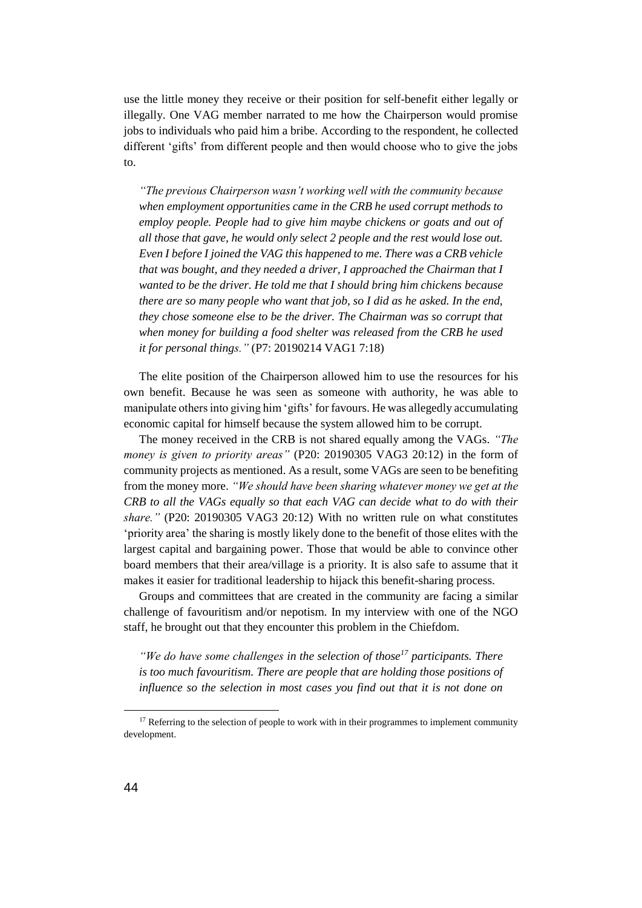use the little money they receive or their position for self-benefit either legally or illegally. One VAG member narrated to me how the Chairperson would promise jobs to individuals who paid him a bribe. According to the respondent, he collected different 'gifts' from different people and then would choose who to give the jobs to.

> *"The previous Chairperson wasn't working well with the community because when employment opportunities came in the CRB he used corrupt methods to employ people. People had to give him maybe chickens or goats and out of all those that gave, he would only select 2 people and the rest would lose out. Even I before I joined the VAG this happened to me. There was a CRB vehicle that was bought, and they needed a driver, I approached the Chairman that I wanted to be the driver. He told me that I should bring him chickens because there are so many people who want that job, so I did as he asked. In the end, they chose someone else to be the driver. The Chairman was so corrupt that when money for building a food shelter was released from the CRB he used it for personal things."* (P7: 20190214 VAG1 7:18)

The elite position of the Chairperson allowed him to use the resources for his own benefit. Because he was seen as someone with authority, he was able to manipulate others into giving him 'gifts' for favours. He was allegedly accumulating economic capital for himself because the system allowed him to be corrupt.

The money received in the CRB is not shared equally among the VAGs. *"The money is given to priority areas"* (P20: 20190305 VAG3 20:12) in the form of community projects as mentioned. As a result, some VAGs are seen to be benefiting from the money more. *"We should have been sharing whatever money we get at the CRB to all the VAGs equally so that each VAG can decide what to do with their share."* (P20: 20190305 VAG3 20:12) With no written rule on what constitutes 'priority area' the sharing is mostly likely done to the benefit of those elites with the largest capital and bargaining power. Those that would be able to convince other board members that their area/village is a priority. It is also safe to assume that it makes it easier for traditional leadership to hijack this benefit-sharing process.

Groups and committees that are created in the community are facing a similar challenge of favouritism and/or nepotism. In my interview with one of the NGO staff, he brought out that they encounter this problem in the Chiefdom.

> *"We do have some challenges in the selection of those[17] participants. There is too much favouritism. There are people that are holding those positions of influence so the selection in most cases you find out that it is not done on*

[17] Referring to the selection of people to work with in their programmes to implement community development.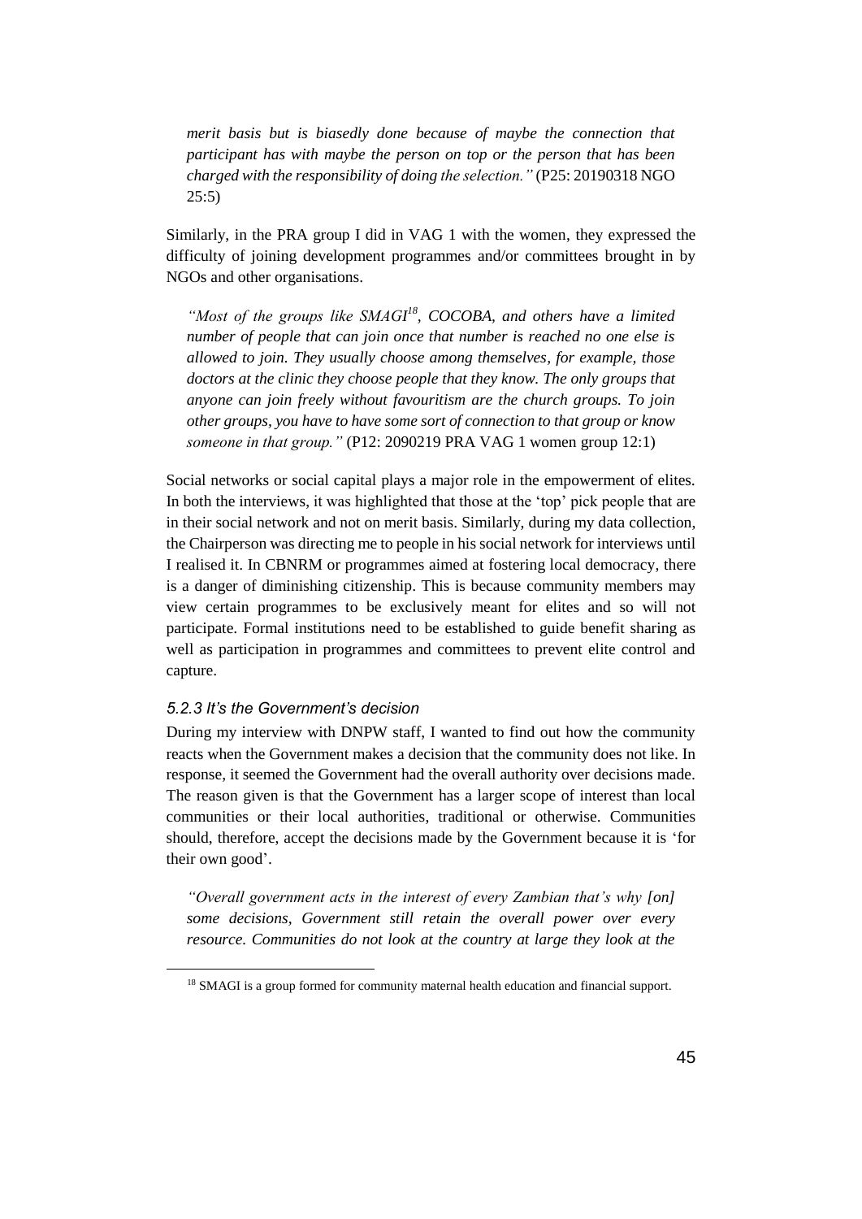*merit basis but is biasedly done because of maybe the connection that participant has with maybe the person on top or the person that has been charged with the responsibility of doing the selection."* (P25: 20190318 NGO 25:5)

Similarly, in the PRA group I did in VAG 1 with the women, they expressed the difficulty of joining development programmes and/or committees brought in by NGOs and other organisations.

*"Most of the groups like SMAGI*[18]*, COCOBA, and others have a limited number of people that can join once that number is reached no one else is allowed to join. They usually choose among themselves, for example, those doctors at the clinic they choose people that they know. The only groups that anyone can join freely without favouritism are the church groups. To join other groups, you have to have some sort of connection to that group or know someone in that group."* (P12: 2090219 PRA VAG 1 women group 12:1)

Social networks or social capital plays a major role in the empowerment of elites. In both the interviews, it was highlighted that those at the 'top' pick people that are in their social network and not on merit basis. Similarly, during my data collection, the Chairperson was directing me to people in his social network for interviews until I realised it. In CBNRM or programmes aimed at fostering local democracy, there is a danger of diminishing citizenship. This is because community members may view certain programmes to be exclusively meant for elites and so will not participate. Formal institutions need to be established to guide benefit sharing as well as participation in programmes and committees to prevent elite control and capture.

### *5.2.3 It's the Government's decision*

During my interview with DNPW staff, I wanted to find out how the community reacts when the Government makes a decision that the community does not like. In response, it seemed the Government had the overall authority over decisions made. The reason given is that the Government has a larger scope of interest than local communities or their local authorities, traditional or otherwise. Communities should, therefore, accept the decisions made by the Government because it is 'for their own good'.

*"Overall government acts in the interest of every Zambian that's why [on] some decisions, Government still retain the overall power over every resource. Communities do not look at the country at large they look at the*

[18] SMAGI is a group formed for community maternal health education and financial support.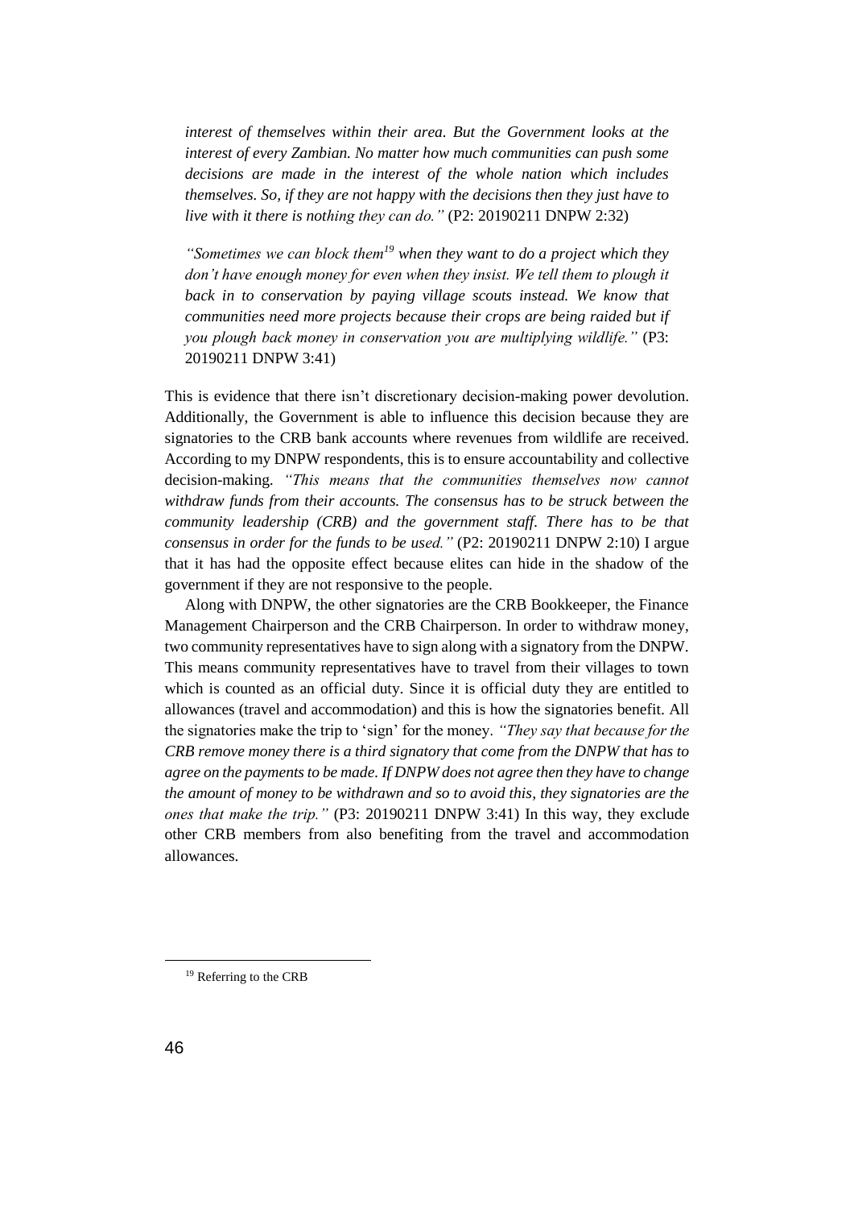*interest of themselves within their area. But the Government looks at the interest of every Zambian. No matter how much communities can push some decisions are made in the interest of the whole nation which includes themselves. So, if they are not happy with the decisions then they just have to live with it there is nothing they can do."* (P2: 20190211 DNPW 2:32)

*"Sometimes we can block them[19] when they want to do a project which they don't have enough money for even when they insist. We tell them to plough it back in to conservation by paying village scouts instead. We know that communities need more projects because their crops are being raided but if you plough back money in conservation you are multiplying wildlife."* (P3: 20190211 DNPW 3:41)

This is evidence that there isn't discretionary decision-making power devolution. Additionally, the Government is able to influence this decision because they are signatories to the CRB bank accounts where revenues from wildlife are received. According to my DNPW respondents, this is to ensure accountability and collective decision-making. *"This means that the communities themselves now cannot withdraw funds from their accounts. The consensus has to be struck between the community leadership (CRB) and the government staff. There has to be that consensus in order for the funds to be used."* (P2: 20190211 DNPW 2:10) I argue that it has had the opposite effect because elites can hide in the shadow of the government if they are not responsive to the people.

Along with DNPW, the other signatories are the CRB Bookkeeper, the Finance Management Chairperson and the CRB Chairperson. In order to withdraw money, two community representatives have to sign along with a signatory from the DNPW. This means community representatives have to travel from their villages to town which is counted as an official duty. Since it is official duty they are entitled to allowances (travel and accommodation) and this is how the signatories benefit. All the signatories make the trip to 'sign' for the money. *"They say that because for the CRB remove money there is a third signatory that come from the DNPW that has to agree on the payments to be made. If DNPW does not agree then they have to change the amount of money to be withdrawn and so to avoid this, they signatories are the ones that make the trip."* (P3: 20190211 DNPW 3:41) In this way, they exclude other CRB members from also benefiting from the travel and accommodation allowances.

[19] Referring to the CRB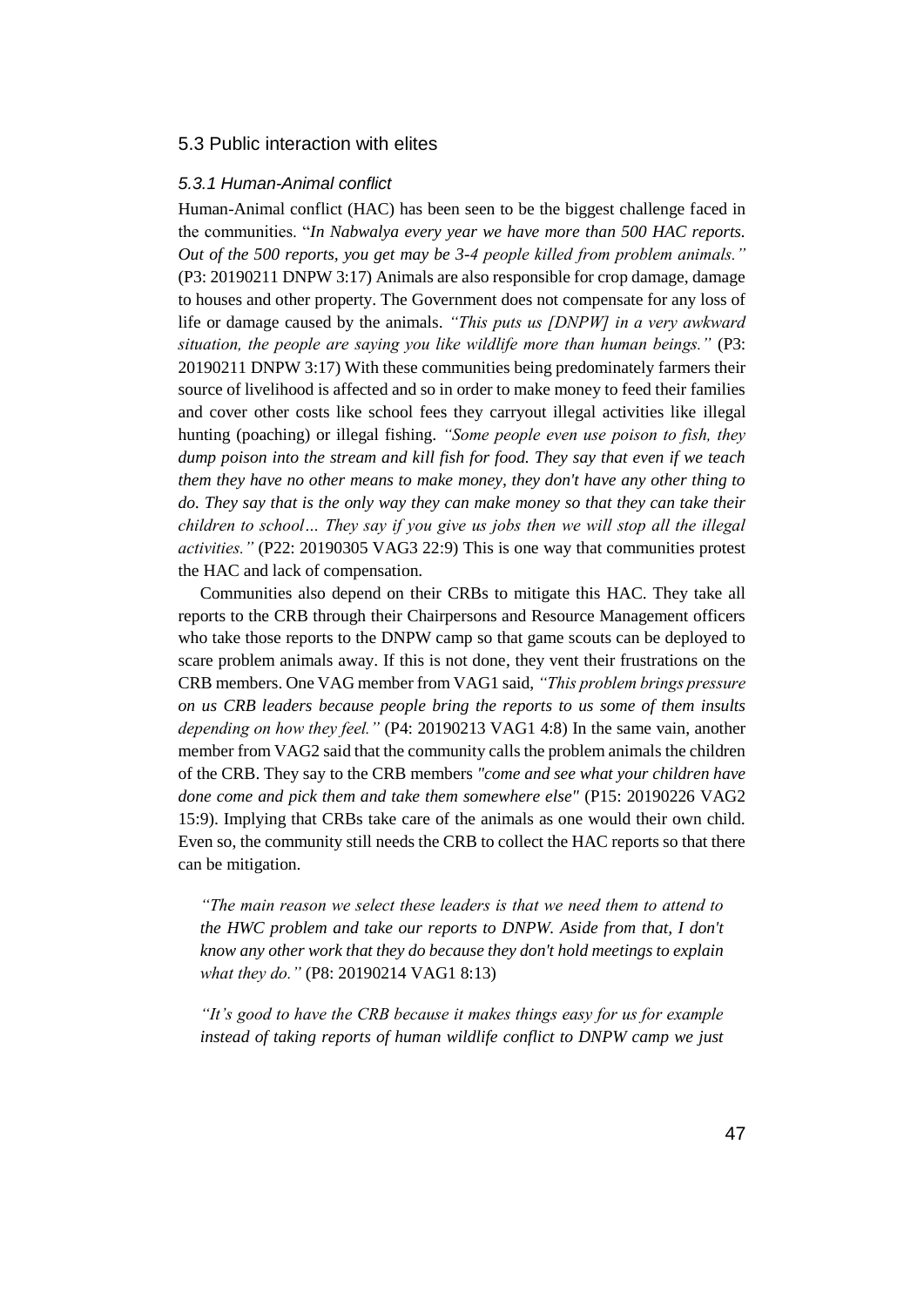## 5.3 Public interaction with elites

### *5.3.1 Human-Animal conflict*

Human-Animal conflict (HAC) has been seen to be the biggest challenge faced in the communities. "*In Nabwalya every year we have more than 500 HAC reports. Out of the 500 reports, you get may be 3-4 people killed from problem animals."* (P3: 20190211 DNPW 3:17) Animals are also responsible for crop damage, damage to houses and other property. The Government does not compensate for any loss of life or damage caused by the animals. *"This puts us [DNPW] in a very awkward situation, the people are saying you like wildlife more than human beings."* (P3: 20190211 DNPW 3:17) With these communities being predominately farmers their source of livelihood is affected and so in order to make money to feed their families and cover other costs like school fees they carryout illegal activities like illegal hunting (poaching) or illegal fishing. *"Some people even use poison to fish, they dump poison into the stream and kill fish for food. They say that even if we teach them they have no other means to make money, they don't have any other thing to do. They say that is the only way they can make money so that they can take their children to school… They say if you give us jobs then we will stop all the illegal activities."* (P22: 20190305 VAG3 22:9) This is one way that communities protest the HAC and lack of compensation.

Communities also depend on their CRBs to mitigate this HAC. They take all reports to the CRB through their Chairpersons and Resource Management officers who take those reports to the DNPW camp so that game scouts can be deployed to scare problem animals away. If this is not done, they vent their frustrations on the CRB members. One VAG member from VAG1 said, *"This problem brings pressure on us CRB leaders because people bring the reports to us some of them insults depending on how they feel."* (P4: 20190213 VAG1 4:8) In the same vain, another member from VAG2 said that the community calls the problem animals the children of the CRB. They say to the CRB members *"come and see what your children have done come and pick them and take them somewhere else"* (P15: 20190226 VAG2 15:9). Implying that CRBs take care of the animals as one would their own child. Even so, the community still needs the CRB to collect the HAC reports so that there can be mitigation.

> *"The main reason we select these leaders is that we need them to attend to the HWC problem and take our reports to DNPW. Aside from that, I don't know any other work that they do because they don't hold meetings to explain what they do."* (P8: 20190214 VAG1 8:13)

> *"It's good to have the CRB because it makes things easy for us for example instead of taking reports of human wildlife conflict to DNPW camp we just*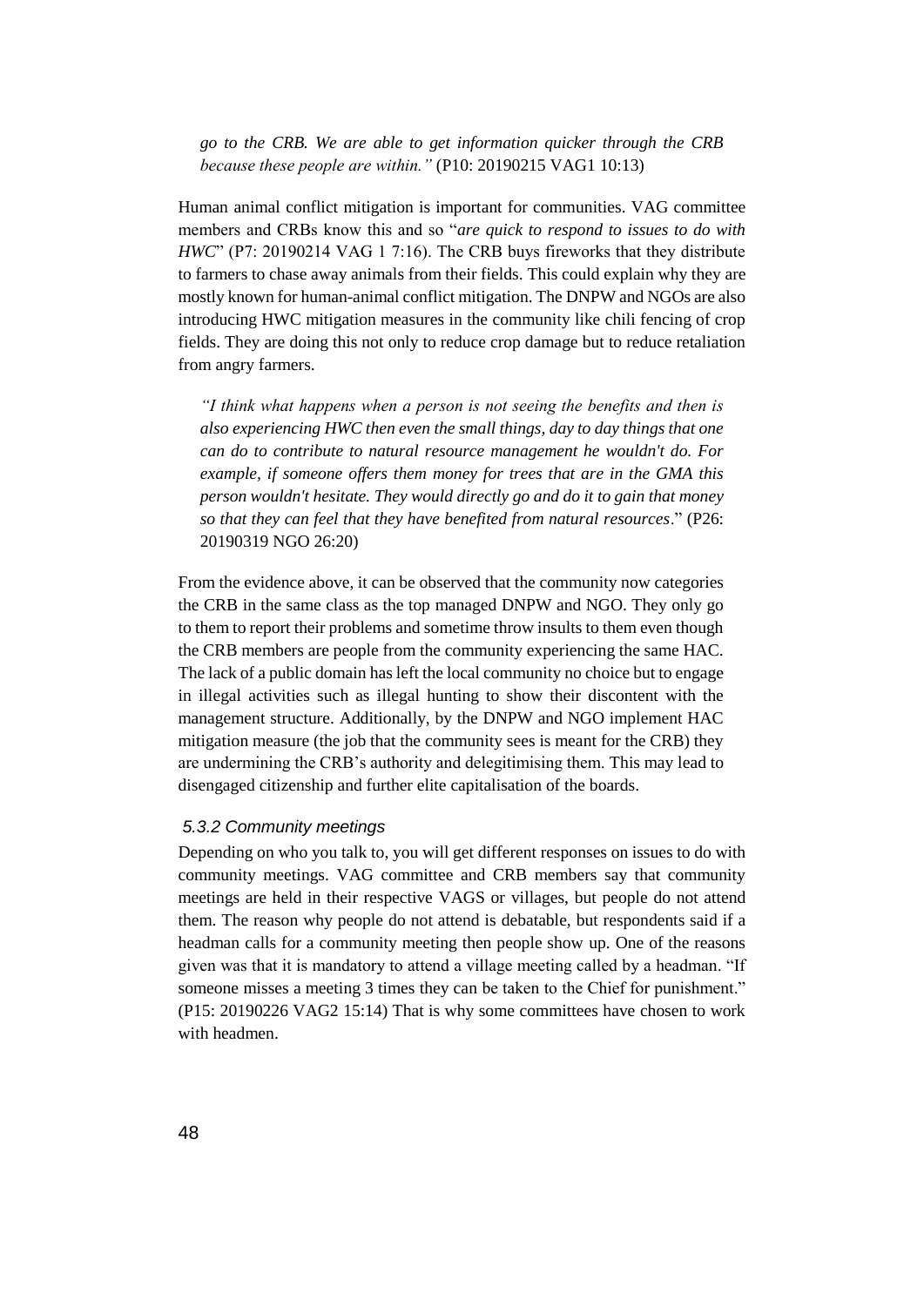*go to the CRB. We are able to get information quicker through the CRB because these people are within."* (P10: 20190215 VAG1 10:13)

Human animal conflict mitigation is important for communities. VAG committee members and CRBs know this and so "*are quick to respond to issues to do with HWC*" (P7: 20190214 VAG 1 7:16). The CRB buys fireworks that they distribute to farmers to chase away animals from their fields. This could explain why they are mostly known for human-animal conflict mitigation. The DNPW and NGOs are also introducing HWC mitigation measures in the community like chili fencing of crop fields. They are doing this not only to reduce crop damage but to reduce retaliation from angry farmers.

*"I think what happens when a person is not seeing the benefits and then is also experiencing HWC then even the small things, day to day things that one can do to contribute to natural resource management he wouldn't do. For example, if someone offers them money for trees that are in the GMA this person wouldn't hesitate. They would directly go and do it to gain that money so that they can feel that they have benefited from natural resources*." (P26: 20190319 NGO 26:20)

From the evidence above, it can be observed that the community now categories the CRB in the same class as the top managed DNPW and NGO. They only go to them to report their problems and sometime throw insults to them even though the CRB members are people from the community experiencing the same HAC. The lack of a public domain has left the local community no choice but to engage in illegal activities such as illegal hunting to show their discontent with the management structure. Additionally, by the DNPW and NGO implement HAC mitigation measure (the job that the community sees is meant for the CRB) they are undermining the CRB's authority and delegitimising them. This may lead to disengaged citizenship and further elite capitalisation of the boards.

### *5.3.2 Community meetings*

Depending on who you talk to, you will get different responses on issues to do with community meetings. VAG committee and CRB members say that community meetings are held in their respective VAGS or villages, but people do not attend them. The reason why people do not attend is debatable, but respondents said if a headman calls for a community meeting then people show up. One of the reasons given was that it is mandatory to attend a village meeting called by a headman. "If someone misses a meeting 3 times they can be taken to the Chief for punishment." (P15: 20190226 VAG2 15:14) That is why some committees have chosen to work with headmen.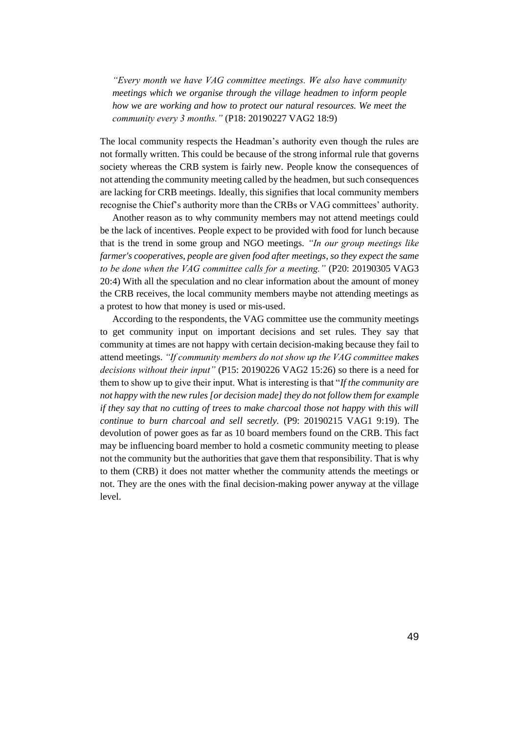*"Every month we have VAG committee meetings. We also have community meetings which we organise through the village headmen to inform people how we are working and how to protect our natural resources. We meet the community every 3 months."* (P18: 20190227 VAG2 18:9)

The local community respects the Headman's authority even though the rules are not formally written. This could be because of the strong informal rule that governs society whereas the CRB system is fairly new. People know the consequences of not attending the community meeting called by the headmen, but such consequences are lacking for CRB meetings. Ideally, this signifies that local community members recognise the Chief's authority more than the CRBs or VAG committees' authority.

Another reason as to why community members may not attend meetings could be the lack of incentives. People expect to be provided with food for lunch because that is the trend in some group and NGO meetings. *"In our group meetings like farmer's cooperatives, people are given food after meetings, so they expect the same to be done when the VAG committee calls for a meeting."* (P20: 20190305 VAG3 20:4) With all the speculation and no clear information about the amount of money the CRB receives, the local community members maybe not attending meetings as a protest to how that money is used or mis-used.

According to the respondents, the VAG committee use the community meetings to get community input on important decisions and set rules. They say that community at times are not happy with certain decision-making because they fail to attend meetings. *"If community members do not show up the VAG committee makes decisions without their input"* (P15: 20190226 VAG2 15:26) so there is a need for them to show up to give their input. What is interesting is that "*If the community are not happy with the new rules [or decision made] they do not follow them for example if they say that no cutting of trees to make charcoal those not happy with this will continue to burn charcoal and sell secretly.* (P9: 20190215 VAG1 9:19). The devolution of power goes as far as 10 board members found on the CRB. This fact may be influencing board member to hold a cosmetic community meeting to please not the community but the authorities that gave them that responsibility. That is why to them (CRB) it does not matter whether the community attends the meetings or not. They are the ones with the final decision-making power anyway at the village level.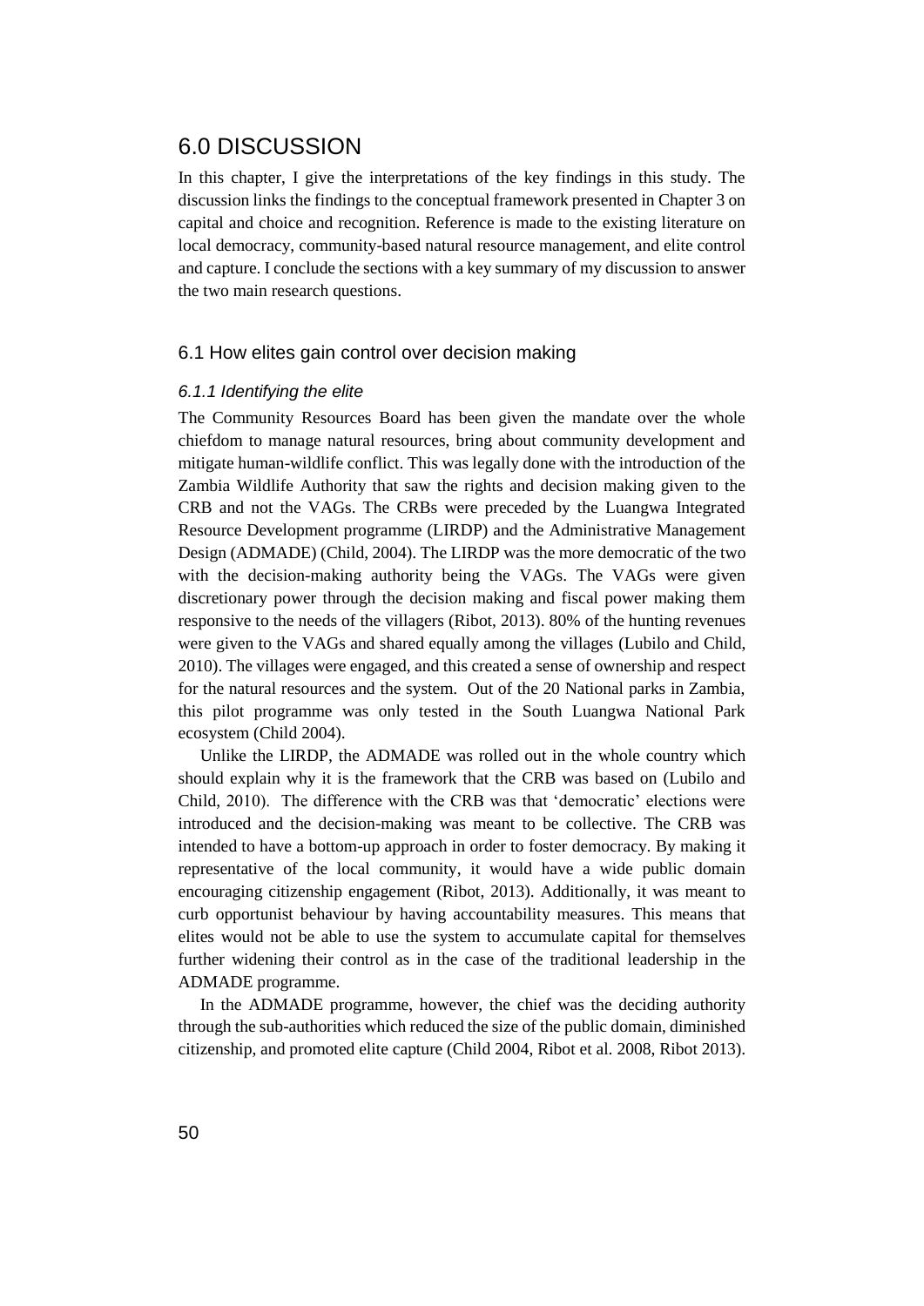# 6.0 DISCUSSION

In this chapter, I give the interpretations of the key findings in this study. The discussion links the findings to the conceptual framework presented in Chapter 3 on capital and choice and recognition. Reference is made to the existing literature on local democracy, community-based natural resource management, and elite control and capture. I conclude the sections with a key summary of my discussion to answer the two main research questions.

## 6.1 How elites gain control over decision making

### *6.1.1 Identifying the elite*

The Community Resources Board has been given the mandate over the whole chiefdom to manage natural resources, bring about community development and mitigate human-wildlife conflict. This was legally done with the introduction of the Zambia Wildlife Authority that saw the rights and decision making given to the CRB and not the VAGs. The CRBs were preceded by the Luangwa Integrated Resource Development programme (LIRDP) and the Administrative Management Design (ADMADE) (Child, 2004). The LIRDP was the more democratic of the two with the decision-making authority being the VAGs. The VAGs were given discretionary power through the decision making and fiscal power making them responsive to the needs of the villagers (Ribot, 2013). 80% of the hunting revenues were given to the VAGs and shared equally among the villages (Lubilo and Child, 2010). The villages were engaged, and this created a sense of ownership and respect for the natural resources and the system. Out of the 20 National parks in Zambia, this pilot programme was only tested in the South Luangwa National Park ecosystem (Child 2004).

Unlike the LIRDP, the ADMADE was rolled out in the whole country which should explain why it is the framework that the CRB was based on (Lubilo and Child, 2010). The difference with the CRB was that 'democratic' elections were introduced and the decision-making was meant to be collective. The CRB was intended to have a bottom-up approach in order to foster democracy. By making it representative of the local community, it would have a wide public domain encouraging citizenship engagement (Ribot, 2013). Additionally, it was meant to curb opportunist behaviour by having accountability measures. This means that elites would not be able to use the system to accumulate capital for themselves further widening their control as in the case of the traditional leadership in the ADMADE programme.

In the ADMADE programme, however, the chief was the deciding authority through the sub-authorities which reduced the size of the public domain, diminished citizenship, and promoted elite capture (Child 2004, Ribot et al. 2008, Ribot 2013).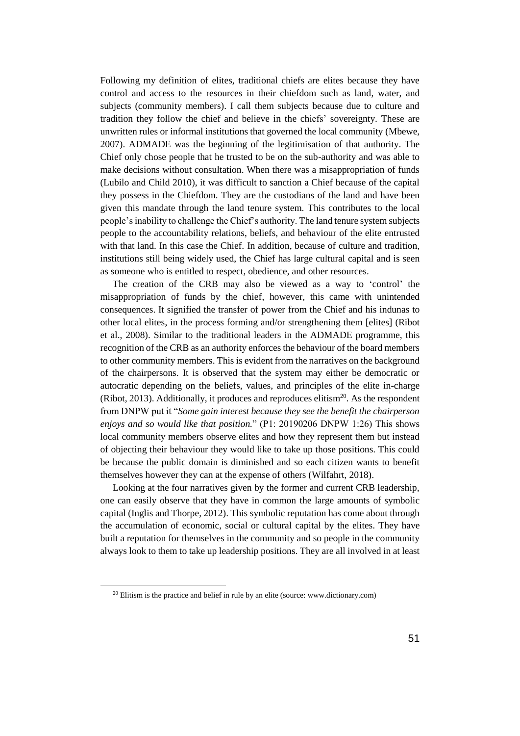Following my definition of elites, traditional chiefs are elites because they have control and access to the resources in their chiefdom such as land, water, and subjects (community members). I call them subjects because due to culture and tradition they follow the chief and believe in the chiefs' sovereignty. These are unwritten rules or informal institutions that governed the local community (Mbewe, 2007). ADMADE was the beginning of the legitimisation of that authority. The Chief only chose people that he trusted to be on the sub-authority and was able to make decisions without consultation. When there was a misappropriation of funds (Lubilo and Child 2010), it was difficult to sanction a Chief because of the capital they possess in the Chiefdom. They are the custodians of the land and have been given this mandate through the land tenure system. This contributes to the local people's inability to challenge the Chief's authority. The land tenure system subjects people to the accountability relations, beliefs, and behaviour of the elite entrusted with that land. In this case the Chief. In addition, because of culture and tradition, institutions still being widely used, the Chief has large cultural capital and is seen as someone who is entitled to respect, obedience, and other resources.

The creation of the CRB may also be viewed as a way to 'control' the misappropriation of funds by the chief, however, this came with unintended consequences. It signified the transfer of power from the Chief and his indunas to other local elites, in the process forming and/or strengthening them [elites] (Ribot et al., 2008). Similar to the traditional leaders in the ADMADE programme, this recognition of the CRB as an authority enforces the behaviour of the board members to other community members. This is evident from the narratives on the background of the chairpersons. It is observed that the system may either be democratic or autocratic depending on the beliefs, values, and principles of the elite in-charge (Ribot, 2013). Additionally, it produces and reproduces elitism[20]. As the respondent from DNPW put it "*Some gain interest because they see the benefit the chairperson enjoys and so would like that position.*" (P1: 20190206 DNPW 1:26) This shows local community members observe elites and how they represent them but instead of objecting their behaviour they would like to take up those positions. This could be because the public domain is diminished and so each citizen wants to benefit themselves however they can at the expense of others (Wilfahrt, 2018).

Looking at the four narratives given by the former and current CRB leadership, one can easily observe that they have in common the large amounts of symbolic capital (Inglis and Thorpe, 2012). This symbolic reputation has come about through the accumulation of economic, social or cultural capital by the elites. They have built a reputation for themselves in the community and so people in the community always look to them to take up leadership positions. They are all involved in at least

[20] Elitism is the practice and belief in rule by an elite (source: www.dictionary.com)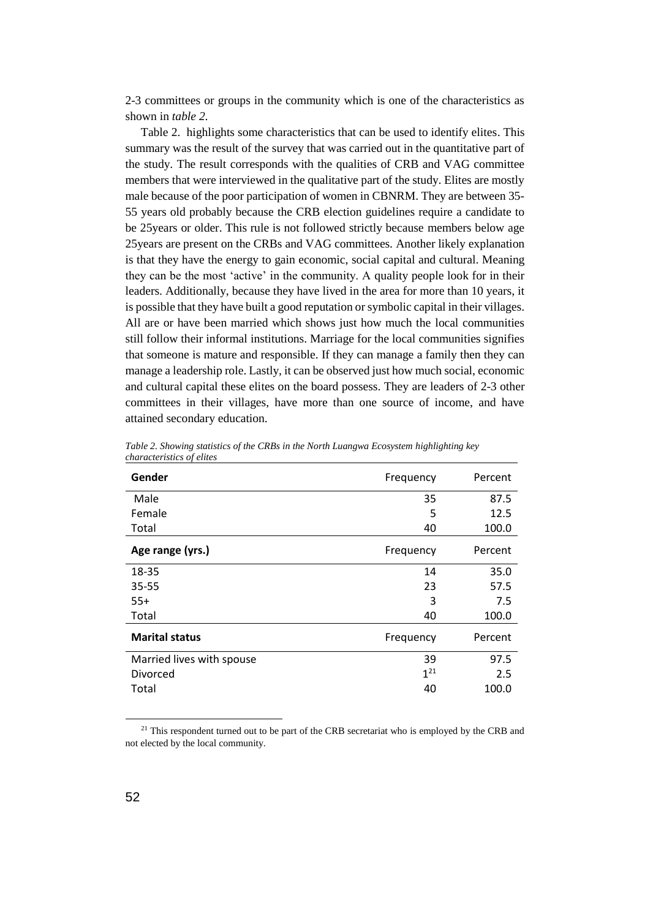2-3 committees or groups in the community which is one of the characteristics as shown in *table 2.*

Table 2. highlights some characteristics that can be used to identify elites. This summary was the result of the survey that was carried out in the quantitative part of the study. The result corresponds with the qualities of CRB and VAG committee members that were interviewed in the qualitative part of the study. Elites are mostly male because of the poor participation of women in CBNRM. They are between 35-55 years old probably because the CRB election guidelines require a candidate to be 25years or older. This rule is not followed strictly because members below age 25years are present on the CRBs and VAG committees. Another likely explanation is that they have the energy to gain economic, social capital and cultural. Meaning they can be the most 'active' in the community. A quality people look for in their leaders. Additionally, because they have lived in the area for more than 10 years, it is possible that they have built a good reputation or symbolic capital in their villages. All are or have been married which shows just how much the local communities still follow their informal institutions. Marriage for the local communities signifies that someone is mature and responsible. If they can manage a family then they can manage a leadership role. Lastly, it can be observed just how much social, economic and cultural capital these elites on the board possess. They are leaders of 2-3 other committees in their villages, have more than one source of income, and have attained secondary education.

*Table 2. Showing statistics of the CRBs in the North Luangwa Ecosystem highlighting key characteristics of elites*

| **Gender** | Frequency | Percent |
|---|---|---|
| Male | 35 | 87.5 |
| Female | 5 | 12.5 |
| Total | 40 | 100.0 |
| **Age range (yrs.)** | Frequency | Percent |
| 18-35 | 14 | 35.0 |
| 35-55 | 23 | 57.5 |
| 55+ | 3 | 7.5 |
| Total | 40 | 100.0 |
| **Marital status** | Frequency | Percent |
| Married lives with spouse | 39 | 97.5 |
| Divorced | 1[21] | 2.5 |
| Total | 40 | 100.0 |

[21] This respondent turned out to be part of the CRB secretariat who is employed by the CRB and not elected by the local community.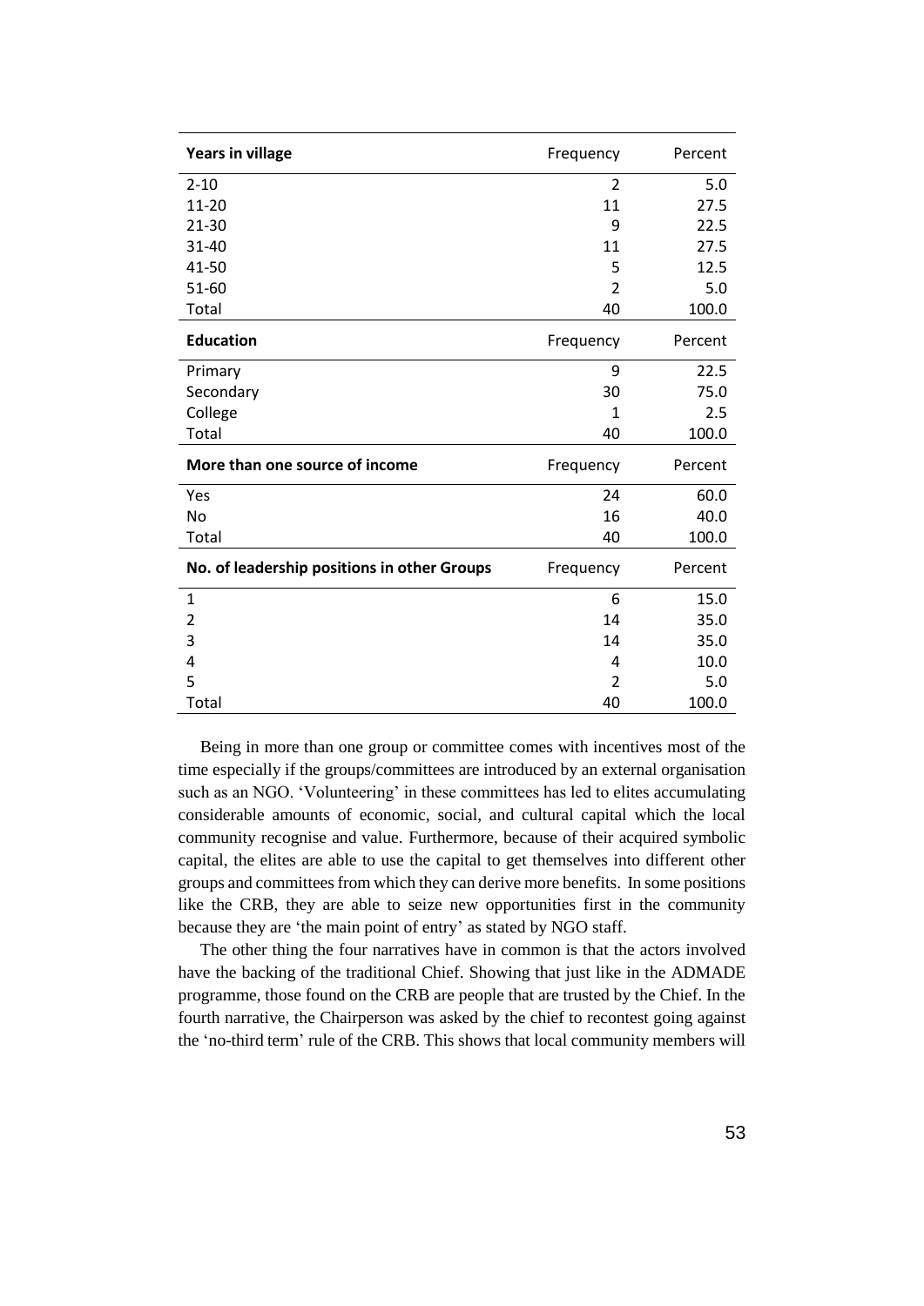| **Years in village** | Frequency | Percent |
|---|---|---|
| 2-10 | 2 | 5.0 |
| 11-20 | 11 | 27.5 |
| 21-30 | 9 | 22.5 |
| 31-40 | 11 | 27.5 |
| 41-50 | 5 | 12.5 |
| 51-60 | 2 | 5.0 |
| Total | 40 | 100.0 |
| **Education** | Frequency | Percent |
| Primary | 9 | 22.5 |
| Secondary | 30 | 75.0 |
| College | 1 | 2.5 |
| Total | 40 | 100.0 |
| **More than one source of income** | Frequency | Percent |
| Yes | 24 | 60.0 |
| No | 16 | 40.0 |
| Total | 40 | 100.0 |
| **No. of leadership positions in other Groups** | Frequency | Percent |
| 1 | 6 | 15.0 |
| 2 | 14 | 35.0 |
| 3 | 14 | 35.0 |
| 4 | 4 | 10.0 |
| 5 | 2 | 5.0 |
| Total | 40 | 100.0 |

Being in more than one group or committee comes with incentives most of the time especially if the groups/committees are introduced by an external organisation such as an NGO. 'Volunteering' in these committees has led to elites accumulating considerable amounts of economic, social, and cultural capital which the local community recognise and value. Furthermore, because of their acquired symbolic capital, the elites are able to use the capital to get themselves into different other groups and committees from which they can derive more benefits. In some positions like the CRB, they are able to seize new opportunities first in the community because they are 'the main point of entry' as stated by NGO staff.

The other thing the four narratives have in common is that the actors involved have the backing of the traditional Chief. Showing that just like in the ADMADE programme, those found on the CRB are people that are trusted by the Chief. In the fourth narrative, the Chairperson was asked by the chief to recontest going against the 'no-third term' rule of the CRB. This shows that local community members will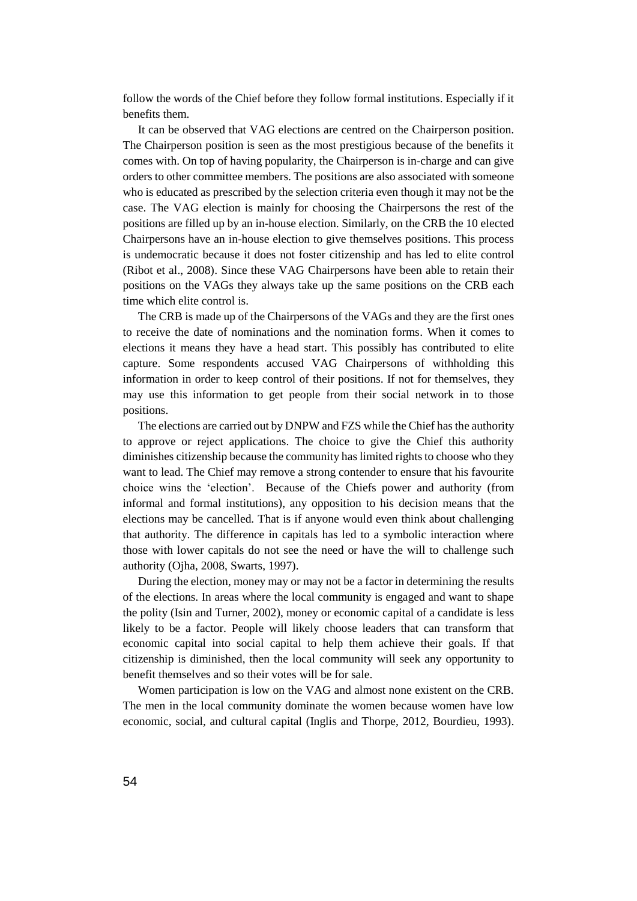follow the words of the Chief before they follow formal institutions. Especially if it benefits them.

It can be observed that VAG elections are centred on the Chairperson position. The Chairperson position is seen as the most prestigious because of the benefits it comes with. On top of having popularity, the Chairperson is in-charge and can give orders to other committee members. The positions are also associated with someone who is educated as prescribed by the selection criteria even though it may not be the case. The VAG election is mainly for choosing the Chairpersons the rest of the positions are filled up by an in-house election. Similarly, on the CRB the 10 elected Chairpersons have an in-house election to give themselves positions. This process is undemocratic because it does not foster citizenship and has led to elite control (Ribot et al., 2008). Since these VAG Chairpersons have been able to retain their positions on the VAGs they always take up the same positions on the CRB each time which elite control is.

The CRB is made up of the Chairpersons of the VAGs and they are the first ones to receive the date of nominations and the nomination forms. When it comes to elections it means they have a head start. This possibly has contributed to elite capture. Some respondents accused VAG Chairpersons of withholding this information in order to keep control of their positions. If not for themselves, they may use this information to get people from their social network in to those positions.

The elections are carried out by DNPW and FZS while the Chief has the authority to approve or reject applications. The choice to give the Chief this authority diminishes citizenship because the community has limited rights to choose who they want to lead. The Chief may remove a strong contender to ensure that his favourite choice wins the 'election'. Because of the Chiefs power and authority (from informal and formal institutions), any opposition to his decision means that the elections may be cancelled. That is if anyone would even think about challenging that authority. The difference in capitals has led to a symbolic interaction where those with lower capitals do not see the need or have the will to challenge such authority (Ojha, 2008, Swarts, 1997).

During the election, money may or may not be a factor in determining the results of the elections. In areas where the local community is engaged and want to shape the polity (Isin and Turner, 2002), money or economic capital of a candidate is less likely to be a factor. People will likely choose leaders that can transform that economic capital into social capital to help them achieve their goals. If that citizenship is diminished, then the local community will seek any opportunity to benefit themselves and so their votes will be for sale.

Women participation is low on the VAG and almost none existent on the CRB. The men in the local community dominate the women because women have low economic, social, and cultural capital (Inglis and Thorpe, 2012, Bourdieu, 1993).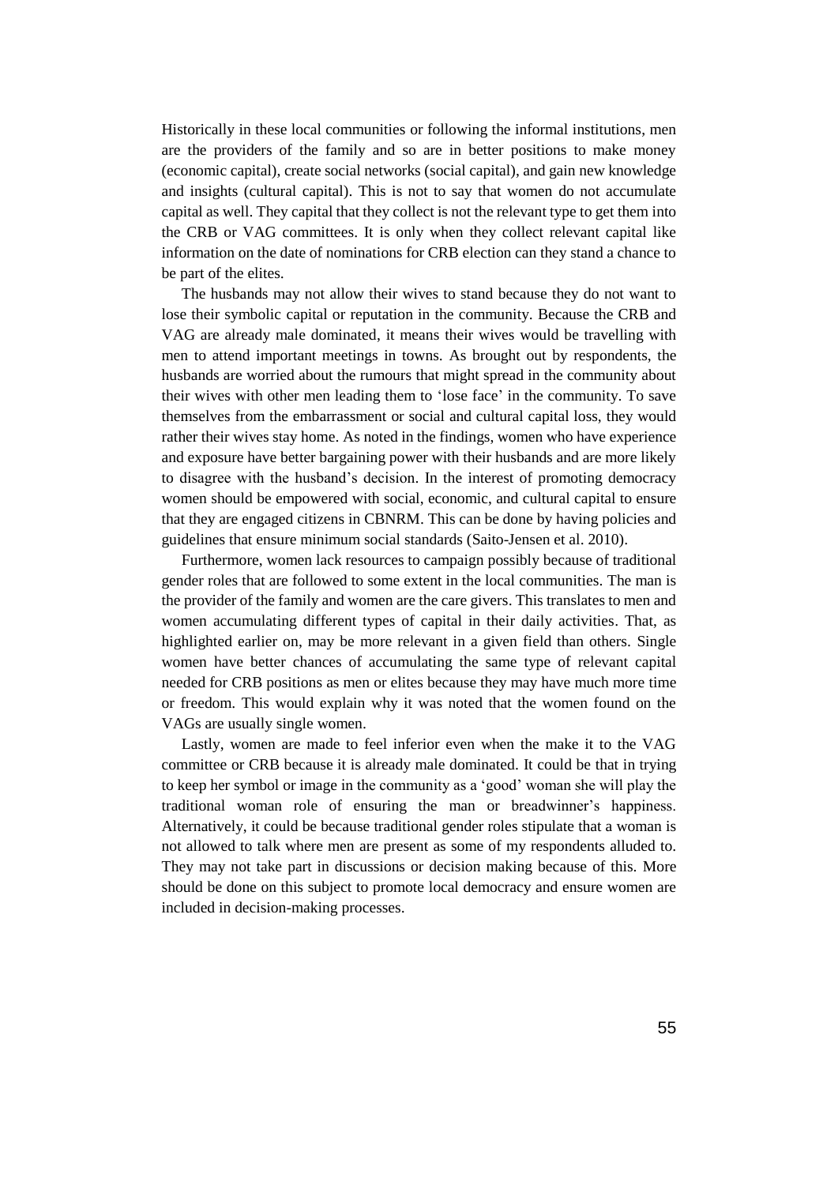Historically in these local communities or following the informal institutions, men are the providers of the family and so are in better positions to make money (economic capital), create social networks (social capital), and gain new knowledge and insights (cultural capital). This is not to say that women do not accumulate capital as well. They capital that they collect is not the relevant type to get them into the CRB or VAG committees. It is only when they collect relevant capital like information on the date of nominations for CRB election can they stand a chance to be part of the elites.

The husbands may not allow their wives to stand because they do not want to lose their symbolic capital or reputation in the community. Because the CRB and VAG are already male dominated, it means their wives would be travelling with men to attend important meetings in towns. As brought out by respondents, the husbands are worried about the rumours that might spread in the community about their wives with other men leading them to 'lose face' in the community. To save themselves from the embarrassment or social and cultural capital loss, they would rather their wives stay home. As noted in the findings, women who have experience and exposure have better bargaining power with their husbands and are more likely to disagree with the husband's decision. In the interest of promoting democracy women should be empowered with social, economic, and cultural capital to ensure that they are engaged citizens in CBNRM. This can be done by having policies and guidelines that ensure minimum social standards (Saito-Jensen et al. 2010).

Furthermore, women lack resources to campaign possibly because of traditional gender roles that are followed to some extent in the local communities. The man is the provider of the family and women are the care givers. This translates to men and women accumulating different types of capital in their daily activities. That, as highlighted earlier on, may be more relevant in a given field than others. Single women have better chances of accumulating the same type of relevant capital needed for CRB positions as men or elites because they may have much more time or freedom. This would explain why it was noted that the women found on the VAGs are usually single women.

Lastly, women are made to feel inferior even when the make it to the VAG committee or CRB because it is already male dominated. It could be that in trying to keep her symbol or image in the community as a 'good' woman she will play the traditional woman role of ensuring the man or breadwinner's happiness. Alternatively, it could be because traditional gender roles stipulate that a woman is not allowed to talk where men are present as some of my respondents alluded to. They may not take part in discussions or decision making because of this. More should be done on this subject to promote local democracy and ensure women are included in decision-making processes.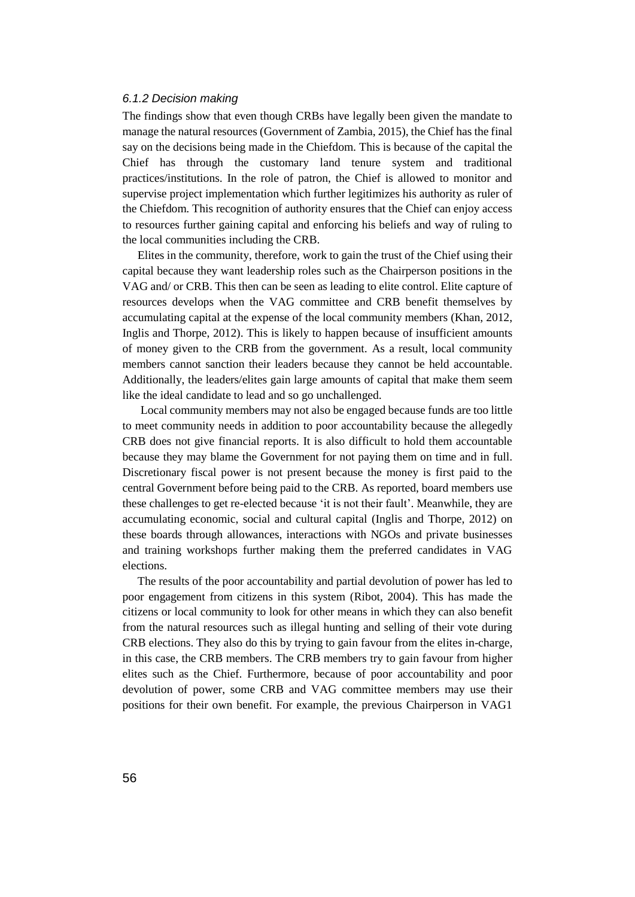#### *6.1.2 Decision making*

The findings show that even though CRBs have legally been given the mandate to manage the natural resources (Government of Zambia, 2015), the Chief has the final say on the decisions being made in the Chiefdom. This is because of the capital the Chief has through the customary land tenure system and traditional practices/institutions. In the role of patron, the Chief is allowed to monitor and supervise project implementation which further legitimizes his authority as ruler of the Chiefdom. This recognition of authority ensures that the Chief can enjoy access to resources further gaining capital and enforcing his beliefs and way of ruling to the local communities including the CRB.

Elites in the community, therefore, work to gain the trust of the Chief using their capital because they want leadership roles such as the Chairperson positions in the VAG and/ or CRB. This then can be seen as leading to elite control. Elite capture of resources develops when the VAG committee and CRB benefit themselves by accumulating capital at the expense of the local community members (Khan, 2012, Inglis and Thorpe, 2012). This is likely to happen because of insufficient amounts of money given to the CRB from the government. As a result, local community members cannot sanction their leaders because they cannot be held accountable. Additionally, the leaders/elites gain large amounts of capital that make them seem like the ideal candidate to lead and so go unchallenged.

Local community members may not also be engaged because funds are too little to meet community needs in addition to poor accountability because the allegedly CRB does not give financial reports. It is also difficult to hold them accountable because they may blame the Government for not paying them on time and in full. Discretionary fiscal power is not present because the money is first paid to the central Government before being paid to the CRB. As reported, board members use these challenges to get re-elected because 'it is not their fault'. Meanwhile, they are accumulating economic, social and cultural capital (Inglis and Thorpe, 2012) on these boards through allowances, interactions with NGOs and private businesses and training workshops further making them the preferred candidates in VAG elections.

The results of the poor accountability and partial devolution of power has led to poor engagement from citizens in this system (Ribot, 2004). This has made the citizens or local community to look for other means in which they can also benefit from the natural resources such as illegal hunting and selling of their vote during CRB elections. They also do this by trying to gain favour from the elites in-charge, in this case, the CRB members. The CRB members try to gain favour from higher elites such as the Chief. Furthermore, because of poor accountability and poor devolution of power, some CRB and VAG committee members may use their positions for their own benefit. For example, the previous Chairperson in VAG1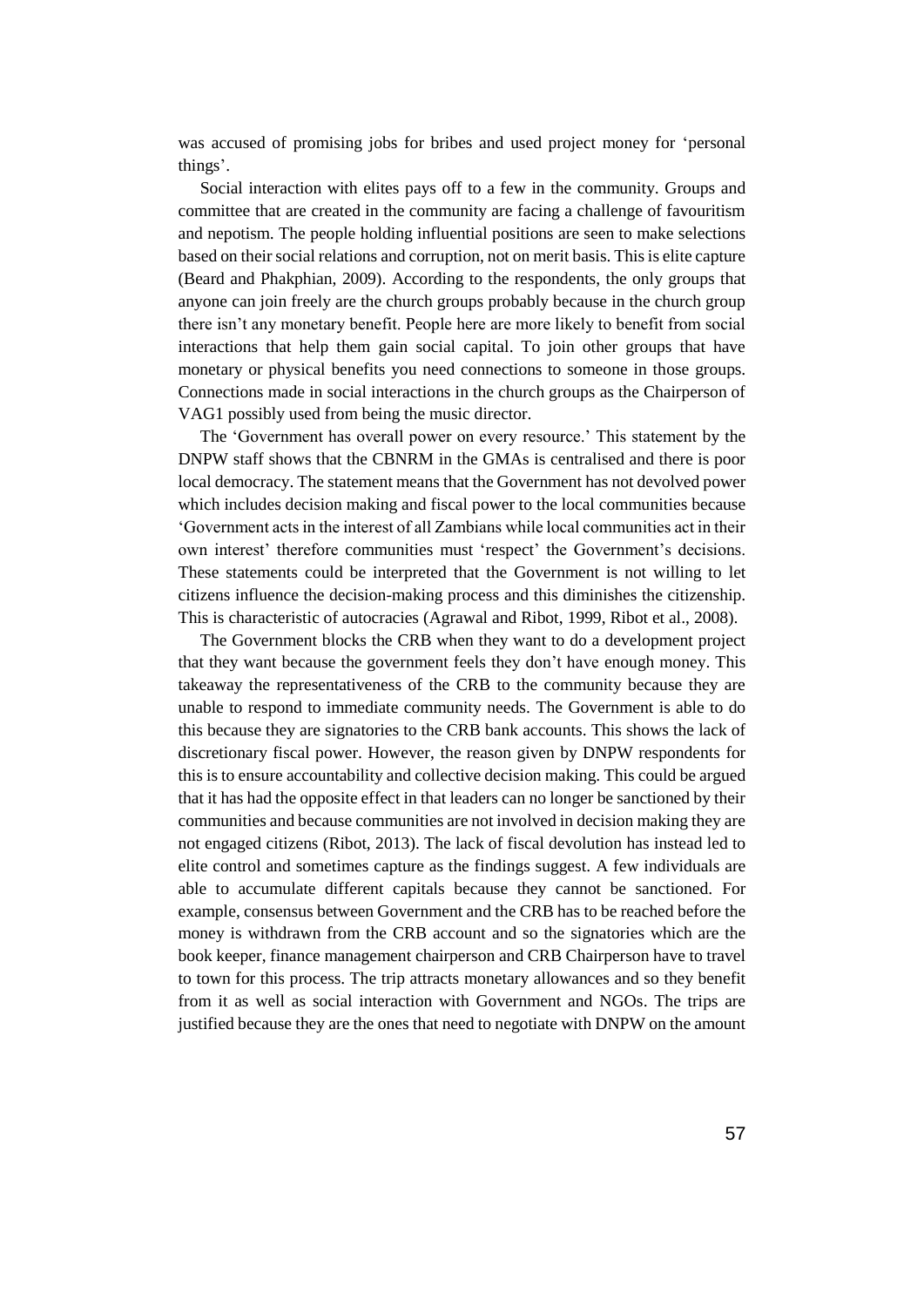was accused of promising jobs for bribes and used project money for 'personal things'.

Social interaction with elites pays off to a few in the community. Groups and committee that are created in the community are facing a challenge of favouritism and nepotism. The people holding influential positions are seen to make selections based on their social relations and corruption, not on merit basis. This is elite capture (Beard and Phakphian, 2009). According to the respondents, the only groups that anyone can join freely are the church groups probably because in the church group there isn't any monetary benefit. People here are more likely to benefit from social interactions that help them gain social capital. To join other groups that have monetary or physical benefits you need connections to someone in those groups. Connections made in social interactions in the church groups as the Chairperson of VAG1 possibly used from being the music director.

The 'Government has overall power on every resource.' This statement by the DNPW staff shows that the CBNRM in the GMAs is centralised and there is poor local democracy. The statement means that the Government has not devolved power which includes decision making and fiscal power to the local communities because 'Government acts in the interest of all Zambians while local communities act in their own interest' therefore communities must 'respect' the Government's decisions. These statements could be interpreted that the Government is not willing to let citizens influence the decision-making process and this diminishes the citizenship. This is characteristic of autocracies (Agrawal and Ribot, 1999, Ribot et al., 2008).

The Government blocks the CRB when they want to do a development project that they want because the government feels they don't have enough money. This takeaway the representativeness of the CRB to the community because they are unable to respond to immediate community needs. The Government is able to do this because they are signatories to the CRB bank accounts. This shows the lack of discretionary fiscal power. However, the reason given by DNPW respondents for this is to ensure accountability and collective decision making. This could be argued that it has had the opposite effect in that leaders can no longer be sanctioned by their communities and because communities are not involved in decision making they are not engaged citizens (Ribot, 2013). The lack of fiscal devolution has instead led to elite control and sometimes capture as the findings suggest. A few individuals are able to accumulate different capitals because they cannot be sanctioned. For example, consensus between Government and the CRB has to be reached before the money is withdrawn from the CRB account and so the signatories which are the book keeper, finance management chairperson and CRB Chairperson have to travel to town for this process. The trip attracts monetary allowances and so they benefit from it as well as social interaction with Government and NGOs. The trips are justified because they are the ones that need to negotiate with DNPW on the amount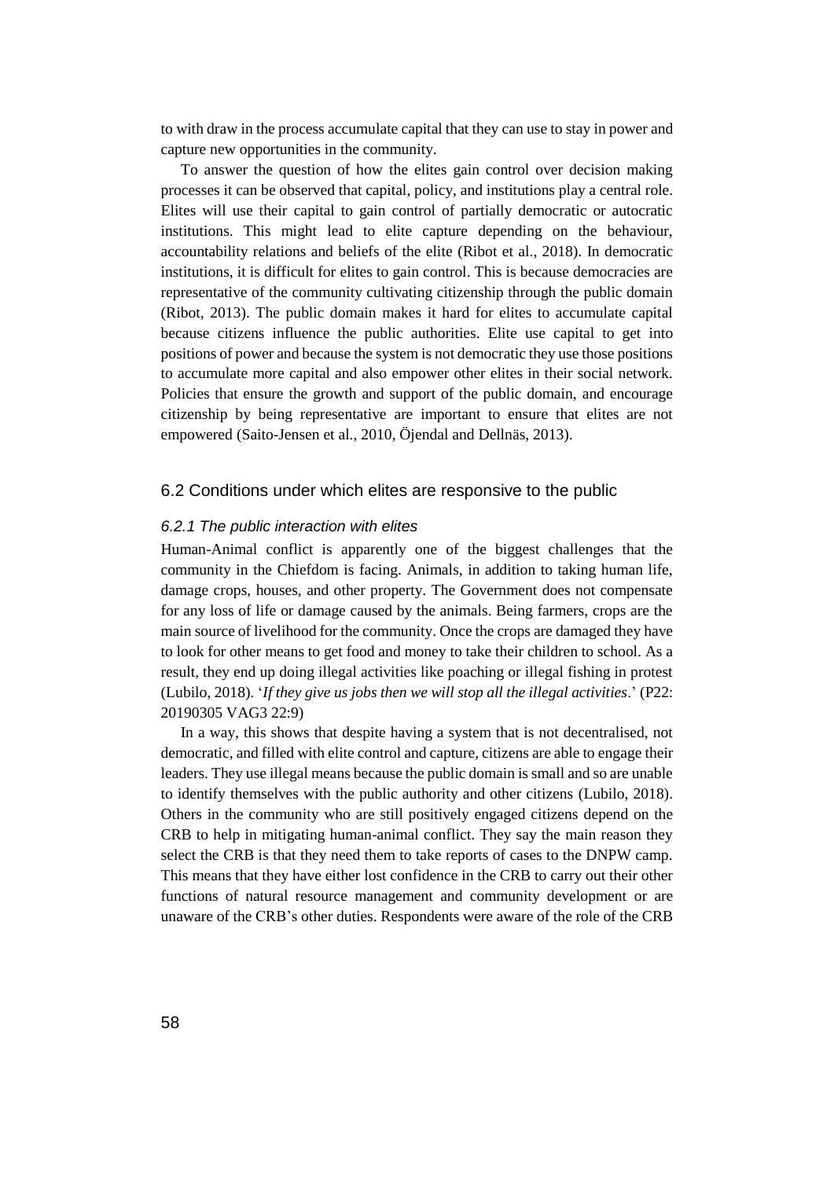to with draw in the process accumulate capital that they can use to stay in power and capture new opportunities in the community.

To answer the question of how the elites gain control over decision making processes it can be observed that capital, policy, and institutions play a central role. Elites will use their capital to gain control of partially democratic or autocratic institutions. This might lead to elite capture depending on the behaviour, accountability relations and beliefs of the elite (Ribot et al., 2018). In democratic institutions, it is difficult for elites to gain control. This is because democracies are representative of the community cultivating citizenship through the public domain (Ribot, 2013). The public domain makes it hard for elites to accumulate capital because citizens influence the public authorities. Elite use capital to get into positions of power and because the system is not democratic they use those positions to accumulate more capital and also empower other elites in their social network. Policies that ensure the growth and support of the public domain, and encourage citizenship by being representative are important to ensure that elites are not empowered (Saito-Jensen et al., 2010, Öjendal and Dellnäs, 2013).

## 6.2 Conditions under which elites are responsive to the public

### *6.2.1 The public interaction with elites*

Human-Animal conflict is apparently one of the biggest challenges that the community in the Chiefdom is facing. Animals, in addition to taking human life, damage crops, houses, and other property. The Government does not compensate for any loss of life or damage caused by the animals. Being farmers, crops are the main source of livelihood for the community. Once the crops are damaged they have to look for other means to get food and money to take their children to school. As a result, they end up doing illegal activities like poaching or illegal fishing in protest (Lubilo, 2018). '*If they give us jobs then we will stop all the illegal activities*.' (P22: 20190305 VAG3 22:9)

In a way, this shows that despite having a system that is not decentralised, not democratic, and filled with elite control and capture, citizens are able to engage their leaders. They use illegal means because the public domain is small and so are unable to identify themselves with the public authority and other citizens (Lubilo, 2018). Others in the community who are still positively engaged citizens depend on the CRB to help in mitigating human-animal conflict. They say the main reason they select the CRB is that they need them to take reports of cases to the DNPW camp. This means that they have either lost confidence in the CRB to carry out their other functions of natural resource management and community development or are unaware of the CRB's other duties. Respondents were aware of the role of the CRB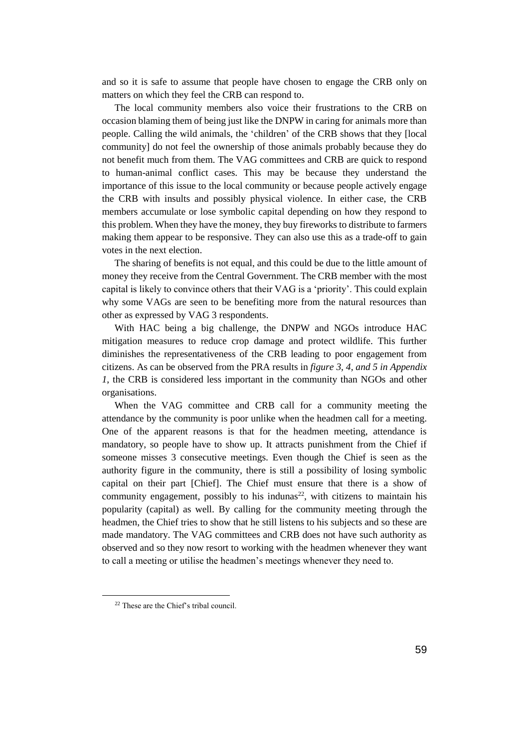and so it is safe to assume that people have chosen to engage the CRB only on matters on which they feel the CRB can respond to.

The local community members also voice their frustrations to the CRB on occasion blaming them of being just like the DNPW in caring for animals more than people. Calling the wild animals, the 'children' of the CRB shows that they [local community] do not feel the ownership of those animals probably because they do not benefit much from them. The VAG committees and CRB are quick to respond to human-animal conflict cases. This may be because they understand the importance of this issue to the local community or because people actively engage the CRB with insults and possibly physical violence. In either case, the CRB members accumulate or lose symbolic capital depending on how they respond to this problem. When they have the money, they buy fireworks to distribute to farmers making them appear to be responsive. They can also use this as a trade-off to gain votes in the next election.

The sharing of benefits is not equal, and this could be due to the little amount of money they receive from the Central Government. The CRB member with the most capital is likely to convince others that their VAG is a 'priority'. This could explain why some VAGs are seen to be benefiting more from the natural resources than other as expressed by VAG 3 respondents.

With HAC being a big challenge, the DNPW and NGOs introduce HAC mitigation measures to reduce crop damage and protect wildlife. This further diminishes the representativeness of the CRB leading to poor engagement from citizens. As can be observed from the PRA results in *figure 3, 4, and 5 in Appendix 1*, the CRB is considered less important in the community than NGOs and other organisations.

When the VAG committee and CRB call for a community meeting the attendance by the community is poor unlike when the headmen call for a meeting. One of the apparent reasons is that for the headmen meeting, attendance is mandatory, so people have to show up. It attracts punishment from the Chief if someone misses 3 consecutive meetings. Even though the Chief is seen as the authority figure in the community, there is still a possibility of losing symbolic capital on their part [Chief]. The Chief must ensure that there is a show of community engagement, possibly to his indunas[22], with citizens to maintain his popularity (capital) as well. By calling for the community meeting through the headmen, the Chief tries to show that he still listens to his subjects and so these are made mandatory. The VAG committees and CRB does not have such authority as observed and so they now resort to working with the headmen whenever they want to call a meeting or utilise the headmen's meetings whenever they need to.

[22] These are the Chief's tribal council.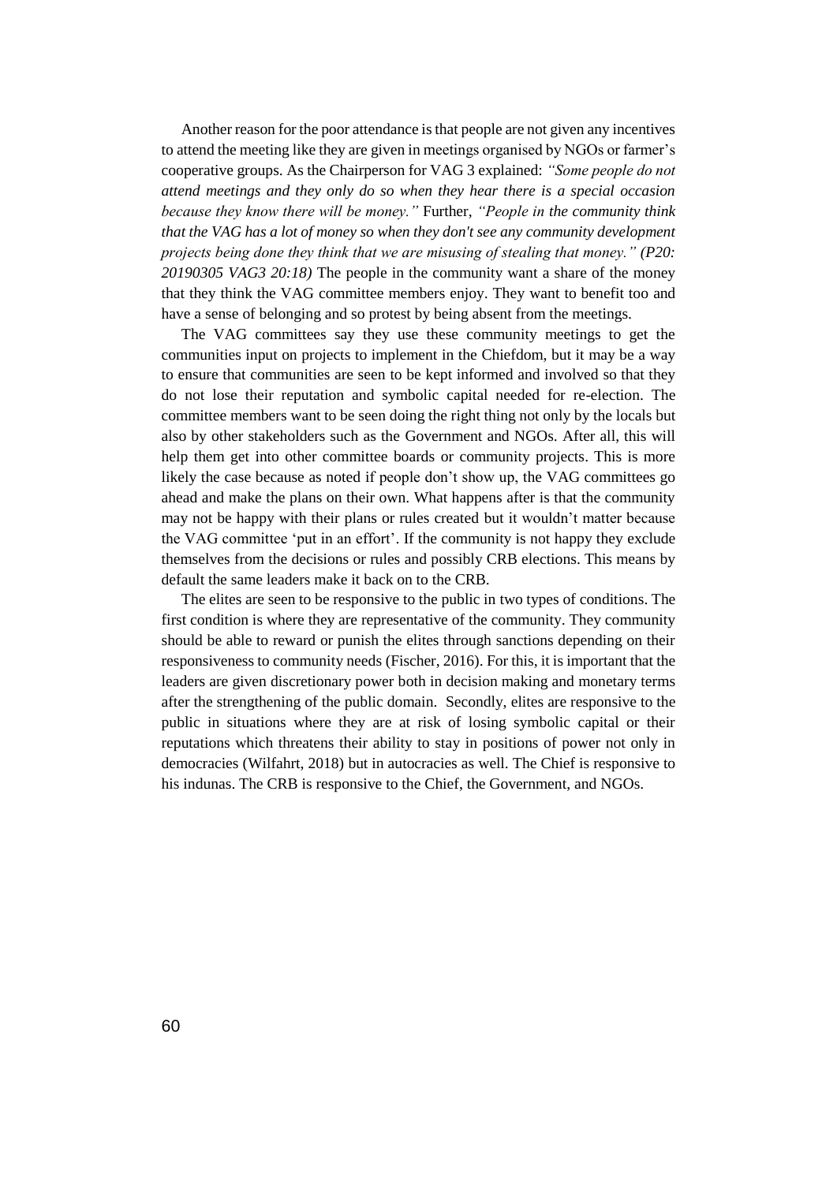Another reason for the poor attendance is that people are not given any incentives to attend the meeting like they are given in meetings organised by NGOs or farmer's cooperative groups. As the Chairperson for VAG 3 explained: *"Some people do not attend meetings and they only do so when they hear there is a special occasion because they know there will be money."* Further, *"People in the community think that the VAG has a lot of money so when they don't see any community development projects being done they think that we are misusing of stealing that money." (P20: 20190305 VAG3 20:18)* The people in the community want a share of the money that they think the VAG committee members enjoy. They want to benefit too and have a sense of belonging and so protest by being absent from the meetings.

The VAG committees say they use these community meetings to get the communities input on projects to implement in the Chiefdom, but it may be a way to ensure that communities are seen to be kept informed and involved so that they do not lose their reputation and symbolic capital needed for re-election. The committee members want to be seen doing the right thing not only by the locals but also by other stakeholders such as the Government and NGOs. After all, this will help them get into other committee boards or community projects. This is more likely the case because as noted if people don't show up, the VAG committees go ahead and make the plans on their own. What happens after is that the community may not be happy with their plans or rules created but it wouldn't matter because the VAG committee 'put in an effort'. If the community is not happy they exclude themselves from the decisions or rules and possibly CRB elections. This means by default the same leaders make it back on to the CRB.

The elites are seen to be responsive to the public in two types of conditions. The first condition is where they are representative of the community. They community should be able to reward or punish the elites through sanctions depending on their responsiveness to community needs (Fischer, 2016). For this, it is important that the leaders are given discretionary power both in decision making and monetary terms after the strengthening of the public domain. Secondly, elites are responsive to the public in situations where they are at risk of losing symbolic capital or their reputations which threatens their ability to stay in positions of power not only in democracies (Wilfahrt, 2018) but in autocracies as well. The Chief is responsive to his indunas. The CRB is responsive to the Chief, the Government, and NGOs.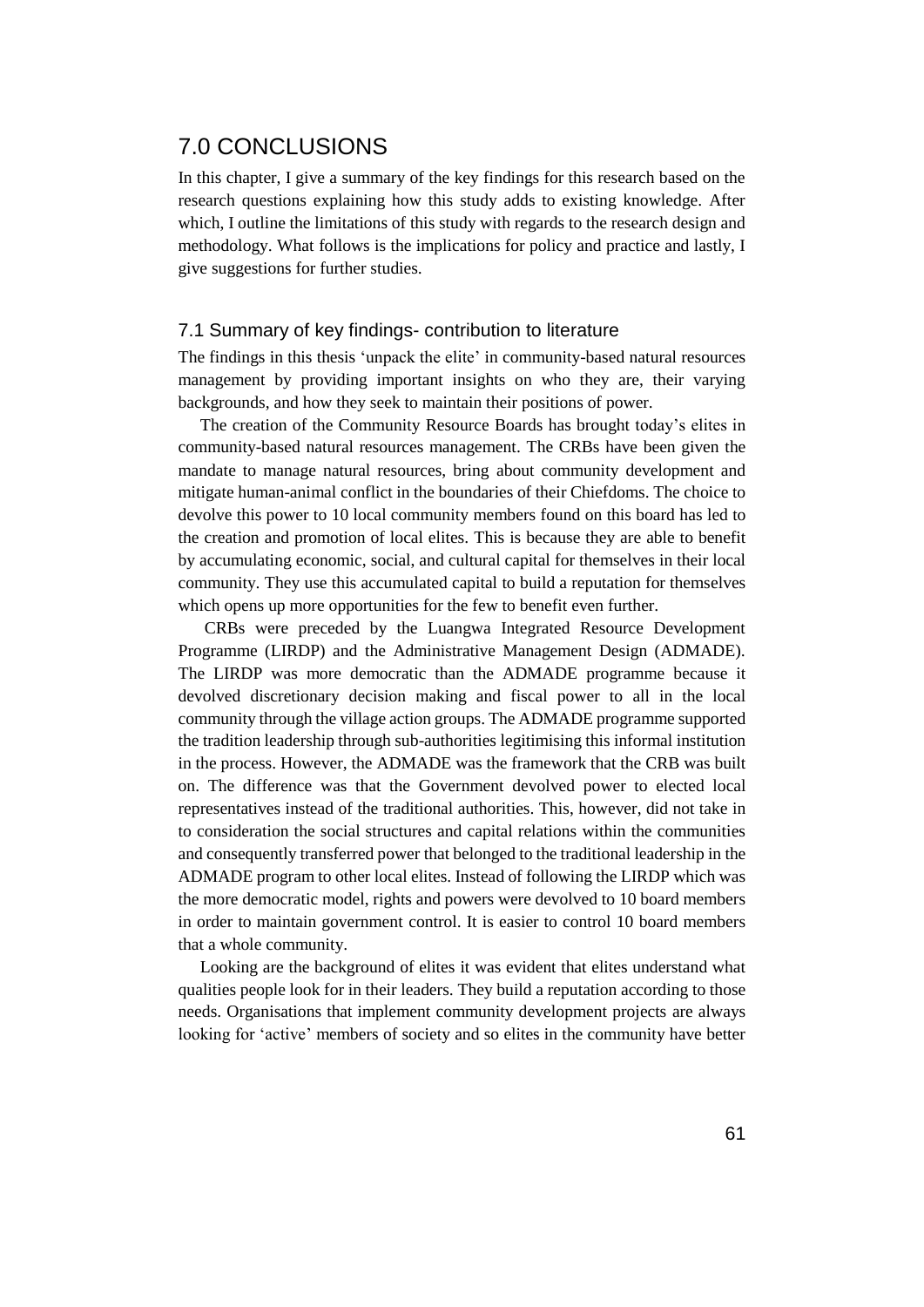# 7.0 CONCLUSIONS

In this chapter, I give a summary of the key findings for this research based on the research questions explaining how this study adds to existing knowledge. After which, I outline the limitations of this study with regards to the research design and methodology. What follows is the implications for policy and practice and lastly, I give suggestions for further studies.

## 7.1 Summary of key findings- contribution to literature

The findings in this thesis 'unpack the elite' in community-based natural resources management by providing important insights on who they are, their varying backgrounds, and how they seek to maintain their positions of power.

The creation of the Community Resource Boards has brought today's elites in community-based natural resources management. The CRBs have been given the mandate to manage natural resources, bring about community development and mitigate human-animal conflict in the boundaries of their Chiefdoms. The choice to devolve this power to 10 local community members found on this board has led to the creation and promotion of local elites. This is because they are able to benefit by accumulating economic, social, and cultural capital for themselves in their local community. They use this accumulated capital to build a reputation for themselves which opens up more opportunities for the few to benefit even further.

CRBs were preceded by the Luangwa Integrated Resource Development Programme (LIRDP) and the Administrative Management Design (ADMADE). The LIRDP was more democratic than the ADMADE programme because it devolved discretionary decision making and fiscal power to all in the local community through the village action groups. The ADMADE programme supported the tradition leadership through sub-authorities legitimising this informal institution in the process. However, the ADMADE was the framework that the CRB was built on. The difference was that the Government devolved power to elected local representatives instead of the traditional authorities. This, however, did not take in to consideration the social structures and capital relations within the communities and consequently transferred power that belonged to the traditional leadership in the ADMADE program to other local elites. Instead of following the LIRDP which was the more democratic model, rights and powers were devolved to 10 board members in order to maintain government control. It is easier to control 10 board members that a whole community.

Looking are the background of elites it was evident that elites understand what qualities people look for in their leaders. They build a reputation according to those needs. Organisations that implement community development projects are always looking for 'active' members of society and so elites in the community have better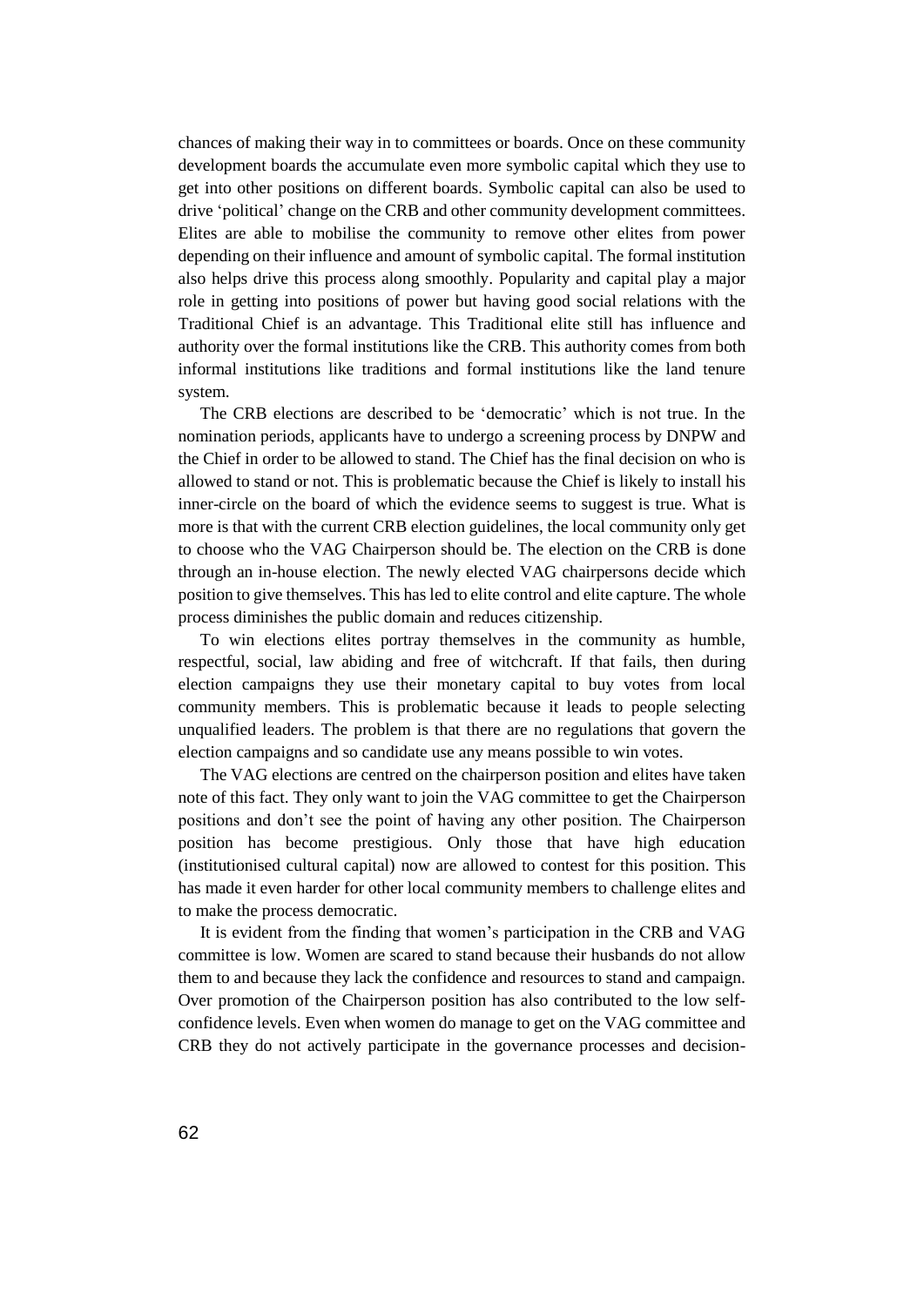chances of making their way in to committees or boards. Once on these community development boards the accumulate even more symbolic capital which they use to get into other positions on different boards. Symbolic capital can also be used to drive 'political' change on the CRB and other community development committees. Elites are able to mobilise the community to remove other elites from power depending on their influence and amount of symbolic capital. The formal institution also helps drive this process along smoothly. Popularity and capital play a major role in getting into positions of power but having good social relations with the Traditional Chief is an advantage. This Traditional elite still has influence and authority over the formal institutions like the CRB. This authority comes from both informal institutions like traditions and formal institutions like the land tenure system.

The CRB elections are described to be 'democratic' which is not true. In the nomination periods, applicants have to undergo a screening process by DNPW and the Chief in order to be allowed to stand. The Chief has the final decision on who is allowed to stand or not. This is problematic because the Chief is likely to install his inner-circle on the board of which the evidence seems to suggest is true. What is more is that with the current CRB election guidelines, the local community only get to choose who the VAG Chairperson should be. The election on the CRB is done through an in-house election. The newly elected VAG chairpersons decide which position to give themselves. This has led to elite control and elite capture. The whole process diminishes the public domain and reduces citizenship.

To win elections elites portray themselves in the community as humble, respectful, social, law abiding and free of witchcraft. If that fails, then during election campaigns they use their monetary capital to buy votes from local community members. This is problematic because it leads to people selecting unqualified leaders. The problem is that there are no regulations that govern the election campaigns and so candidate use any means possible to win votes.

The VAG elections are centred on the chairperson position and elites have taken note of this fact. They only want to join the VAG committee to get the Chairperson positions and don't see the point of having any other position. The Chairperson position has become prestigious. Only those that have high education (institutionised cultural capital) now are allowed to contest for this position. This has made it even harder for other local community members to challenge elites and to make the process democratic.

It is evident from the finding that women's participation in the CRB and VAG committee is low. Women are scared to stand because their husbands do not allow them to and because they lack the confidence and resources to stand and campaign. Over promotion of the Chairperson position has also contributed to the low self-confidence levels. Even when women do manage to get on the VAG committee and CRB they do not actively participate in the governance processes and decision-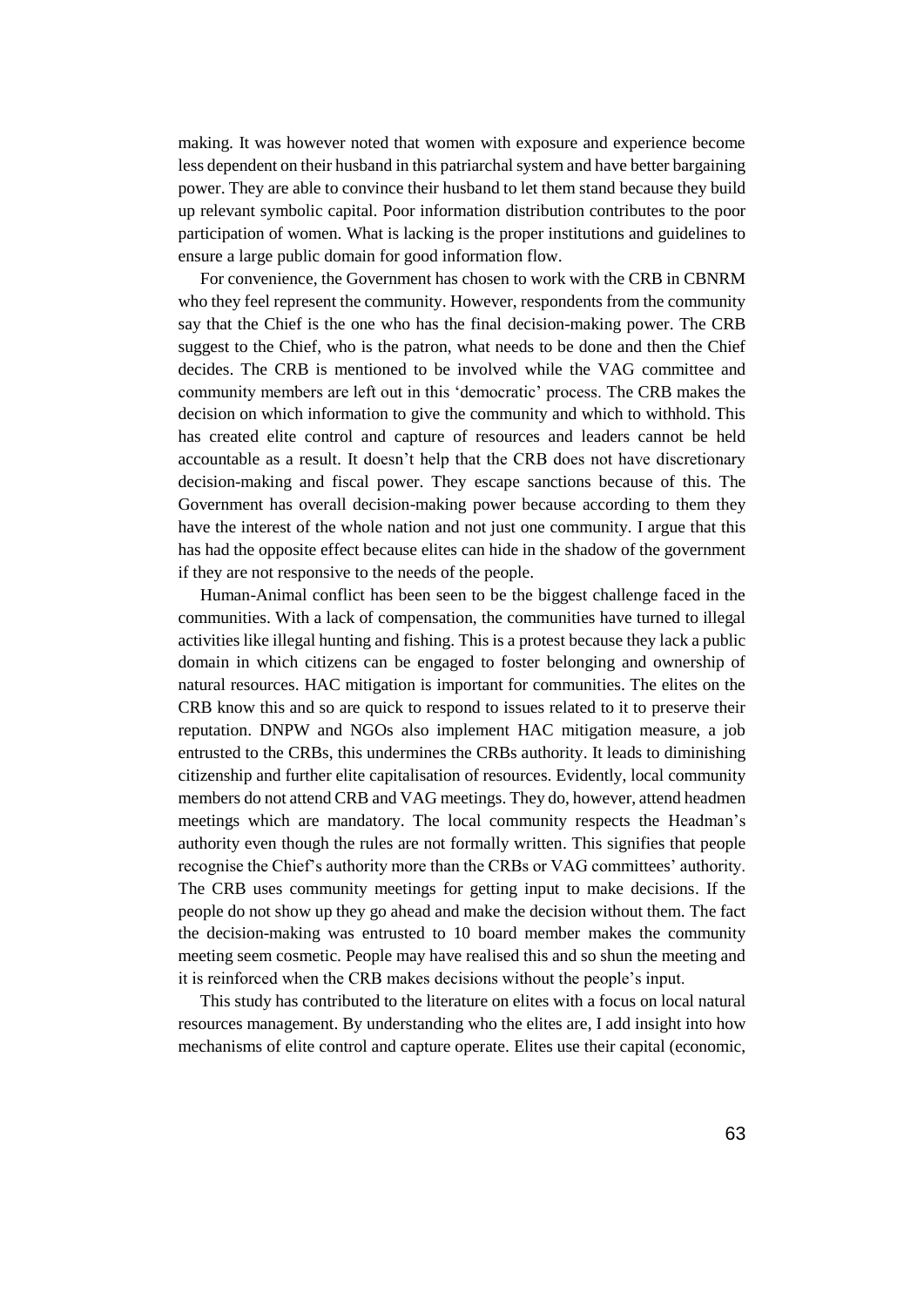making. It was however noted that women with exposure and experience become less dependent on their husband in this patriarchal system and have better bargaining power. They are able to convince their husband to let them stand because they build up relevant symbolic capital. Poor information distribution contributes to the poor participation of women. What is lacking is the proper institutions and guidelines to ensure a large public domain for good information flow.

For convenience, the Government has chosen to work with the CRB in CBNRM who they feel represent the community. However, respondents from the community say that the Chief is the one who has the final decision-making power. The CRB suggest to the Chief, who is the patron, what needs to be done and then the Chief decides. The CRB is mentioned to be involved while the VAG committee and community members are left out in this 'democratic' process. The CRB makes the decision on which information to give the community and which to withhold. This has created elite control and capture of resources and leaders cannot be held accountable as a result. It doesn't help that the CRB does not have discretionary decision-making and fiscal power. They escape sanctions because of this. The Government has overall decision-making power because according to them they have the interest of the whole nation and not just one community. I argue that this has had the opposite effect because elites can hide in the shadow of the government if they are not responsive to the needs of the people.

Human-Animal conflict has been seen to be the biggest challenge faced in the communities. With a lack of compensation, the communities have turned to illegal activities like illegal hunting and fishing. This is a protest because they lack a public domain in which citizens can be engaged to foster belonging and ownership of natural resources. HAC mitigation is important for communities. The elites on the CRB know this and so are quick to respond to issues related to it to preserve their reputation. DNPW and NGOs also implement HAC mitigation measure, a job entrusted to the CRBs, this undermines the CRBs authority. It leads to diminishing citizenship and further elite capitalisation of resources. Evidently, local community members do not attend CRB and VAG meetings. They do, however, attend headmen meetings which are mandatory. The local community respects the Headman's authority even though the rules are not formally written. This signifies that people recognise the Chief's authority more than the CRBs or VAG committees' authority. The CRB uses community meetings for getting input to make decisions. If the people do not show up they go ahead and make the decision without them. The fact the decision-making was entrusted to 10 board member makes the community meeting seem cosmetic. People may have realised this and so shun the meeting and it is reinforced when the CRB makes decisions without the people's input.

This study has contributed to the literature on elites with a focus on local natural resources management. By understanding who the elites are, I add insight into how mechanisms of elite control and capture operate. Elites use their capital (economic,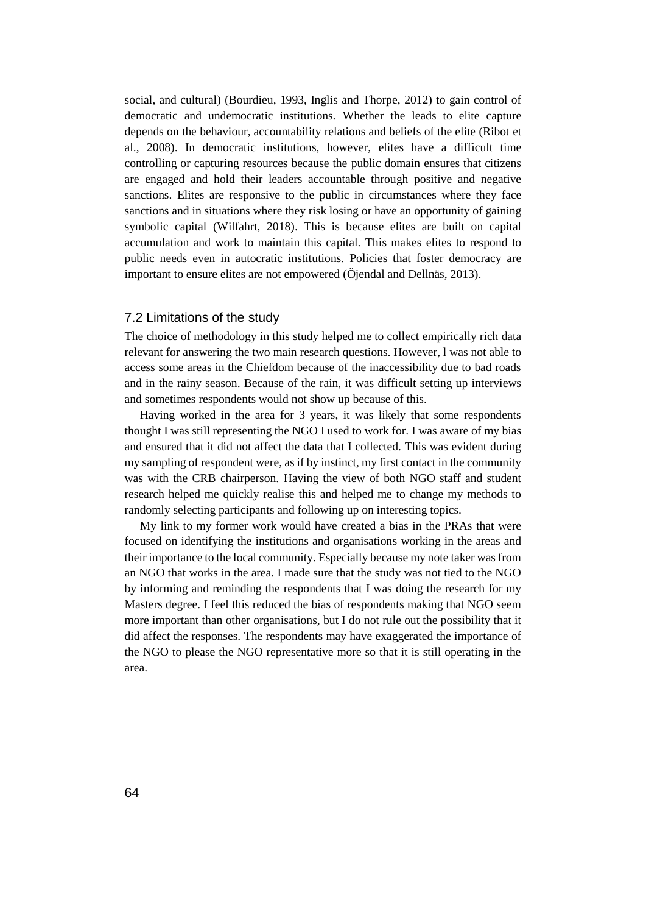social, and cultural) (Bourdieu, 1993, Inglis and Thorpe, 2012) to gain control of democratic and undemocratic institutions. Whether the leads to elite capture depends on the behaviour, accountability relations and beliefs of the elite (Ribot et al., 2008). In democratic institutions, however, elites have a difficult time controlling or capturing resources because the public domain ensures that citizens are engaged and hold their leaders accountable through positive and negative sanctions. Elites are responsive to the public in circumstances where they face sanctions and in situations where they risk losing or have an opportunity of gaining symbolic capital (Wilfahrt, 2018). This is because elites are built on capital accumulation and work to maintain this capital. This makes elites to respond to public needs even in autocratic institutions. Policies that foster democracy are important to ensure elites are not empowered (Öjendal and Dellnäs, 2013).

## 7.2 Limitations of the study

The choice of methodology in this study helped me to collect empirically rich data relevant for answering the two main research questions. However, l was not able to access some areas in the Chiefdom because of the inaccessibility due to bad roads and in the rainy season. Because of the rain, it was difficult setting up interviews and sometimes respondents would not show up because of this.

Having worked in the area for 3 years, it was likely that some respondents thought I was still representing the NGO I used to work for. I was aware of my bias and ensured that it did not affect the data that I collected. This was evident during my sampling of respondent were, as if by instinct, my first contact in the community was with the CRB chairperson. Having the view of both NGO staff and student research helped me quickly realise this and helped me to change my methods to randomly selecting participants and following up on interesting topics.

My link to my former work would have created a bias in the PRAs that were focused on identifying the institutions and organisations working in the areas and their importance to the local community. Especially because my note taker was from an NGO that works in the area. I made sure that the study was not tied to the NGO by informing and reminding the respondents that I was doing the research for my Masters degree. I feel this reduced the bias of respondents making that NGO seem more important than other organisations, but I do not rule out the possibility that it did affect the responses. The respondents may have exaggerated the importance of the NGO to please the NGO representative more so that it is still operating in the area.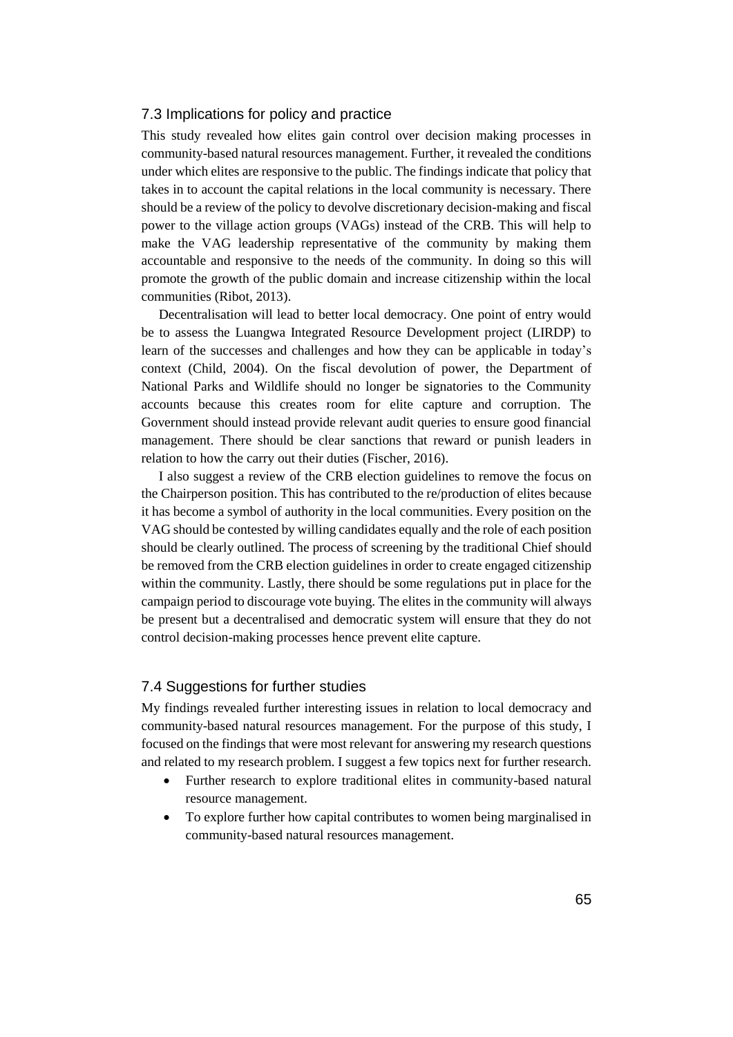## 7.3 Implications for policy and practice

This study revealed how elites gain control over decision making processes in community-based natural resources management. Further, it revealed the conditions under which elites are responsive to the public. The findings indicate that policy that takes in to account the capital relations in the local community is necessary. There should be a review of the policy to devolve discretionary decision-making and fiscal power to the village action groups (VAGs) instead of the CRB. This will help to make the VAG leadership representative of the community by making them accountable and responsive to the needs of the community. In doing so this will promote the growth of the public domain and increase citizenship within the local communities (Ribot, 2013).

Decentralisation will lead to better local democracy. One point of entry would be to assess the Luangwa Integrated Resource Development project (LIRDP) to learn of the successes and challenges and how they can be applicable in today's context (Child, 2004). On the fiscal devolution of power, the Department of National Parks and Wildlife should no longer be signatories to the Community accounts because this creates room for elite capture and corruption. The Government should instead provide relevant audit queries to ensure good financial management. There should be clear sanctions that reward or punish leaders in relation to how the carry out their duties (Fischer, 2016).

I also suggest a review of the CRB election guidelines to remove the focus on the Chairperson position. This has contributed to the re/production of elites because it has become a symbol of authority in the local communities. Every position on the VAG should be contested by willing candidates equally and the role of each position should be clearly outlined. The process of screening by the traditional Chief should be removed from the CRB election guidelines in order to create engaged citizenship within the community. Lastly, there should be some regulations put in place for the campaign period to discourage vote buying. The elites in the community will always be present but a decentralised and democratic system will ensure that they do not control decision-making processes hence prevent elite capture.

## 7.4 Suggestions for further studies

My findings revealed further interesting issues in relation to local democracy and community-based natural resources management. For the purpose of this study, I focused on the findings that were most relevant for answering my research questions and related to my research problem. I suggest a few topics next for further research.

- Further research to explore traditional elites in community-based natural resource management.
- To explore further how capital contributes to women being marginalised in community-based natural resources management.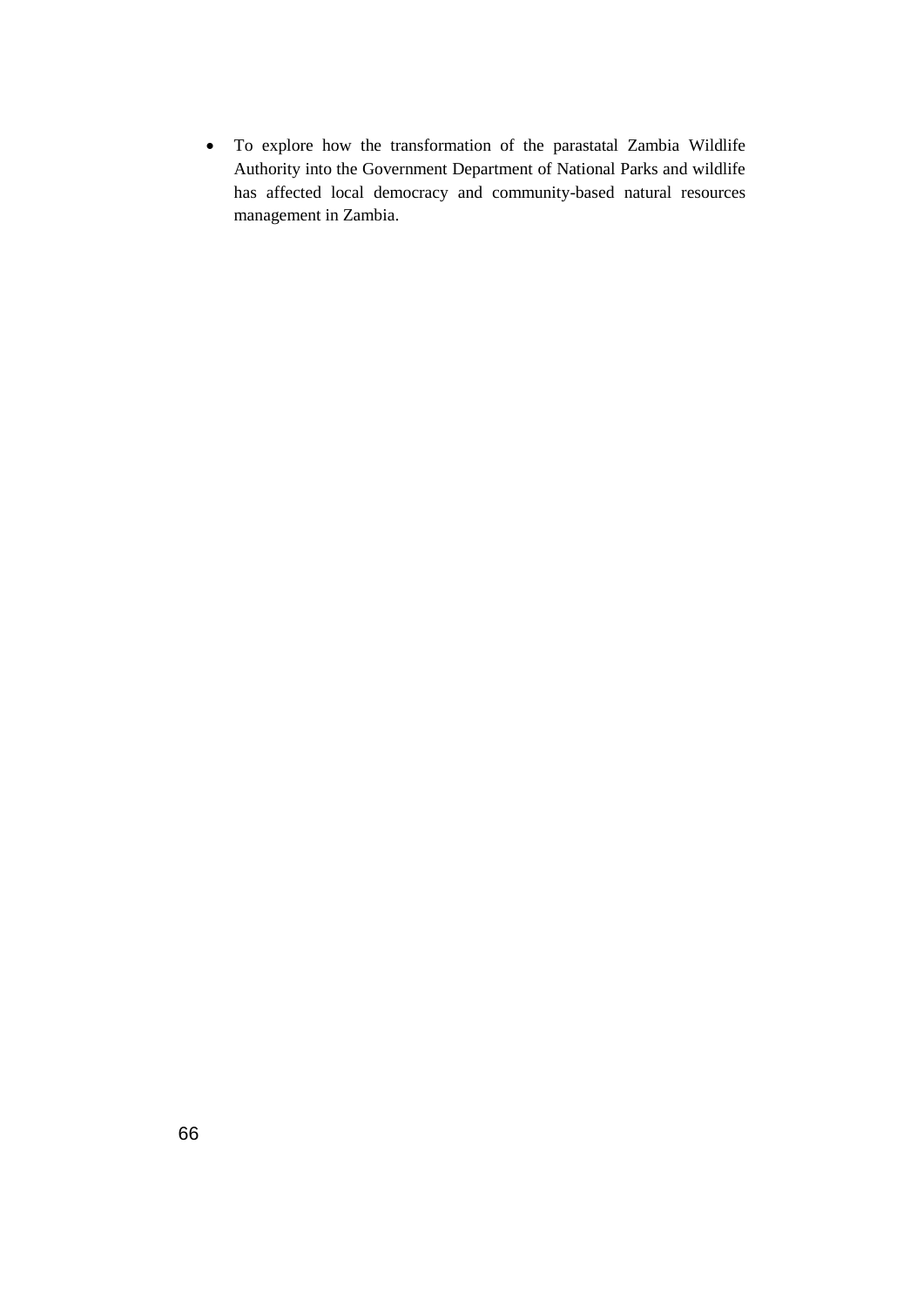- To explore how the transformation of the parastatal Zambia Wildlife Authority into the Government Department of National Parks and wildlife has affected local democracy and community-based natural resources management in Zambia.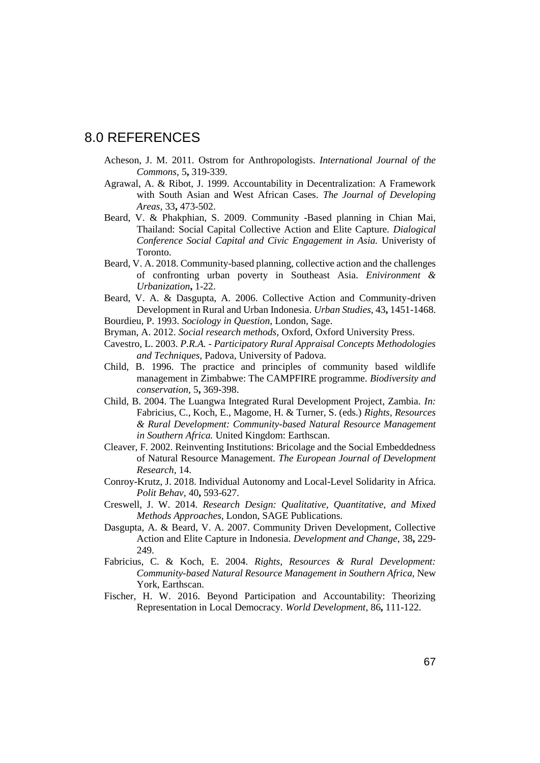# 8.0 REFERENCES

Acheson, J. M. 2011. Ostrom for Anthropologists. *International Journal of the Commons,* 5**,** 319-339.

Agrawal, A. & Ribot, J. 1999. Accountability in Decentralization: A Framework with South Asian and West African Cases. *The Journal of Developing Areas,* 33**,** 473-502.

Beard, V. & Phakphian, S. 2009. Community -Based planning in Chian Mai, Thailand: Social Capital Collective Action and Elite Capture. *Dialogical Conference Social Capital and Civic Engagement in Asia.* Univeristy of Toronto.

Beard, V. A. 2018. Community-based planning, collective action and the challenges of confronting urban poverty in Southeast Asia. *Enivironment & Urbanization***,** 1-22.

Beard, V. A. & Dasgupta, A. 2006. Collective Action and Community-driven Development in Rural and Urban Indonesia. *Urban Studies,* 43**,** 1451-1468.

Bourdieu, P. 1993. *Sociology in Question,* London, Sage.

Bryman, A. 2012. *Social research methods,* Oxford, Oxford University Press.

Cavestro, L. 2003. *P.R.A. - Participatory Rural Appraisal Concepts Methodologies and Techniques,* Padova, University of Padova.

Child, B. 1996. The practice and principles of community based wildlife management in Zimbabwe: The CAMPFIRE programme. *Biodiversity and conservation,* 5**,** 369-398.

Child, B. 2004. The Luangwa Integrated Rural Development Project, Zambia. *In:* Fabricius, C., Koch, E., Magome, H. & Turner, S. (eds.) *Rights, Resources & Rural Development: Community-based Natural Resource Management in Southern Africa.* United Kingdom: Earthscan.

Cleaver, F. 2002. Reinventing Institutions: Bricolage and the Social Embeddedness of Natural Resource Management. *The European Journal of Development Research,* 14.

Conroy-Krutz, J. 2018. Individual Autonomy and Local-Level Solidarity in Africa. *Polit Behav,* 40**,** 593-627.

Creswell, J. W. 2014. *Research Design: Qualitative, Quantitative, and Mixed Methods Approaches,* London, SAGE Publications.

Dasgupta, A. & Beard, V. A. 2007. Community Driven Development, Collective Action and Elite Capture in Indonesia. *Development and Change,* 38**,** 229-249.

Fabricius, C. & Koch, E. 2004. *Rights, Resources & Rural Development: Community-based Natural Resource Management in Southern Africa,* New York, Earthscan.

Fischer, H. W. 2016. Beyond Participation and Accountability: Theorizing Representation in Local Democracy. *World Development,* 86**,** 111-122.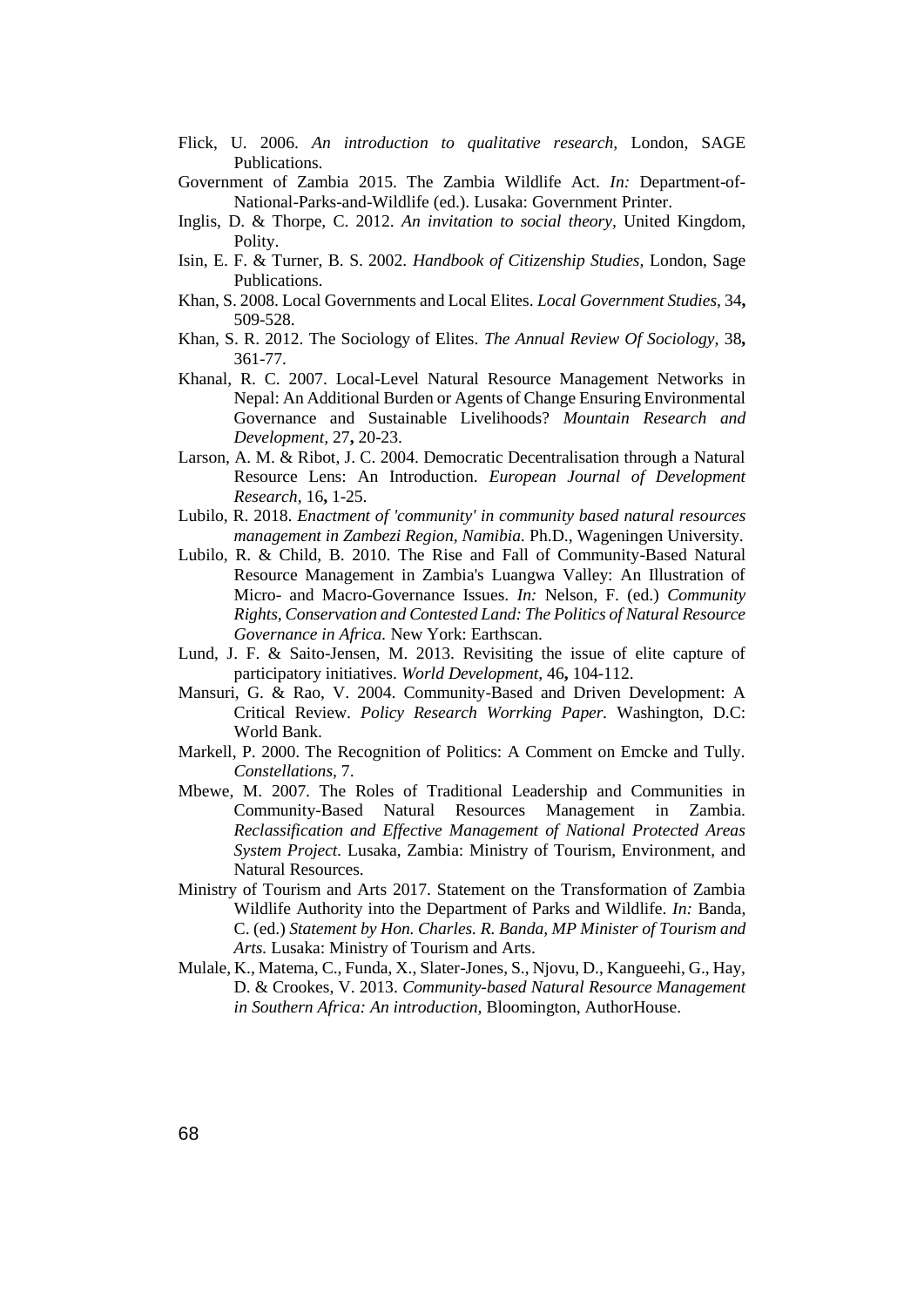Flick, U. 2006. *An introduction to qualitative research,* London, SAGE Publications.

Government of Zambia 2015. The Zambia Wildlife Act. *In:* Department-of-National-Parks-and-Wildlife (ed.). Lusaka: Government Printer.

Inglis, D. & Thorpe, C. 2012. *An invitation to social theory,* United Kingdom, Polity.

Isin, E. F. & Turner, B. S. 2002. *Handbook of Citizenship Studies,* London, Sage Publications.

Khan, S. 2008. Local Governments and Local Elites. *Local Government Studies,* 34**,** 509-528.

Khan, S. R. 2012. The Sociology of Elites. *The Annual Review Of Sociology,* 38**,** 361-77.

Khanal, R. C. 2007. Local-Level Natural Resource Management Networks in Nepal: An Additional Burden or Agents of Change Ensuring Environmental Governance and Sustainable Livelihoods? *Mountain Research and Development,* 27**,** 20-23.

Larson, A. M. & Ribot, J. C. 2004. Democratic Decentralisation through a Natural Resource Lens: An Introduction. *European Journal of Development Research,* 16**,** 1-25.

Lubilo, R. 2018. *Enactment of 'community' in community based natural resources management in Zambezi Region, Namibia.* Ph.D., Wageningen University.

Lubilo, R. & Child, B. 2010. The Rise and Fall of Community-Based Natural Resource Management in Zambia's Luangwa Valley: An Illustration of Micro- and Macro-Governance Issues. *In:* Nelson, F. (ed.) *Community Rights, Conservation and Contested Land: The Politics of Natural Resource Governance in Africa.* New York: Earthscan.

Lund, J. F. & Saito-Jensen, M. 2013. Revisiting the issue of elite capture of participatory initiatives. *World Development,* 46**,** 104-112.

Mansuri, G. & Rao, V. 2004. Community-Based and Driven Development: A Critical Review. *Policy Research Worrking Paper.* Washington, D.C: World Bank.

Markell, P. 2000. The Recognition of Politics: A Comment on Emcke and Tully. *Constellations,* 7.

Mbewe, M. 2007. The Roles of Traditional Leadership and Communities in Community-Based Natural Resources Management in Zambia. *Reclassification and Effective Management of National Protected Areas System Project.* Lusaka, Zambia: Ministry of Tourism, Environment, and Natural Resources.

Ministry of Tourism and Arts 2017. Statement on the Transformation of Zambia Wildlife Authority into the Department of Parks and Wildlife. *In:* Banda, C. (ed.) *Statement by Hon. Charles. R. Banda, MP Minister of Tourism and Arts.* Lusaka: Ministry of Tourism and Arts.

Mulale, K., Matema, C., Funda, X., Slater-Jones, S., Njovu, D., Kangueehi, G., Hay, D. & Crookes, V. 2013. *Community-based Natural Resource Management in Southern Africa: An introduction,* Bloomington, AuthorHouse.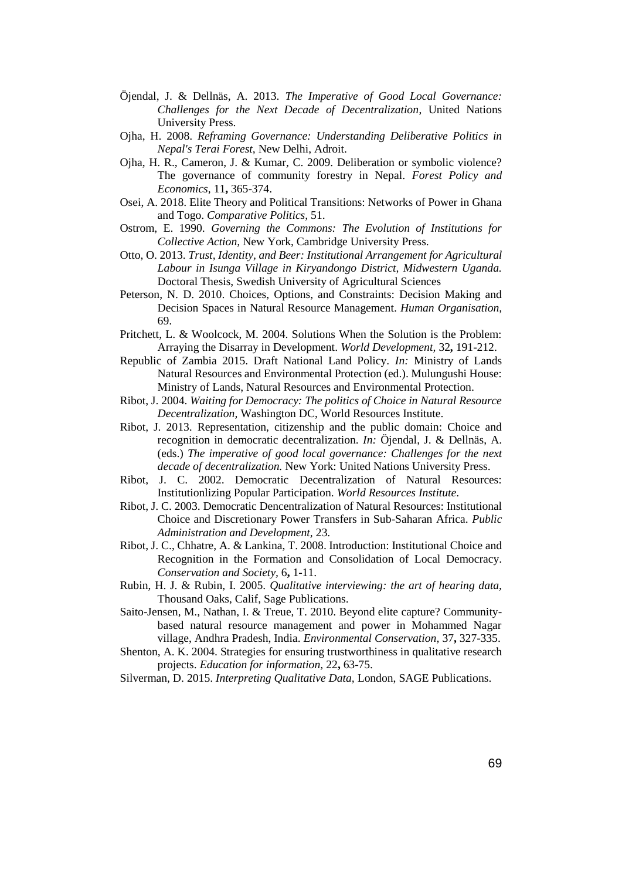Öjendal, J. & Dellnäs, A. 2013. *The Imperative of Good Local Governance: Challenges for the Next Decade of Decentralization*, United Nations University Press.

Ojha, H. 2008. *Reframing Governance: Understanding Deliberative Politics in Nepal's Terai Forest*, New Delhi, Adroit.

Ojha, H. R., Cameron, J. & Kumar, C. 2009. Deliberation or symbolic violence? The governance of community forestry in Nepal. *Forest Policy and Economics,* 11**,** 365-374.

Osei, A. 2018. Elite Theory and Political Transitions: Networks of Power in Ghana and Togo. *Comparative Politics,* 51.

Ostrom, E. 1990. *Governing the Commons: The Evolution of Institutions for Collective Action*, New York, Cambridge University Press.

Otto, O. 2013. *Trust, Identity, and Beer: Institutional Arrangement for Agricultural Labour in Isunga Village in Kiryandongo District, Midwestern Uganda.* Doctoral Thesis, Swedish University of Agricultural Sciences

Peterson, N. D. 2010. Choices, Options, and Constraints: Decision Making and Decision Spaces in Natural Resource Management. *Human Organisation,* 69.

Pritchett, L. & Woolcock, M. 2004. Solutions When the Solution is the Problem: Arraying the Disarray in Development. *World Development,* 32**,** 191-212.

Republic of Zambia 2015. Draft National Land Policy. *In:* Ministry of Lands Natural Resources and Environmental Protection (ed.). Mulungushi House: Ministry of Lands, Natural Resources and Environmental Protection.

Ribot, J. 2004. *Waiting for Democracy: The politics of Choice in Natural Resource Decentralization*, Washington DC, World Resources Institute.

Ribot, J. 2013. Representation, citizenship and the public domain: Choice and recognition in democratic decentralization. *In:* Öjendal, J. & Dellnäs, A. (eds.) *The imperative of good local governance: Challenges for the next decade of decentralization.* New York: United Nations University Press.

Ribot, J. C. 2002. Democratic Decentralization of Natural Resources: Institutionlizing Popular Participation. *World Resources Institute*.

Ribot, J. C. 2003. Democratic Dencentralization of Natural Resources: Institutional Choice and Discretionary Power Transfers in Sub-Saharan Africa. *Public Administration and Development,* 23.

Ribot, J. C., Chhatre, A. & Lankina, T. 2008. Introduction: Institutional Choice and Recognition in the Formation and Consolidation of Local Democracy. *Conservation and Society,* 6**,** 1-11.

Rubin, H. J. & Rubin, I. 2005. *Qualitative interviewing: the art of hearing data*, Thousand Oaks, Calif, Sage Publications.

Saito-Jensen, M., Nathan, I. & Treue, T. 2010. Beyond elite capture? Community-based natural resource management and power in Mohammed Nagar village, Andhra Pradesh, India. *Environmental Conservation,* 37**,** 327-335.

Shenton, A. K. 2004. Strategies for ensuring trustworthiness in qualitative research projects. *Education for information,* 22**,** 63-75.

Silverman, D. 2015. *Interpreting Qualitative Data*, London, SAGE Publications.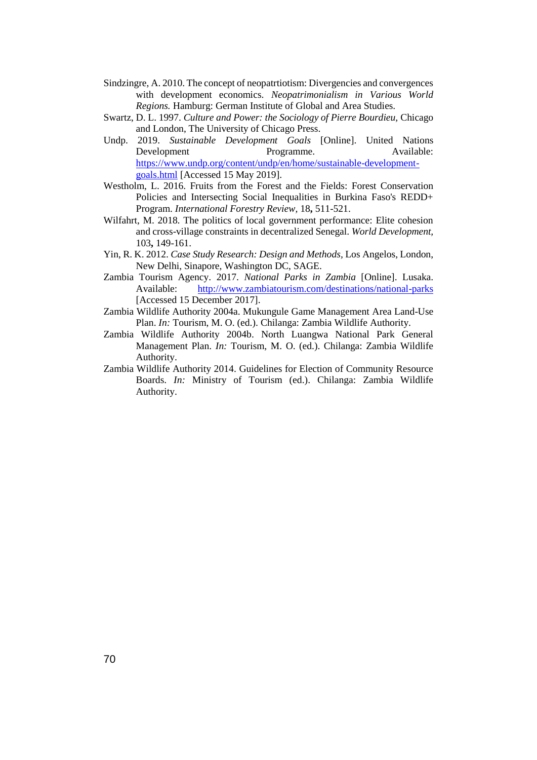Sindzingre, A. 2010. The concept of neopatrtiotism: Divergencies and convergences with development economics. *Neopatrimonialism in Various World Regions.* Hamburg: German Institute of Global and Area Studies.

Swartz, D. L. 1997. *Culture and Power: the Sociology of Pierre Bourdieu,* Chicago and London, The University of Chicago Press.

Undp. 2019. *Sustainable Development Goals* [Online]. United Nations Development Programme. Available: https://www.undp.org/content/undp/en/home/sustainable-development-goals.html [Accessed 15 May 2019].

Westholm, L. 2016. Fruits from the Forest and the Fields: Forest Conservation Policies and Intersecting Social Inequalities in Burkina Faso's REDD+ Program. *International Forestry Review,* 18**,** 511-521.

Wilfahrt, M. 2018. The politics of local government performance: Elite cohesion and cross-village constraints in decentralized Senegal. *World Development,* 103**,** 149-161.

Yin, R. K. 2012. *Case Study Research: Design and Methods,* Los Angelos, London, New Delhi, Sinapore, Washington DC, SAGE.

Zambia Tourism Agency. 2017. *National Parks in Zambia* [Online]. Lusaka. Available: http://www.zambiatourism.com/destinations/national-parks [Accessed 15 December 2017].

Zambia Wildlife Authority 2004a. Mukungule Game Management Area Land-Use Plan. *In:* Tourism, M. O. (ed.). Chilanga: Zambia Wildlife Authority.

Zambia Wildlife Authority 2004b. North Luangwa National Park General Management Plan. *In:* Tourism, M. O. (ed.). Chilanga: Zambia Wildlife Authority.

Zambia Wildlife Authority 2014. Guidelines for Election of Community Resource Boards. *In:* Ministry of Tourism (ed.). Chilanga: Zambia Wildlife Authority.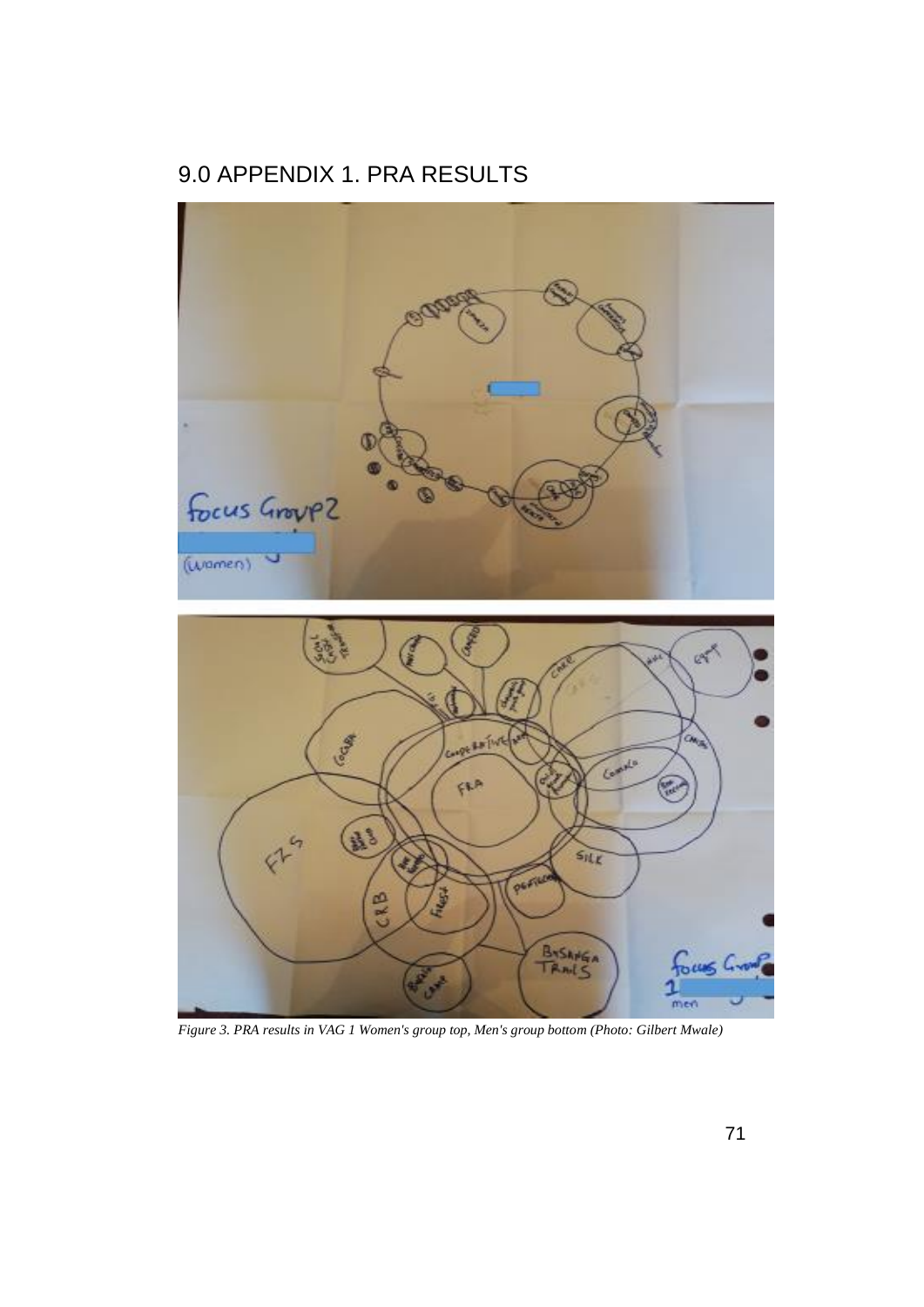# 9.0 APPENDIX 1. PRA RESULTS

*Figure 3. PRA results in VAG 1 Women's group top, Men's group bottom (Photo: Gilbert Mwale)*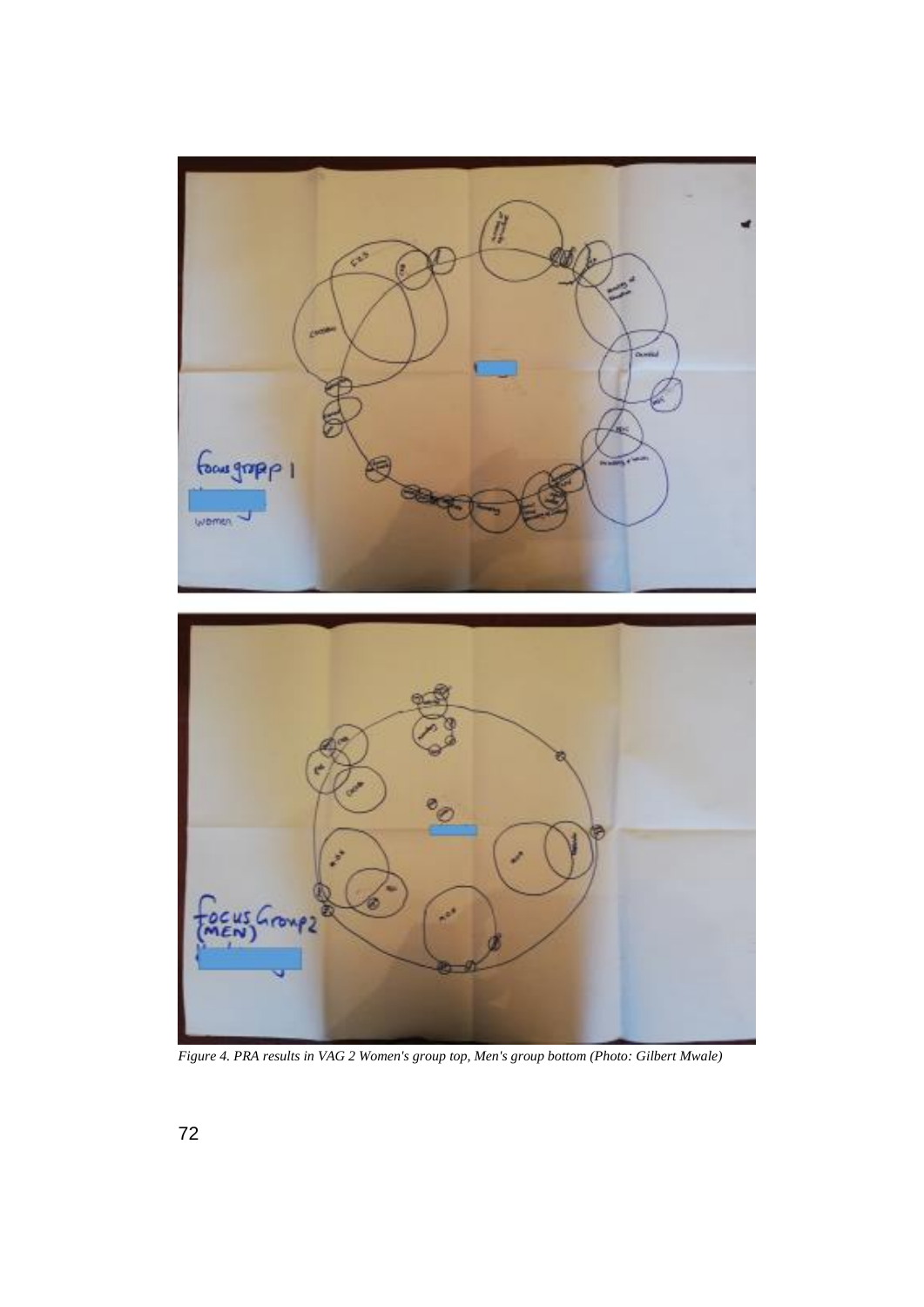*Figure 4. PRA results in VAG 2 Women's group top, Men's group bottom (Photo: Gilbert Mwale)*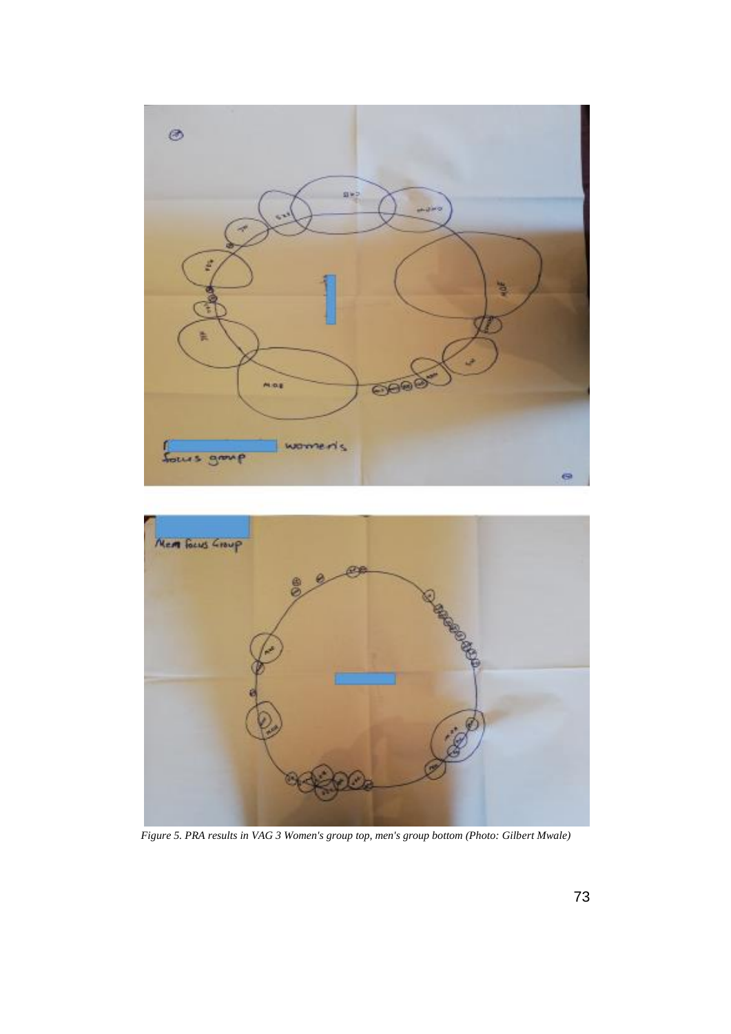Figure 5. PRA results in VAG 3 Women's group top, men's group bottom (Photo: Gilbert Mwale)